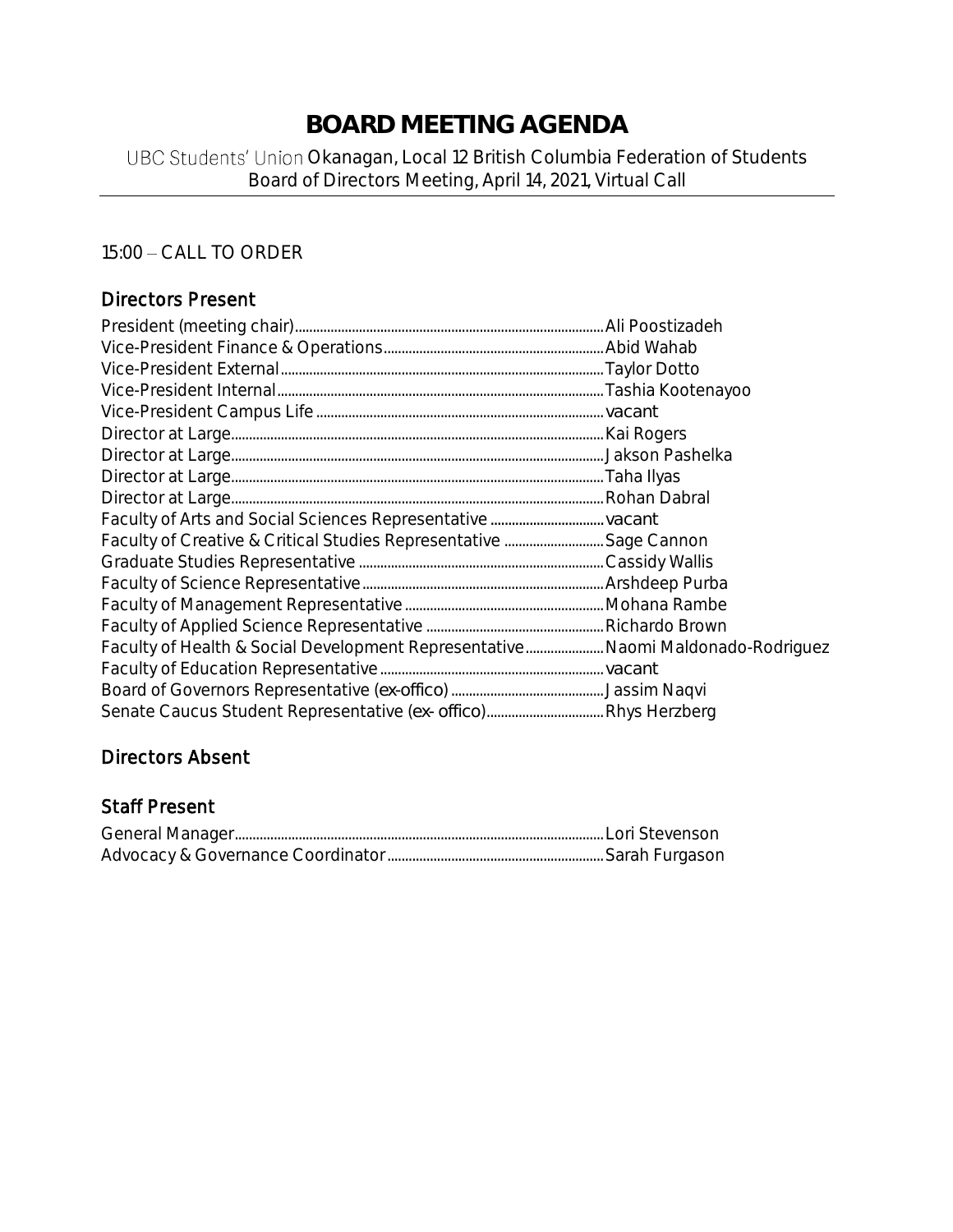# BOARD MEETING AGENDA

UBC Students' Union Okanagan, Local 12 British Columbia Federation of Students
Board of Directors Meeting, April 14, 2021, Virtual Call

15:00 – CALL TO ORDER

## Directors Present

| Position | Name |
|---|---|
| President (meeting chair) | Ali Poostizadeh |
| Vice-President Finance & Operations | Abid Wahab |
| Vice-President External | Taylor Dotto |
| Vice-President Internal | Tashia Kootenayoo |
| Vice-President Campus Life | vacant |
| Director at Large | Kai Rogers |
| Director at Large | Jakson Pashelka |
| Director at Large | Taha Ilyas |
| Director at Large | Rohan Dabral |
| Faculty of Arts and Social Sciences Representative | vacant |
| Faculty of Creative & Critical Studies Representative | Sage Cannon |
| Graduate Studies Representative | Cassidy Wallis |
| Faculty of Science Representative | Arshdeep Purba |
| Faculty of Management Representative | Mohana Rambe |
| Faculty of Applied Science Representative | Richardo Brown |
| Faculty of Health & Social Development Representative | Naomi Maldonado-Rodriguez |
| Faculty of Education Representative | vacant |
| Board of Governors Representative (ex-offico) | Jassim Naqvi |
| Senate Caucus Student Representative (ex- offico) | Rhys Herzberg |

## Directors Absent

## Staff Present

| Position | Name |
|---|---|
| General Manager | Lori Stevenson |
| Advocacy & Governance Coordinator | Sarah Furgason |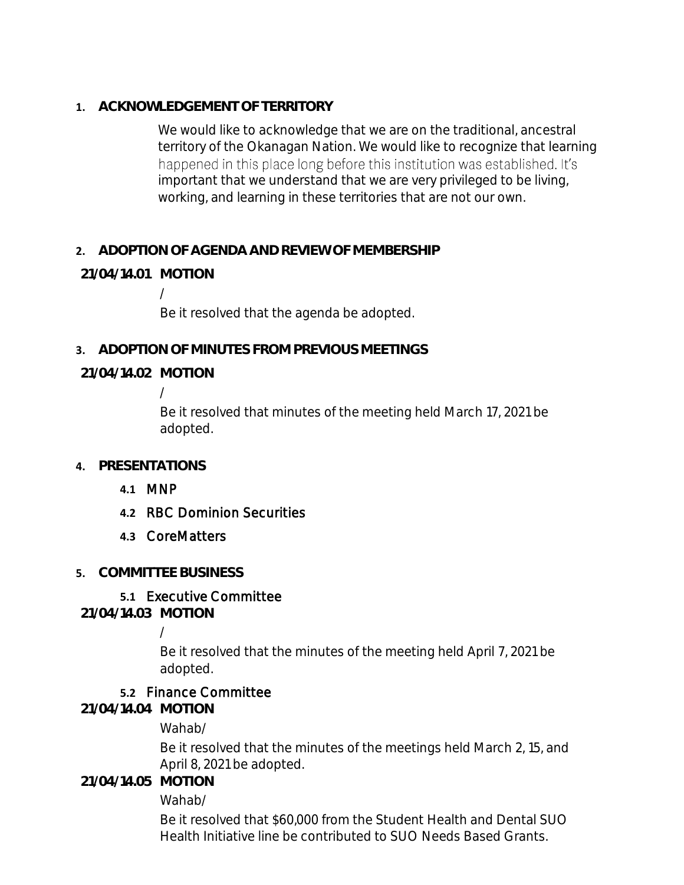## 1. ACKNOWLEDGEMENT OF TERRITORY

We would like to acknowledge that we are on the traditional, ancestral territory of the Okanagan Nation. We would like to recognize that learning happened in this place long before this institution was established. It's important that we understand that we are very privileged to be living, working, and learning in these territories that are not our own.

## 2. ADOPTION OF AGENDA AND REVIEW OF MEMBERSHIP

**21/04/14.01 MOTION**

/

Be it resolved that the agenda be adopted.

## 3. ADOPTION OF MINUTES FROM PREVIOUS MEETINGS

**21/04/14.02 MOTION**

/

Be it resolved that minutes of the meeting held March 17, 2021 be adopted.

## 4. PRESENTATIONS

- **4.1** MNP
- **4.2** RBC Dominion Securities
- **4.3** CoreMatters

## 5. COMMITTEE BUSINESS

### 5.1 Executive Committee

**21/04/14.03 MOTION**

/

Be it resolved that the minutes of the meeting held April 7, 2021 be adopted.

### 5.2 Finance Committee

**21/04/14.04 MOTION**

Wahab/

Be it resolved that the minutes of the meetings held March 2, 15, and April 8, 2021 be adopted.

**21/04/14.05 MOTION**

Wahab/

Be it resolved that $60,000 from the Student Health and Dental SUO Health Initiative line be contributed to SUO Needs Based Grants.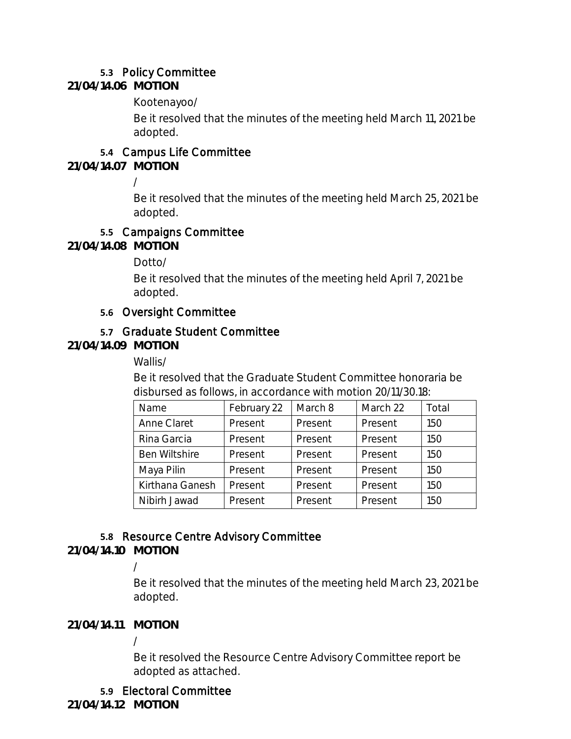### 5.3 Policy Committee

**21/04/14.06 MOTION**

Kootenayoo/

Be it resolved that the minutes of the meeting held March 11, 2021 be adopted.

### 5.4 Campus Life Committee

**21/04/14.07 MOTION**

/

Be it resolved that the minutes of the meeting held March 25, 2021 be adopted.

### 5.5 Campaigns Committee

**21/04/14.08 MOTION**

Dotto/

Be it resolved that the minutes of the meeting held April 7, 2021 be adopted.

### 5.6 Oversight Committee

### 5.7 Graduate Student Committee

**21/04/14.09 MOTION**

Wallis/

Be it resolved that the Graduate Student Committee honoraria be disbursed as follows, in accordance with motion 20/11/30.18:

| Name | February 22 | March 8 | March 22 | Total |
|---|---|---|---|---|
| Anne Claret | Present | Present | Present | 150 |
| Rina Garcia | Present | Present | Present | 150 |
| Ben Wiltshire | Present | Present | Present | 150 |
| Maya Pilin | Present | Present | Present | 150 |
| Kirthana Ganesh | Present | Present | Present | 150 |
| Nibirh Jawad | Present | Present | Present | 150 |

### 5.8 Resource Centre Advisory Committee

**21/04/14.10 MOTION**

/

Be it resolved that the minutes of the meeting held March 23, 2021 be adopted.

**21/04/14.11 MOTION**

/

Be it resolved the Resource Centre Advisory Committee report be adopted as attached.

### 5.9 Electoral Committee

**21/04/14.12 MOTION**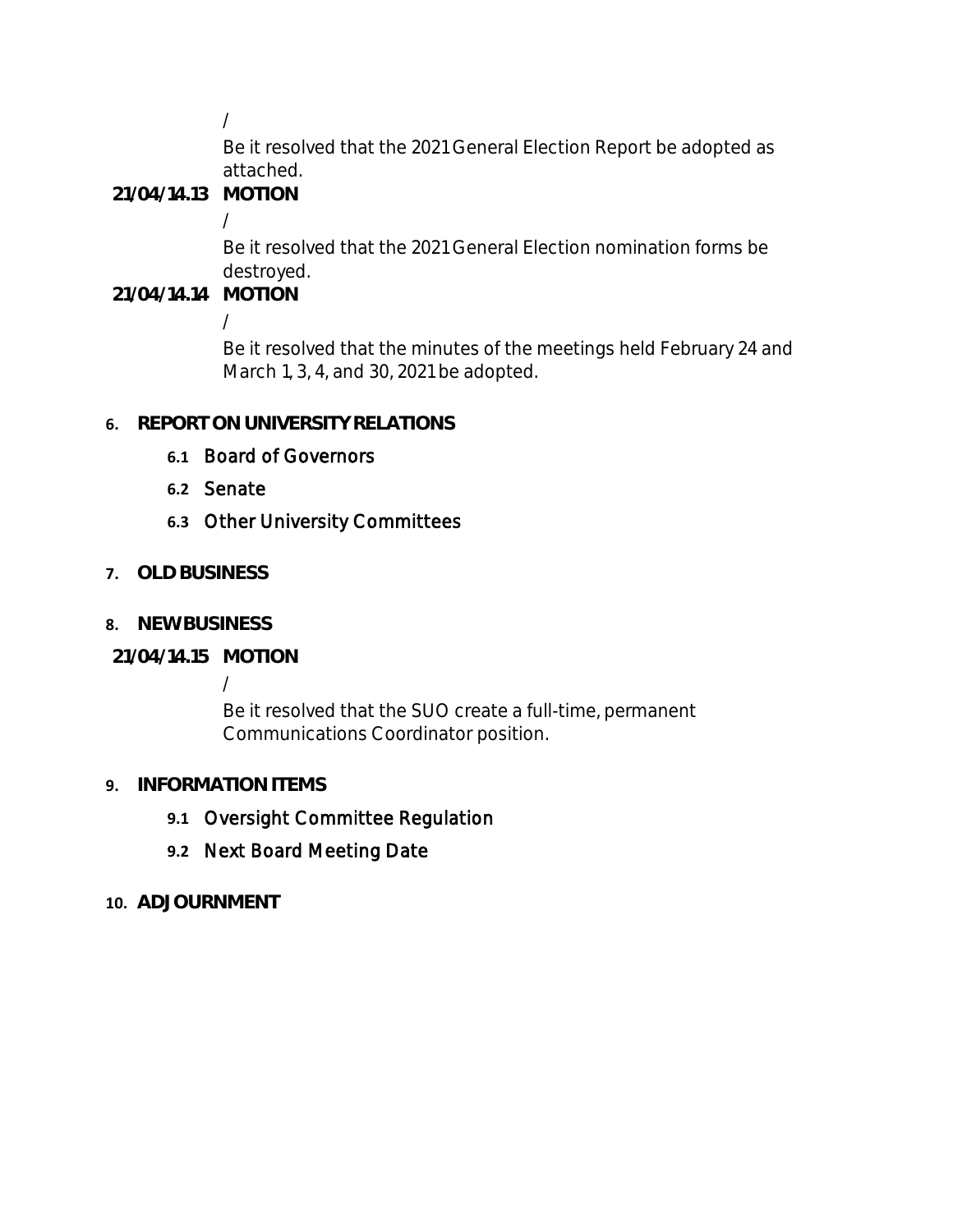/

Be it resolved that the 2021 General Election Report be adopted as attached.

**21/04/14.13 MOTION**

/

Be it resolved that the 2021 General Election nomination forms be destroyed.

**21/04/14.14 MOTION**

/

Be it resolved that the minutes of the meetings held February 24 and March 1, 3, 4, and 30, 2021 be adopted.

## 6. REPORT ON UNIVERSITY RELATIONS

**6.1** Board of Governors

**6.2** Senate

**6.3** Other University Committees

## 7. OLD BUSINESS

## 8. NEW BUSINESS

**21/04/14.15 MOTION**

/

Be it resolved that the SUO create a full-time, permanent Communications Coordinator position.

## 9. INFORMATION ITEMS

**9.1** Oversight Committee Regulation

**9.2** Next Board Meeting Date

## 10. ADJOURNMENT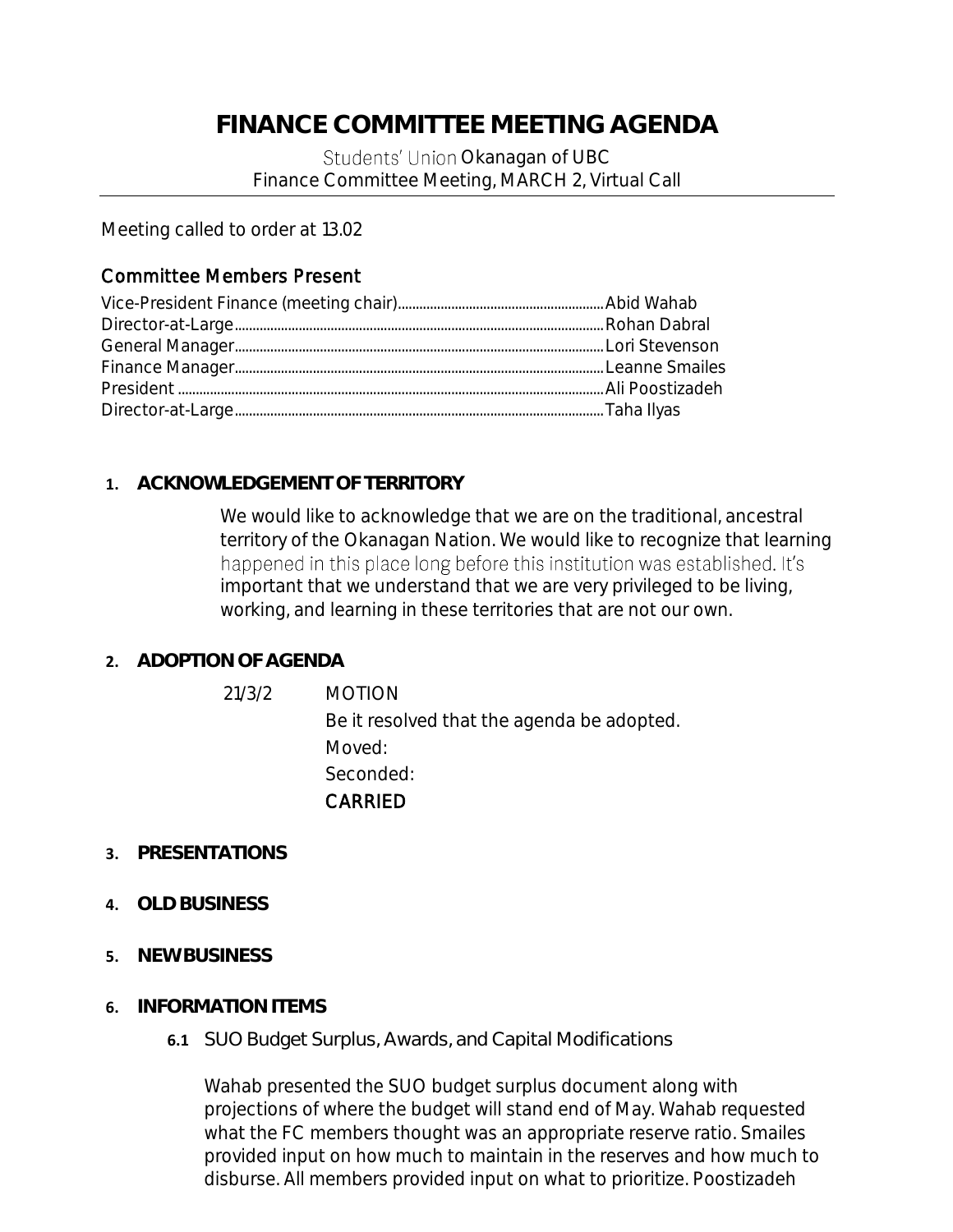# FINANCE COMMITTEE MEETING AGENDA

Students' Union Okanagan of UBC
Finance Committee Meeting, MARCH 2, Virtual Call

Meeting called to order at 13.02

## Committee Members Present

Vice-President Finance (meeting chair)........................................................Abid Wahab
Director-at-Large..........................................................................................Rohan Dabral
General Manager..........................................................................................Lori Stevenson
Finance Manager..........................................................................................Leanne Smailes
President ......................................................................................................Ali Poostizadeh
Director-at-Large..........................................................................................Taha Ilyas

1. **ACKNOWLEDGEMENT OF TERRITORY**

   We would like to acknowledge that we are on the traditional, ancestral territory of the Okanagan Nation. We would like to recognize that learning happened in this place long before this institution was established. It's important that we understand that we are very privileged to be living, working, and learning in these territories that are not our own.

2. **ADOPTION OF AGENDA**

   21/3/2 MOTION
   Be it resolved that the agenda be adopted.
   Moved:
   Seconded:
   CARRIED

3. **PRESENTATIONS**

4. **OLD BUSINESS**

5. **NEW BUSINESS**

6. **INFORMATION ITEMS**

   **6.1** SUO Budget Surplus, Awards, and Capital Modifications

   Wahab presented the SUO budget surplus document along with projections of where the budget will stand end of May. Wahab requested what the FC members thought was an appropriate reserve ratio. Smailes provided input on how much to maintain in the reserves and how much to disburse. All members provided input on what to prioritize. Poostizadeh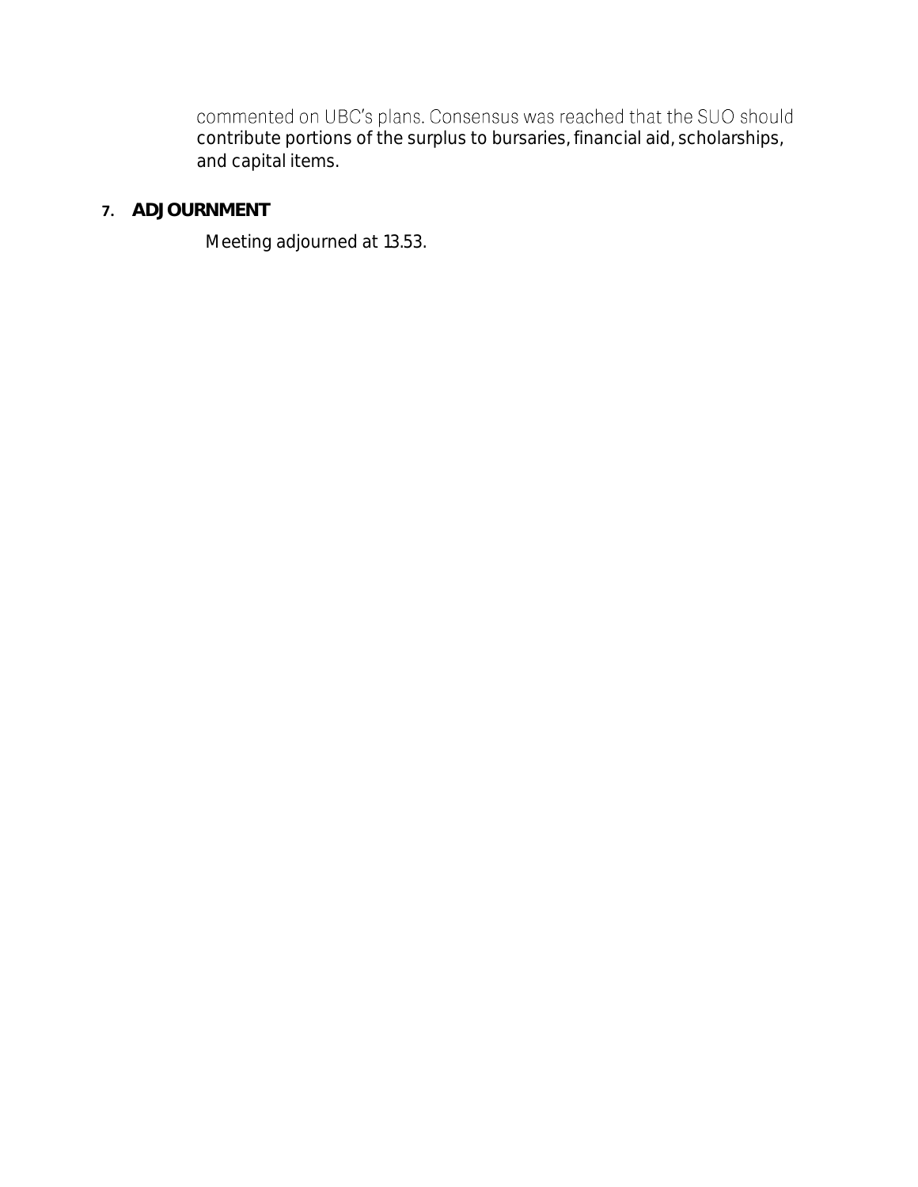commented on UBC's plans. Consensus was reached that the SUO should contribute portions of the surplus to bursaries, financial aid, scholarships, and capital items.

7. **ADJOURNMENT**

Meeting adjourned at 13.53.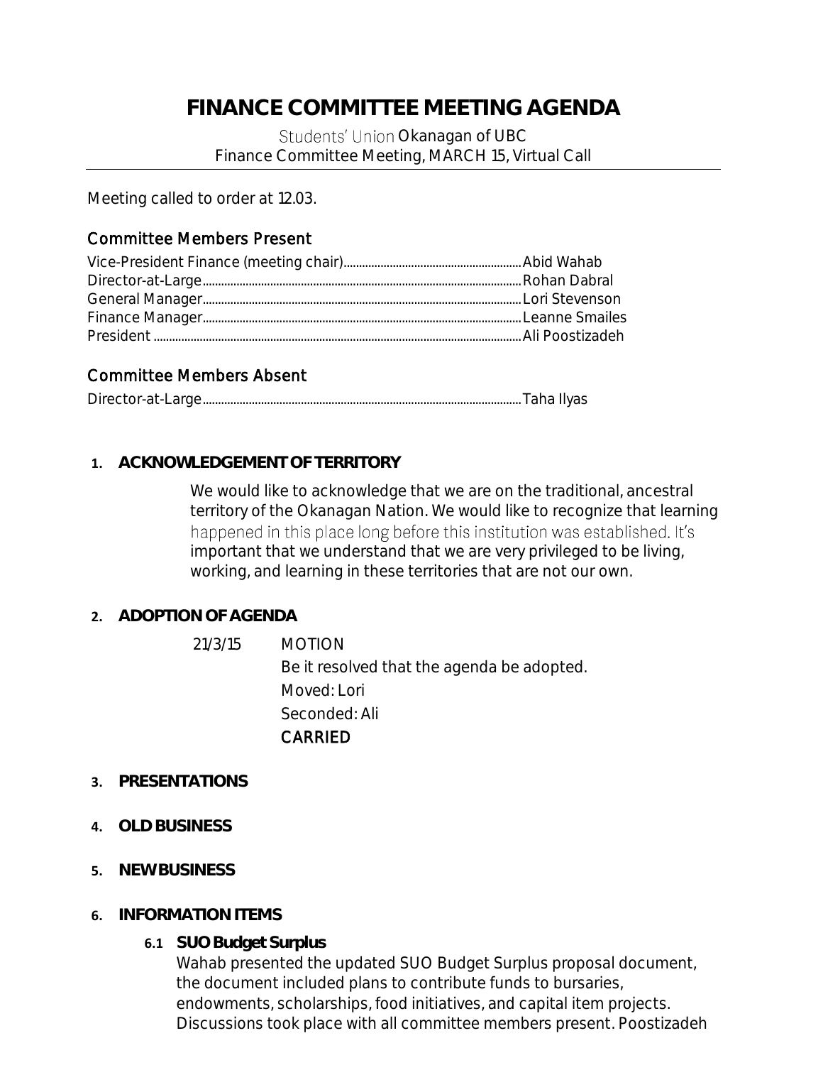# FINANCE COMMITTEE MEETING AGENDA

Students' Union Okanagan of UBC
Finance Committee Meeting, MARCH 15, Virtual Call

Meeting called to order at 12.03.

## Committee Members Present

Vice-President Finance (meeting chair)........................................................Abid Wahab
Director-at-Large........................................................................................Rohan Dabral
General Manager........................................................................................Lori Stevenson
Finance Manager........................................................................................Leanne Smailes
President .....................................................................................................Ali Poostizadeh

## Committee Members Absent

Director-at-Large........................................................................................Taha Ilyas

**1. ACKNOWLEDGEMENT OF TERRITORY**

We would like to acknowledge that we are on the traditional, ancestral territory of the Okanagan Nation. We would like to recognize that learning happened in this place long before this institution was established. It's important that we understand that we are very privileged to be living, working, and learning in these territories that are not our own.

**2. ADOPTION OF AGENDA**

21/3/15 MOTION
Be it resolved that the agenda be adopted.
Moved: Lori
Seconded: Ali
CARRIED

**3. PRESENTATIONS**

**4. OLD BUSINESS**

**5. NEW BUSINESS**

**6. INFORMATION ITEMS**

**6.1 SUO Budget Surplus**

Wahab presented the updated SUO Budget Surplus proposal document, the document included plans to contribute funds to bursaries, endowments, scholarships, food initiatives, and capital item projects. Discussions took place with all committee members present. Poostizadeh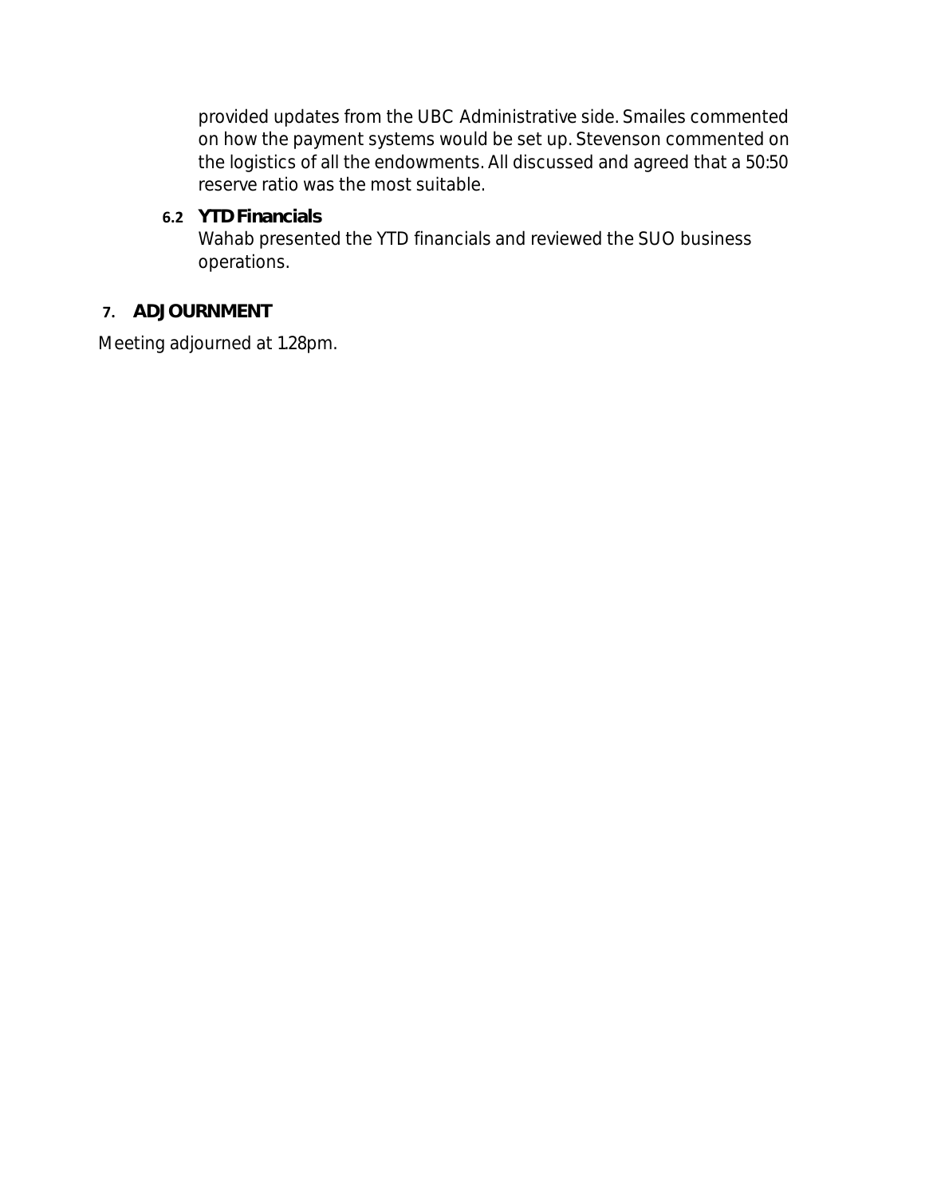provided updates from the UBC Administrative side. Smailes commented on how the payment systems would be set up. Stevenson commented on the logistics of all the endowments. All discussed and agreed that a 50:50 reserve ratio was the most suitable.

### 6.2 YTD Financials

Wahab presented the YTD financials and reviewed the SUO business operations.

## 7. ADJOURNMENT

Meeting adjourned at 1:28pm.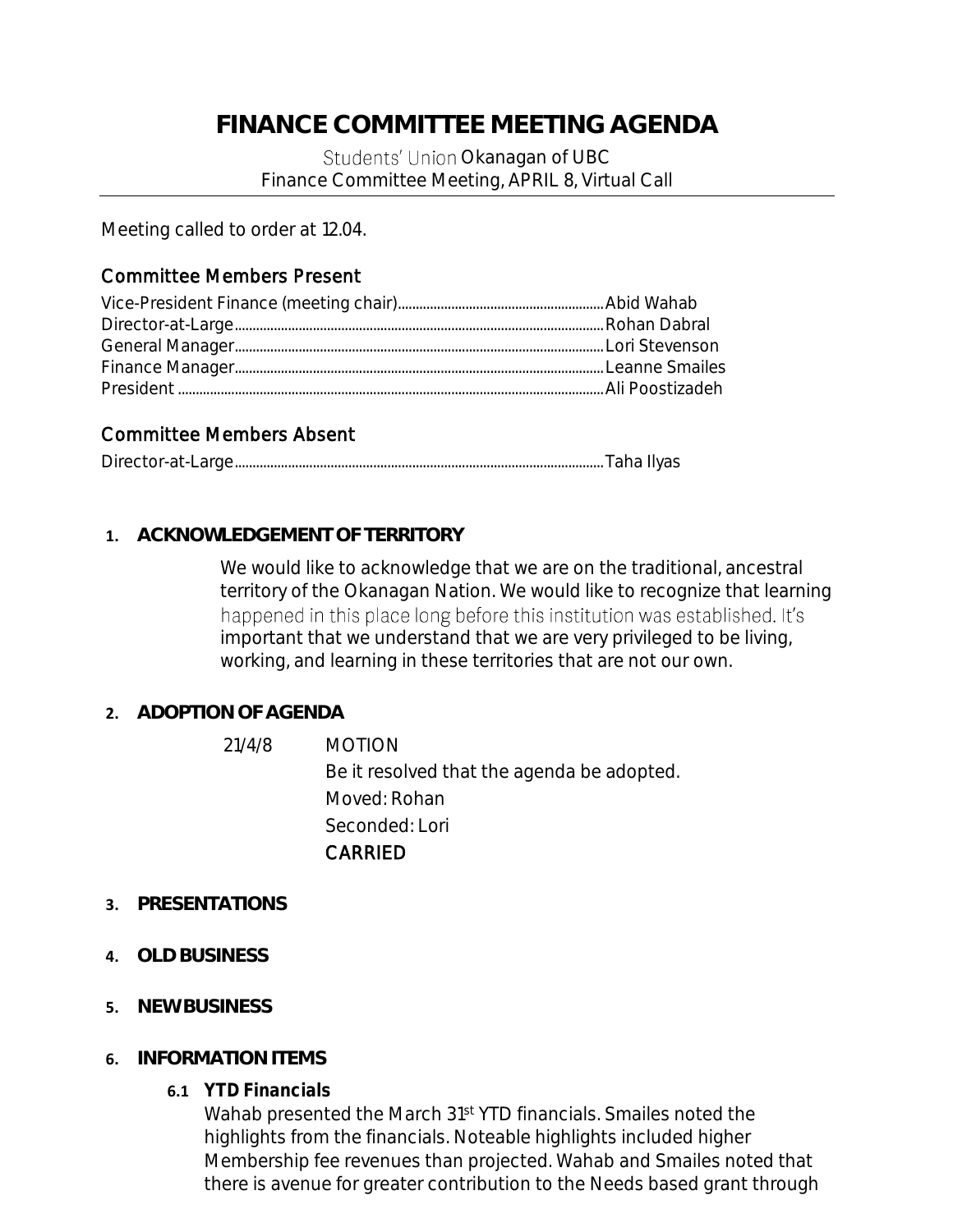# FINANCE COMMITTEE MEETING AGENDA

Students' Union Okanagan of UBC
Finance Committee Meeting, APRIL 8, Virtual Call

Meeting called to order at 12.04.

## Committee Members Present

Vice-President Finance (meeting chair)........................................................Abid Wahab
Director-at-Large........................................................................................Rohan Dabral
General Manager........................................................................................Lori Stevenson
Finance Manager........................................................................................Leanne Smailes
President .....................................................................................................Ali Poostizadeh

## Committee Members Absent

Director-at-Large........................................................................................Taha Ilyas

### 1. ACKNOWLEDGEMENT OF TERRITORY

We would like to acknowledge that we are on the traditional, ancestral territory of the Okanagan Nation. We would like to recognize that learning happened in this place long before this institution was established. It's important that we understand that we are very privileged to be living, working, and learning in these territories that are not our own.

### 2. ADOPTION OF AGENDA

21/4/8 MOTION
Be it resolved that the agenda be adopted.
Moved: Rohan
Seconded: Lori
CARRIED

### 3. PRESENTATIONS

### 4. OLD BUSINESS

### 5. NEW BUSINESS

### 6. INFORMATION ITEMS

#### 6.1 YTD Financials

Wahab presented the March 31st YTD financials. Smailes noted the highlights from the financials. Noteable highlights included higher Membership fee revenues than projected. Wahab and Smailes noted that there is avenue for greater contribution to the Needs based grant through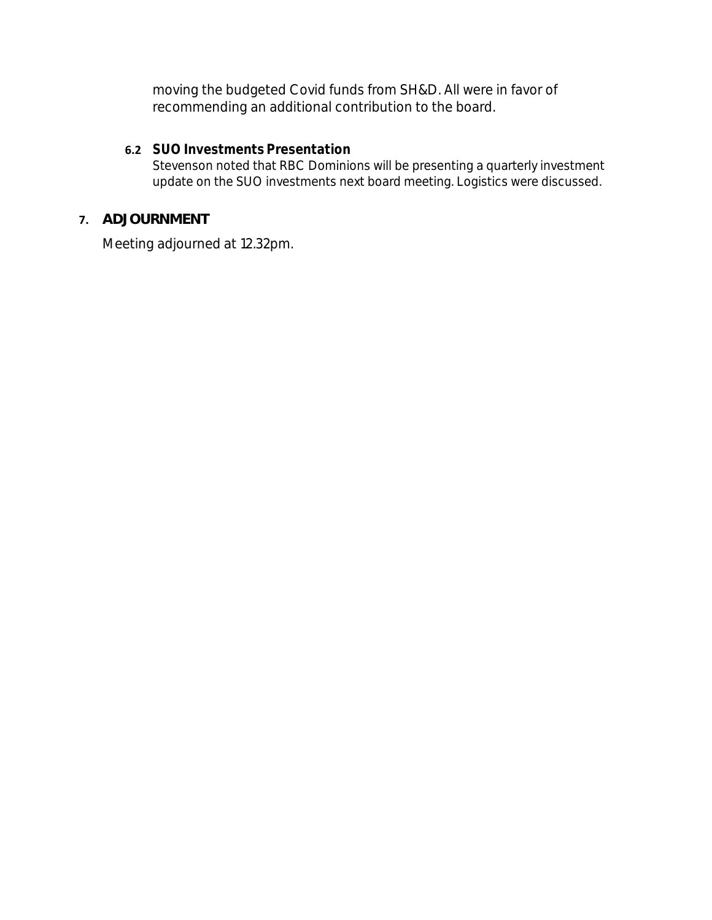moving the budgeted Covid funds from SH&D. All were in favor of recommending an additional contribution to the board.

### 6.2 SUO Investments Presentation

Stevenson noted that RBC Dominions will be presenting a quarterly investment update on the SUO investments next board meeting. Logistics were discussed.

## 7. ADJOURNMENT

Meeting adjourned at 12.32pm.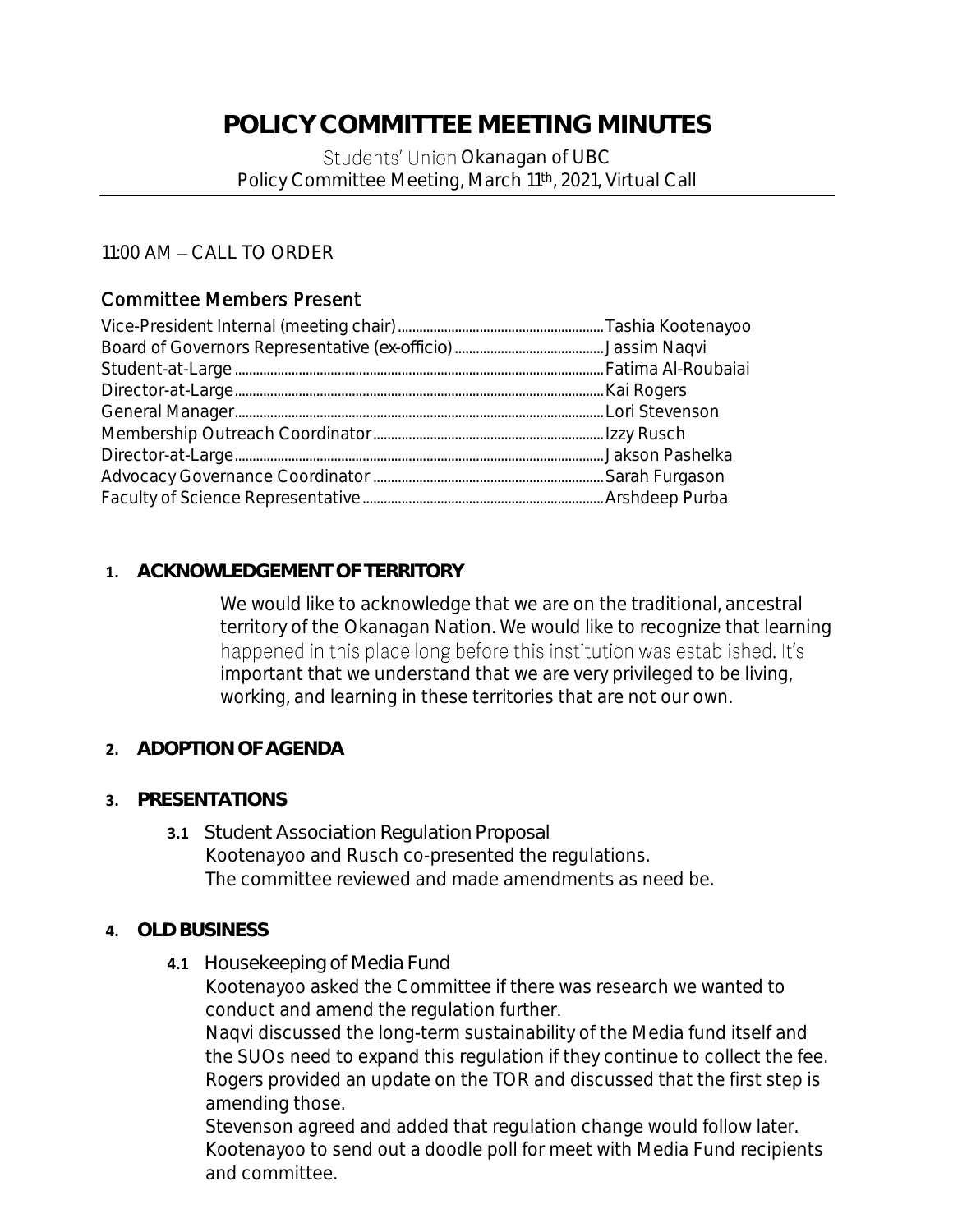# POLICY COMMITTEE MEETING MINUTES

Students' Union Okanagan of UBC
Policy Committee Meeting, March 11th, 2021, Virtual Call

11:00 AM – CALL TO ORDER

## Committee Members Present

Vice-President Internal (meeting chair)........................................................Tashia Kootenayoo
Board of Governors Representative (ex-officio).........................................Jassim Naqvi
Student-at-Large.........................................................................................Fatima Al-Roubaiai
Director-at-Large.........................................................................................Kai Rogers
General Manager.........................................................................................Lori Stevenson
Membership Outreach Coordinator.............................................................Izzy Rusch
Director-at-Large.........................................................................................Jakson Pashelka
Advocacy Governance Coordinator.............................................................Sarah Furgason
Faculty of Science Representative..............................................................Arshdeep Purba

1. **ACKNOWLEDGEMENT OF TERRITORY**

   We would like to acknowledge that we are on the traditional, ancestral territory of the Okanagan Nation. We would like to recognize that learning happened in this place long before this institution was established. It's important that we understand that we are very privileged to be living, working, and learning in these territories that are not our own.

2. **ADOPTION OF AGENDA**

3. **PRESENTATIONS**

   **3.1** Student Association Regulation Proposal
   Kootenayoo and Rusch co-presented the regulations.
   The committee reviewed and made amendments as need be.

4. **OLD BUSINESS**

   **4.1** Housekeeping of Media Fund
   Kootenayoo asked the Committee if there was research we wanted to conduct and amend the regulation further.
   Naqvi discussed the long-term sustainability of the Media fund itself and the SUOs need to expand this regulation if they continue to collect the fee.
   Rogers provided an update on the TOR and discussed that the first step is amending those.
   Stevenson agreed and added that regulation change would follow later.
   Kootenayoo to send out a doodle poll for meet with Media Fund recipients and committee.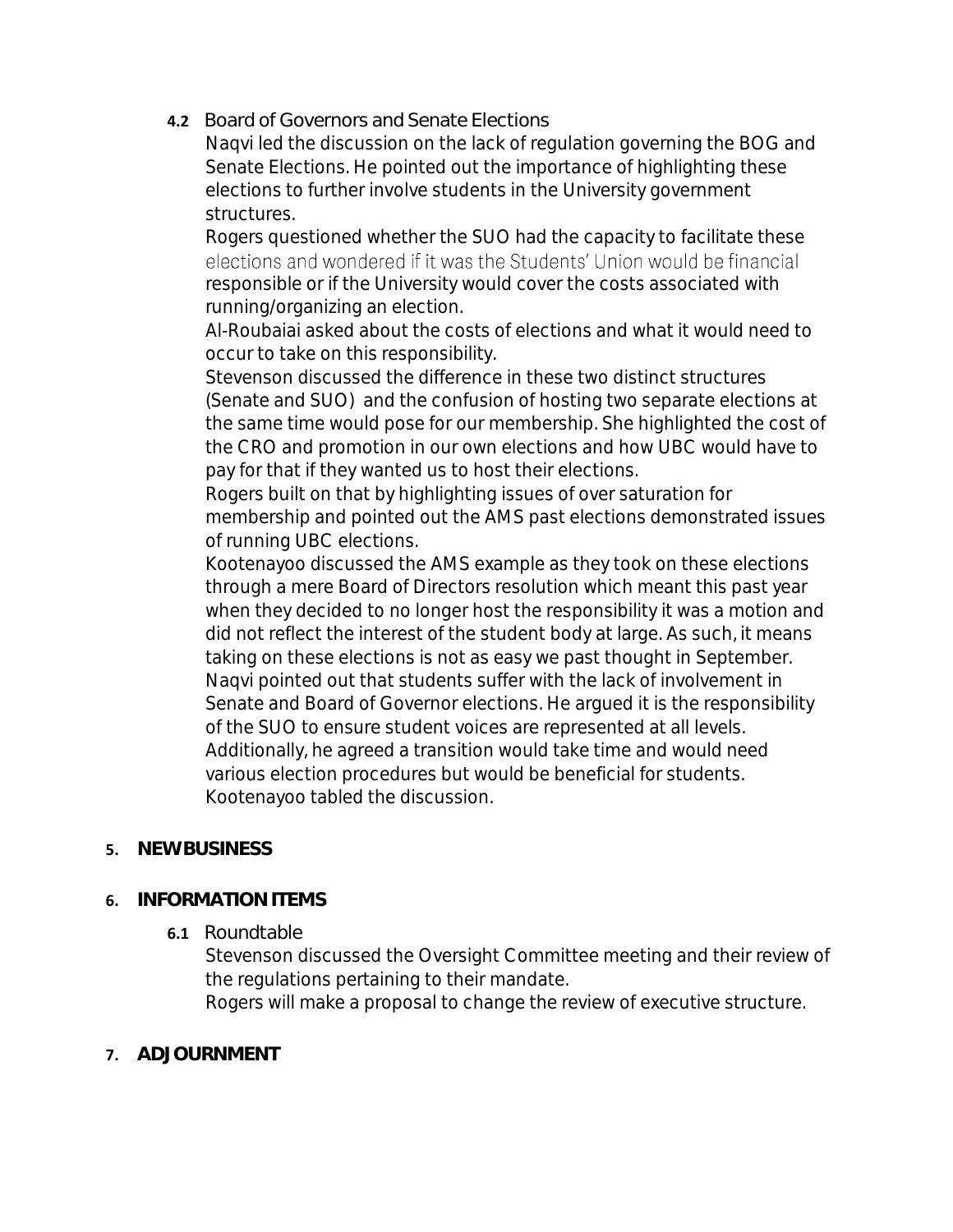### 4.2 Board of Governors and Senate Elections

Naqvi led the discussion on the lack of regulation governing the BOG and Senate Elections. He pointed out the importance of highlighting these elections to further involve students in the University government structures.

Rogers questioned whether the SUO had the capacity to facilitate these elections and wondered if it was the Students' Union would be financial responsible or if the University would cover the costs associated with running/organizing an election.

Al-Roubaiai asked about the costs of elections and what it would need to occur to take on this responsibility.

Stevenson discussed the difference in these two distinct structures (Senate and SUO) and the confusion of hosting two separate elections at the same time would pose for our membership. She highlighted the cost of the CRO and promotion in our own elections and how UBC would have to pay for that if they wanted us to host their elections.

Rogers built on that by highlighting issues of over saturation for membership and pointed out the AMS past elections demonstrated issues of running UBC elections.

Kootenayoo discussed the AMS example as they took on these elections through a mere Board of Directors resolution which meant this past year when they decided to no longer host the responsibility it was a motion and did not reflect the interest of the student body at large. As such, it means taking on these elections is not as easy we past thought in September.

Naqvi pointed out that students suffer with the lack of involvement in Senate and Board of Governor elections. He argued it is the responsibility of the SUO to ensure student voices are represented at all levels. Additionally, he agreed a transition would take time and would need various election procedures but would be beneficial for students.

Kootenayoo tabled the discussion.

## 5. NEW BUSINESS

## 6. INFORMATION ITEMS

### 6.1 Roundtable

Stevenson discussed the Oversight Committee meeting and their review of the regulations pertaining to their mandate.

Rogers will make a proposal to change the review of executive structure.

## 7. ADJOURNMENT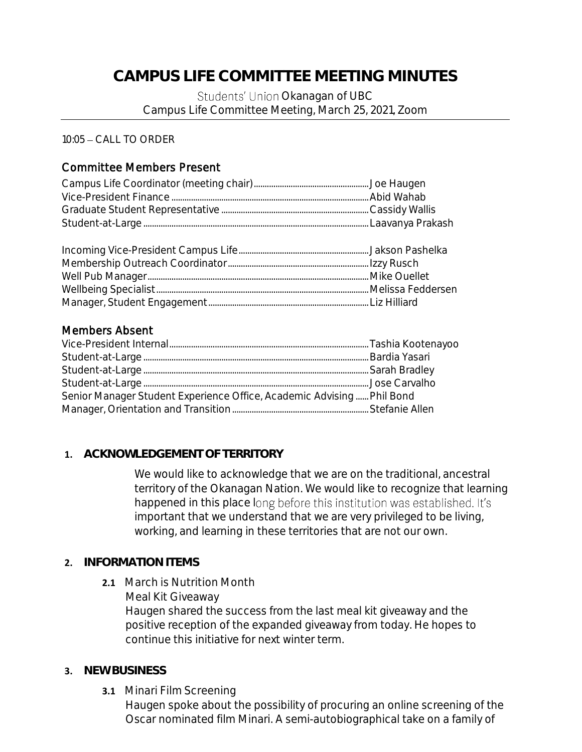# CAMPUS LIFE COMMITTEE MEETING MINUTES

Students' Union Okanagan of UBC
Campus Life Committee Meeting, March 25, 2021, Zoom

10:05 – CALL TO ORDER

## Committee Members Present

Campus Life Coordinator (meeting chair).......................................................Joe Haugen
Vice-President Finance.........................................................................................Abid Wahab
Graduate Student Representative........................................................................Cassidy Wallis
Student-at-Large.......................................................................................................Laavanya Prakash

Incoming Vice-President Campus Life...................................................................Jakson Pashelka
Membership Outreach Coordinator..........................................................................Izzy Rusch
Well Pub Manager.......................................................................................................Mike Ouellet
Wellbeing Specialist..................................................................................................Melissa Feddersen
Manager, Student Engagement................................................................................Liz Hilliard

## Members Absent

Vice-President Internal.............................................................................................Tashia Kootenayoo
Student-at-Large.......................................................................................................Bardia Yasari
Student-at-Large.......................................................................................................Sarah Bradley
Student-at-Large.......................................................................................................Jose Carvalho
Senior Manager Student Experience Office, Academic Advising ......Phil Bond
Manager, Orientation and Transition......................................................................Stefanie Allen

### 1. ACKNOWLEDGEMENT OF TERRITORY

We would like to acknowledge that we are on the traditional, ancestral territory of the Okanagan Nation. We would like to recognize that learning happened in this place long before this institution was established. It's important that we understand that we are very privileged to be living, working, and learning in these territories that are not our own.

### 2. INFORMATION ITEMS

**2.1** March is Nutrition Month
Meal Kit Giveaway
Haugen shared the success from the last meal kit giveaway and the positive reception of the expanded giveaway from today. He hopes to continue this initiative for next winter term.

### 3. NEW BUSINESS

**3.1** Minari Film Screening
Haugen spoke about the possibility of procuring an online screening of the Oscar nominated film Minari. A semi-autobiographical take on a family of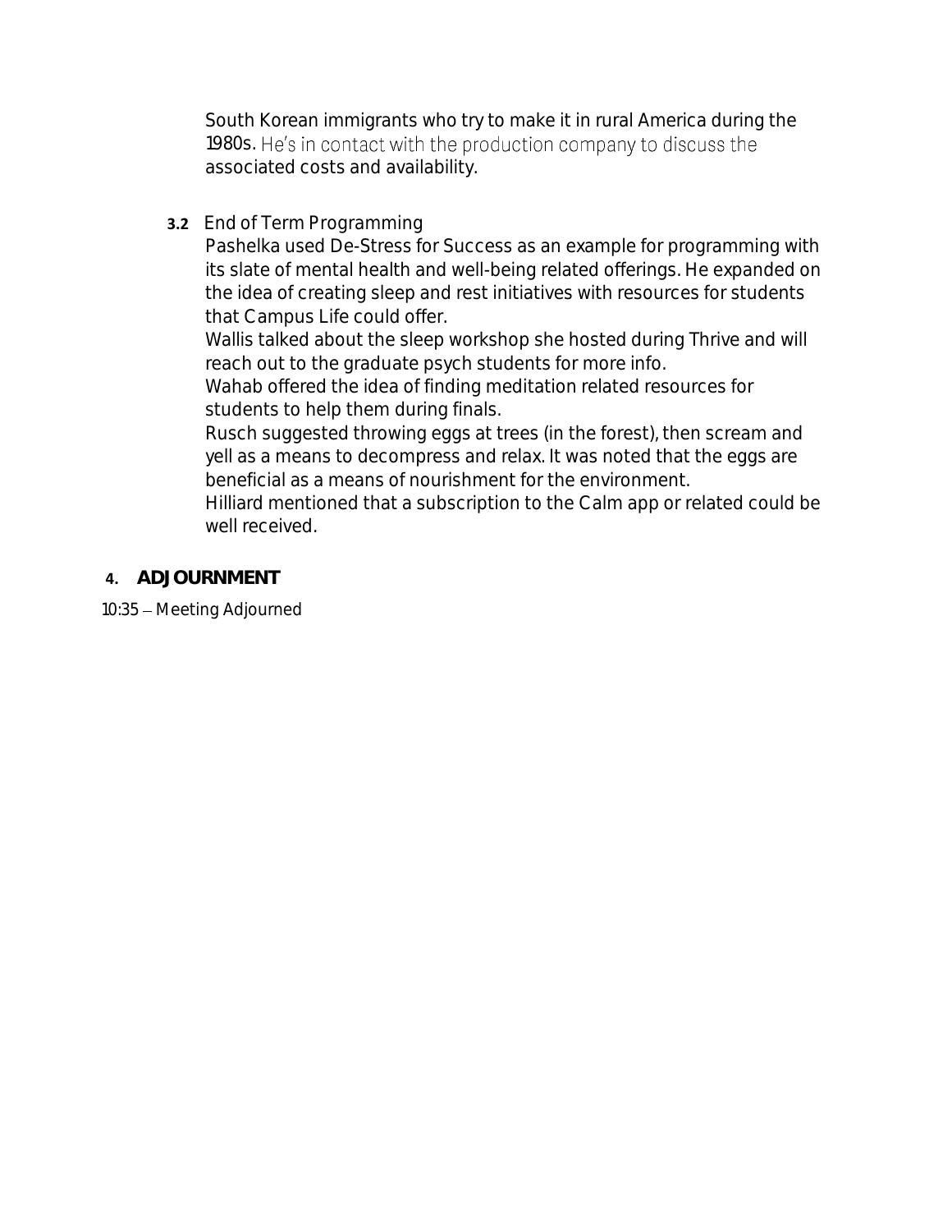South Korean immigrants who try to make it in rural America during the 1980s. He's in contact with the production company to discuss the associated costs and availability.

**3.2** End of Term Programming

Pashelka used De-Stress for Success as an example for programming with its slate of mental health and well-being related offerings. He expanded on the idea of creating sleep and rest initiatives with resources for students that Campus Life could offer.

Wallis talked about the sleep workshop she hosted during Thrive and will reach out to the graduate psych students for more info.

Wahab offered the idea of finding meditation related resources for students to help them during finals.

Rusch suggested throwing eggs at trees (in the forest), then scream and yell as a means to decompress and relax. It was noted that the eggs are beneficial as a means of nourishment for the environment.

Hilliard mentioned that a subscription to the Calm app or related could be well received.

## 4. ADJOURNMENT

10:35 – Meeting Adjourned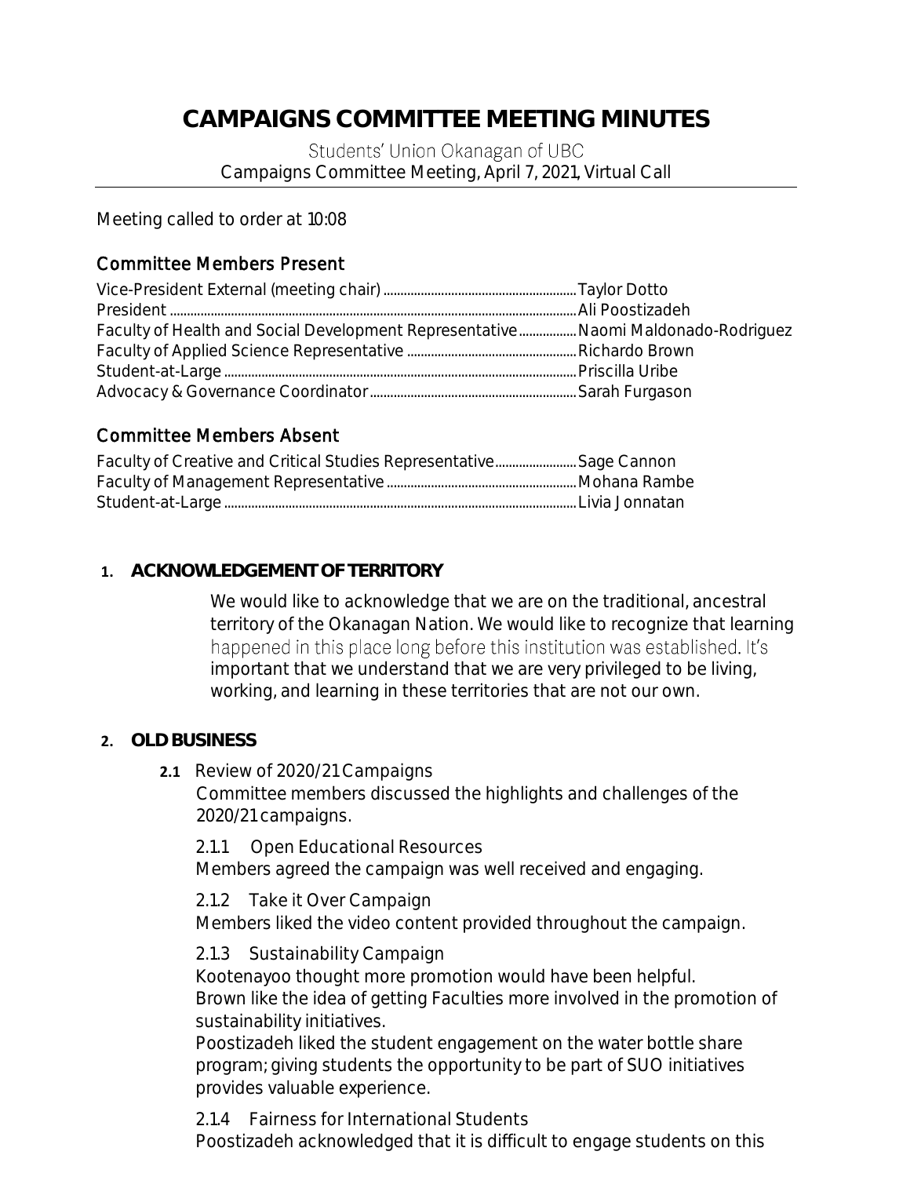# CAMPAIGNS COMMITTEE MEETING MINUTES

Students' Union Okanagan of UBC
Campaigns Committee Meeting, April 7, 2021, Virtual Call

Meeting called to order at 10:08

## Committee Members Present

Vice-President External (meeting chair) .......... Taylor Dotto
President .......... Ali Poostizadeh
Faculty of Health and Social Development Representative .......... Naomi Maldonado-Rodriguez
Faculty of Applied Science Representative .......... Richardo Brown
Student-at-Large .......... Priscilla Uribe
Advocacy & Governance Coordinator .......... Sarah Furgason

## Committee Members Absent

Faculty of Creative and Critical Studies Representative .......... Sage Cannon
Faculty of Management Representative .......... Mohana Rambe
Student-at-Large .......... Livia Jonnatan

### 1. ACKNOWLEDGEMENT OF TERRITORY

We would like to acknowledge that we are on the traditional, ancestral territory of the Okanagan Nation. We would like to recognize that learning happened in this place long before this institution was established. It's important that we understand that we are very privileged to be living, working, and learning in these territories that are not our own.

### 2. OLD BUSINESS

**2.1** Review of 2020/21 Campaigns
Committee members discussed the highlights and challenges of the 2020/21 campaigns.

2.1.1 Open Educational Resources
Members agreed the campaign was well received and engaging.

2.1.2 Take it Over Campaign
Members liked the video content provided throughout the campaign.

2.1.3 Sustainability Campaign
Kootenayoo thought more promotion would have been helpful.
Brown like the idea of getting Faculties more involved in the promotion of sustainability initiatives.
Poostizadeh liked the student engagement on the water bottle share program; giving students the opportunity to be part of SUO initiatives provides valuable experience.

2.1.4 Fairness for International Students
Poostizadeh acknowledged that it is difficult to engage students on this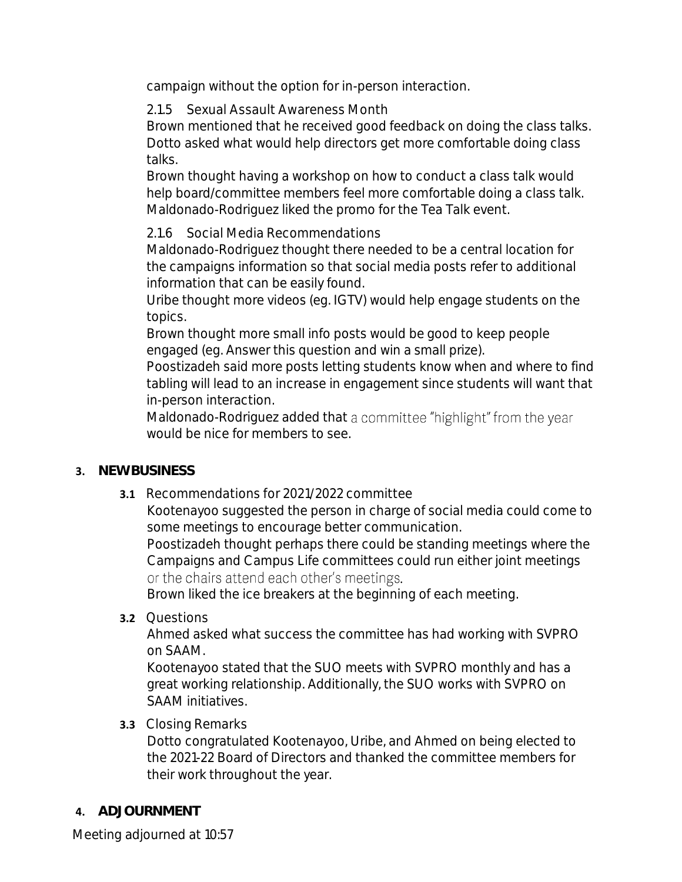campaign without the option for in-person interaction.

2.1.5 Sexual Assault Awareness Month

Brown mentioned that he received good feedback on doing the class talks. Dotto asked what would help directors get more comfortable doing class talks.

Brown thought having a workshop on how to conduct a class talk would help board/committee members feel more comfortable doing a class talk.

Maldonado-Rodriguez liked the promo for the Tea Talk event.

2.1.6 Social Media Recommendations

Maldonado-Rodriguez thought there needed to be a central location for the campaigns information so that social media posts refer to additional information that can be easily found.

Uribe thought more videos (eg. IGTV) would help engage students on the topics.

Brown thought more small info posts would be good to keep people engaged (eg. Answer this question and win a small prize).

Poostizadeh said more posts letting students know when and where to find tabling will lead to an increase in engagement since students will want that in-person interaction.

Maldonado-Rodriguez added that a committee "highlight" from the year would be nice for members to see.

## 3. NEW BUSINESS

**3.1** Recommendations for 2021/2022 committee

Kootenayoo suggested the person in charge of social media could come to some meetings to encourage better communication.

Poostizadeh thought perhaps there could be standing meetings where the Campaigns and Campus Life committees could run either joint meetings or the chairs attend each other's meetings.

Brown liked the ice breakers at the beginning of each meeting.

**3.2** Questions

Ahmed asked what success the committee has had working with SVPRO on SAAM.

Kootenayoo stated that the SUO meets with SVPRO monthly and has a great working relationship. Additionally, the SUO works with SVPRO on SAAM initiatives.

**3.3** Closing Remarks

Dotto congratulated Kootenayoo, Uribe, and Ahmed on being elected to the 2021-22 Board of Directors and thanked the committee members for their work throughout the year.

## 4. ADJOURNMENT

Meeting adjourned at 10:57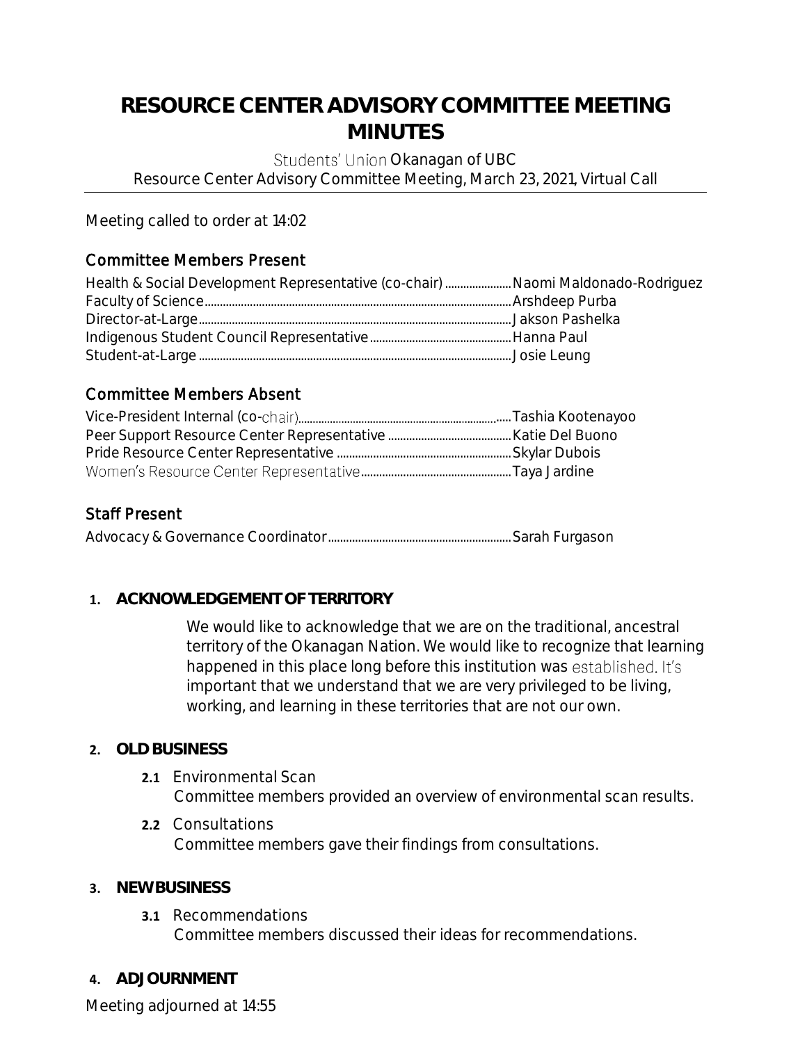# RESOURCE CENTER ADVISORY COMMITTEE MEETING MINUTES

Students' Union Okanagan of UBC
Resource Center Advisory Committee Meeting, March 23, 2021, Virtual Call

Meeting called to order at 14:02

## Committee Members Present

| Position | Name |
|---|---|
| Health & Social Development Representative (co-chair) | Naomi Maldonado-Rodriguez |
| Faculty of Science | Arshdeep Purba |
| Director-at-Large | Jakson Pashelka |
| Indigenous Student Council Representative | Hanna Paul |
| Student-at-Large | Josie Leung |

## Committee Members Absent

| Position | Name |
|---|---|
| Vice-President Internal (co-chair) | Tashia Kootenayoo |
| Peer Support Resource Center Representative | Katie Del Buono |
| Pride Resource Center Representative | Skylar Dubois |
| Women's Resource Center Representative | Taya Jardine |

## Staff Present

| Position | Name |
|---|---|
| Advocacy & Governance Coordinator | Sarah Furgason |

### 1. ACKNOWLEDGEMENT OF TERRITORY

We would like to acknowledge that we are on the traditional, ancestral territory of the Okanagan Nation. We would like to recognize that learning happened in this place long before this institution was established. It's important that we understand that we are very privileged to be living, working, and learning in these territories that are not our own.

### 2. OLD BUSINESS

**2.1** Environmental Scan
Committee members provided an overview of environmental scan results.

**2.2** Consultations
Committee members gave their findings from consultations.

### 3. NEW BUSINESS

**3.1** Recommendations
Committee members discussed their ideas for recommendations.

### 4. ADJOURNMENT

Meeting adjourned at 14:55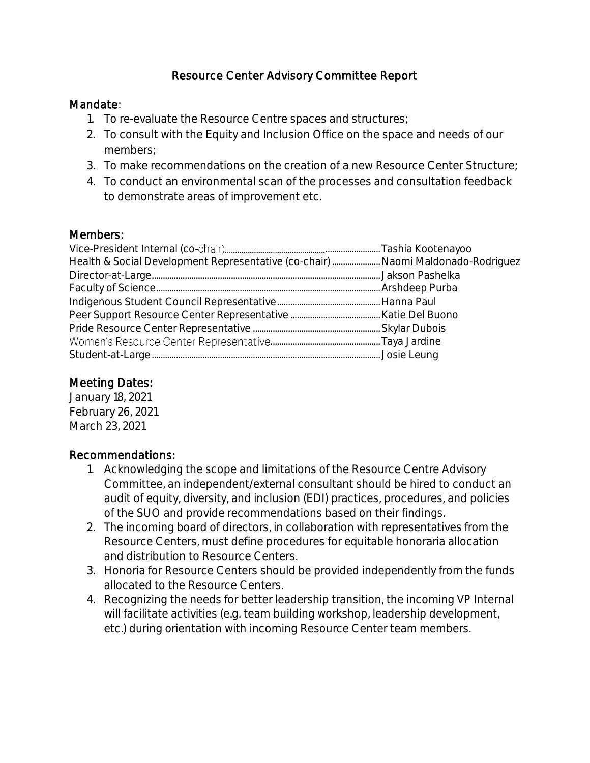# Resource Center Advisory Committee Report

## Mandate:

1. To re-evaluate the Resource Centre spaces and structures;
2. To consult with the Equity and Inclusion Office on the space and needs of our members;
3. To make recommendations on the creation of a new Resource Center Structure;
4. To conduct an environmental scan of the processes and consultation feedback to demonstrate areas of improvement etc.

## Members:

Vice-President Internal (co-chair)........................................Tashia Kootenayoo
Health & Social Development Representative (co-chair)........................Naomi Maldonado-Rodriguez
Director-at-Large........................................Jakson Pashelka
Faculty of Science........................................Arshdeep Purba
Indigenous Student Council Representative........................................Hanna Paul
Peer Support Resource Center Representative........................................Katie Del Buono
Pride Resource Center Representative........................................Skylar Dubois
Women's Resource Center Representative........................................Taya Jardine
Student-at-Large........................................Josie Leung

## Meeting Dates:

January 18, 2021
February 26, 2021
March 23, 2021

## Recommendations:

1. Acknowledging the scope and limitations of the Resource Centre Advisory Committee, an independent/external consultant should be hired to conduct an audit of equity, diversity, and inclusion (EDI) practices, procedures, and policies of the SUO and provide recommendations based on their findings.
2. The incoming board of directors, in collaboration with representatives from the Resource Centers, must define procedures for equitable honoraria allocation and distribution to Resource Centers.
3. Honoria for Resource Centers should be provided independently from the funds allocated to the Resource Centers.
4. Recognizing the needs for better leadership transition, the incoming VP Internal will facilitate activities (e.g. team building workshop, leadership development, etc.) during orientation with incoming Resource Center team members.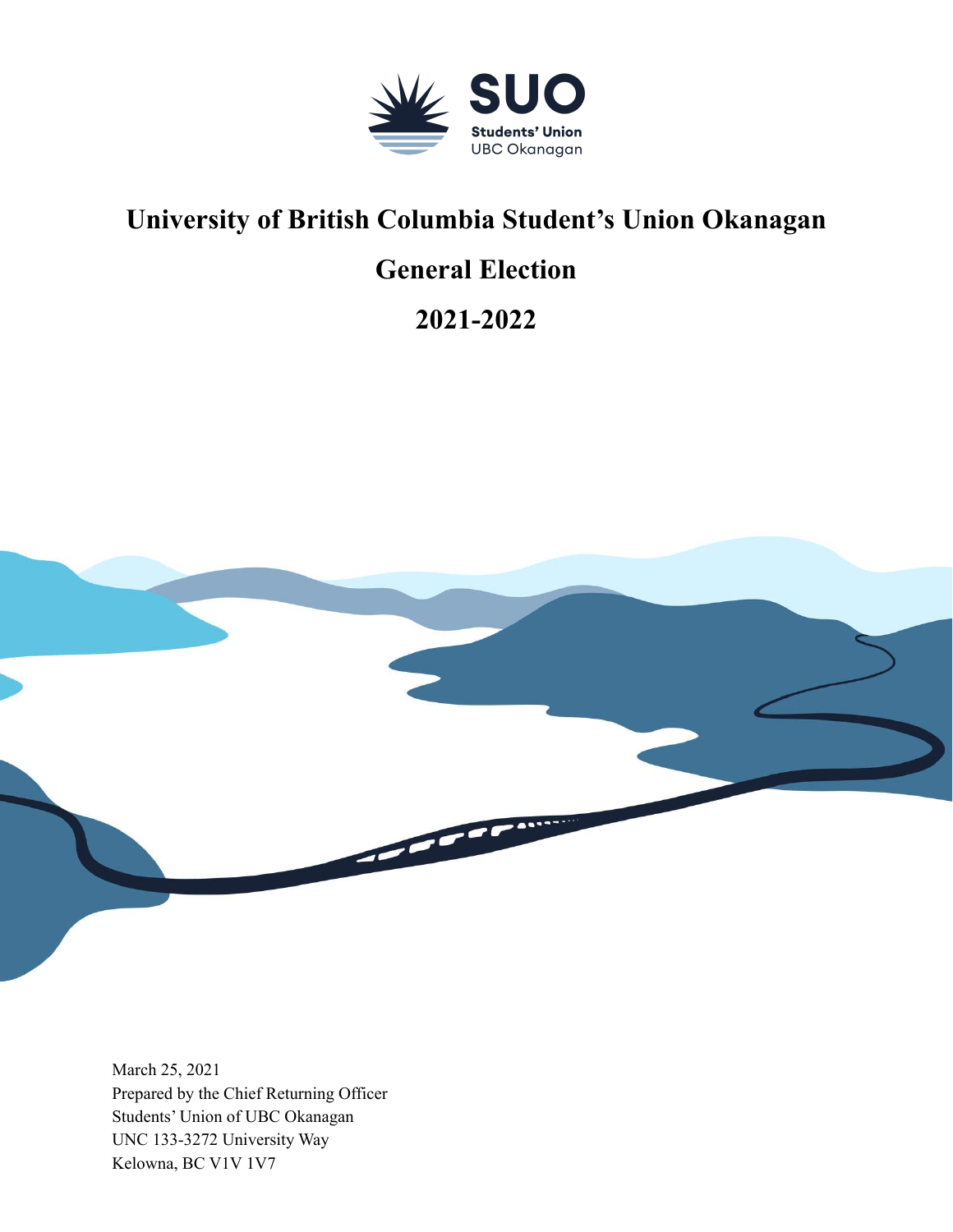# University of British Columbia Student's Union Okanagan

# General Election

# 2021-2022

March 25, 2021
Prepared by the Chief Returning Officer
Students' Union of UBC Okanagan
UNC 133-3272 University Way
Kelowna, BC V1V 1V7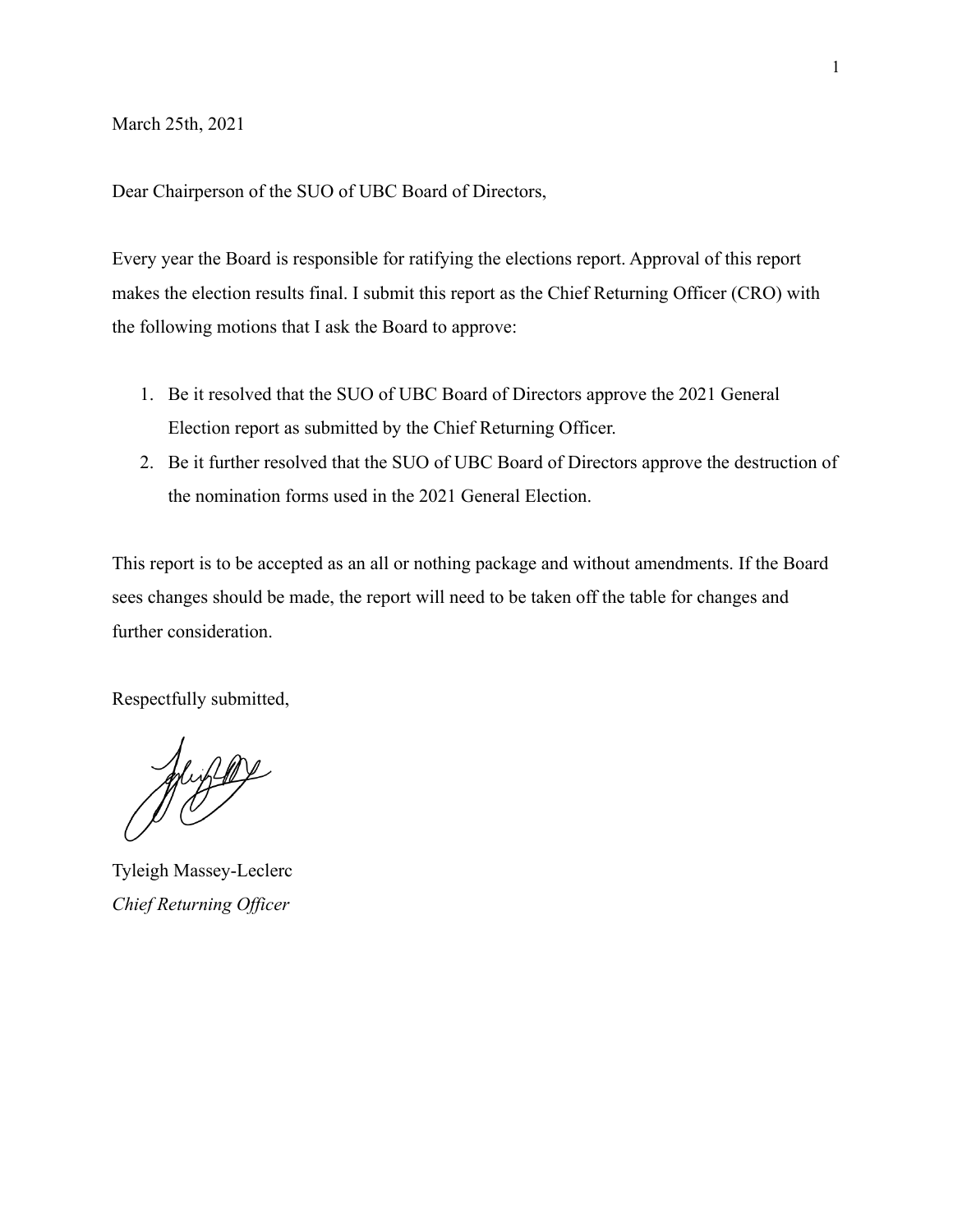March 25th, 2021

Dear Chairperson of the SUO of UBC Board of Directors,

Every year the Board is responsible for ratifying the elections report. Approval of this report makes the election results final. I submit this report as the Chief Returning Officer (CRO) with the following motions that I ask the Board to approve:

1. Be it resolved that the SUO of UBC Board of Directors approve the 2021 General Election report as submitted by the Chief Returning Officer.
2. Be it further resolved that the SUO of UBC Board of Directors approve the destruction of the nomination forms used in the 2021 General Election.

This report is to be accepted as an all or nothing package and without amendments. If the Board sees changes should be made, the report will need to be taken off the table for changes and further consideration.

Respectfully submitted,

Tyleigh Massey-Leclerc
*Chief Returning Officer*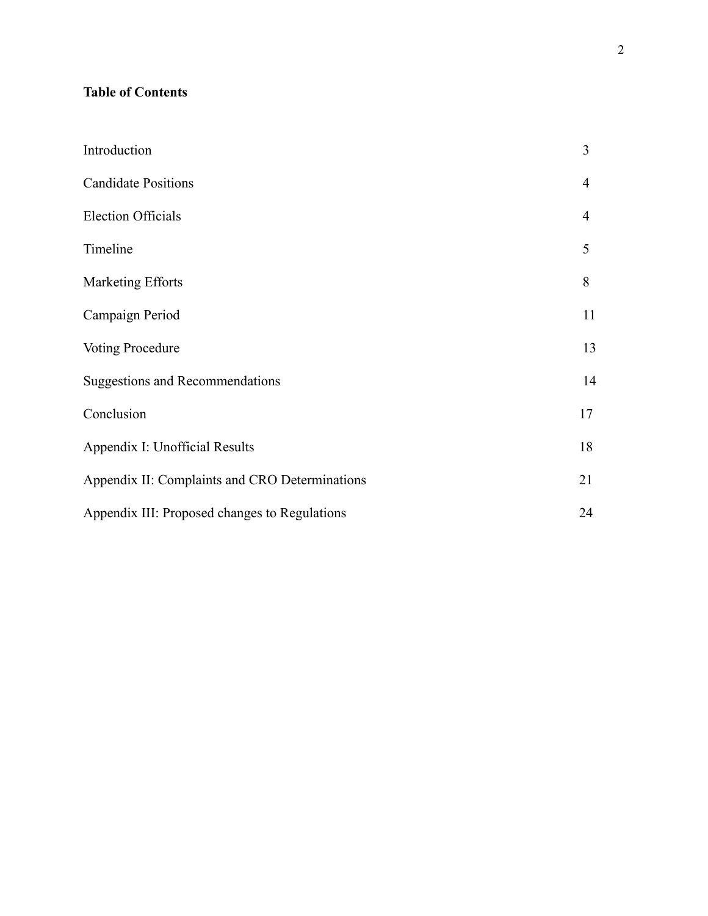**Table of Contents**

| | |
|---|---|
| Introduction | 3 |
| Candidate Positions | 4 |
| Election Officials | 4 |
| Timeline | 5 |
| Marketing Efforts | 8 |
| Campaign Period | 11 |
| Voting Procedure | 13 |
| Suggestions and Recommendations | 14 |
| Conclusion | 17 |
| Appendix I: Unofficial Results | 18 |
| Appendix II: Complaints and CRO Determinations | 21 |
| Appendix III: Proposed changes to Regulations | 24 |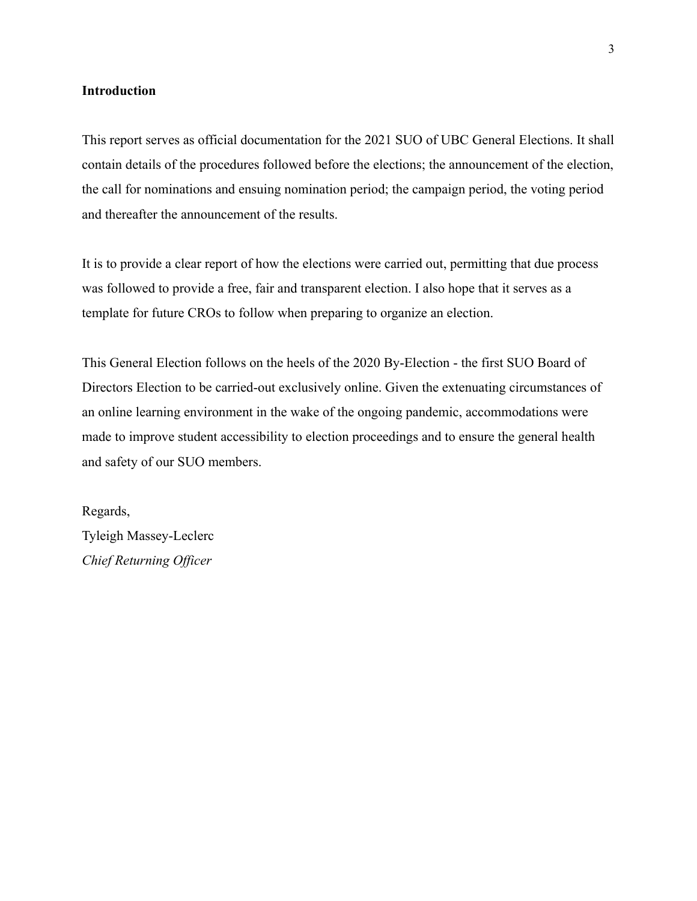## Introduction

This report serves as official documentation for the 2021 SUO of UBC General Elections. It shall contain details of the procedures followed before the elections; the announcement of the election, the call for nominations and ensuing nomination period; the campaign period, the voting period and thereafter the announcement of the results.

It is to provide a clear report of how the elections were carried out, permitting that due process was followed to provide a free, fair and transparent election. I also hope that it serves as a template for future CROs to follow when preparing to organize an election.

This General Election follows on the heels of the 2020 By-Election - the first SUO Board of Directors Election to be carried-out exclusively online. Given the extenuating circumstances of an online learning environment in the wake of the ongoing pandemic, accommodations were made to improve student accessibility to election proceedings and to ensure the general health and safety of our SUO members.

Regards,  
Tyleigh Massey-Leclerc  
*Chief Returning Officer*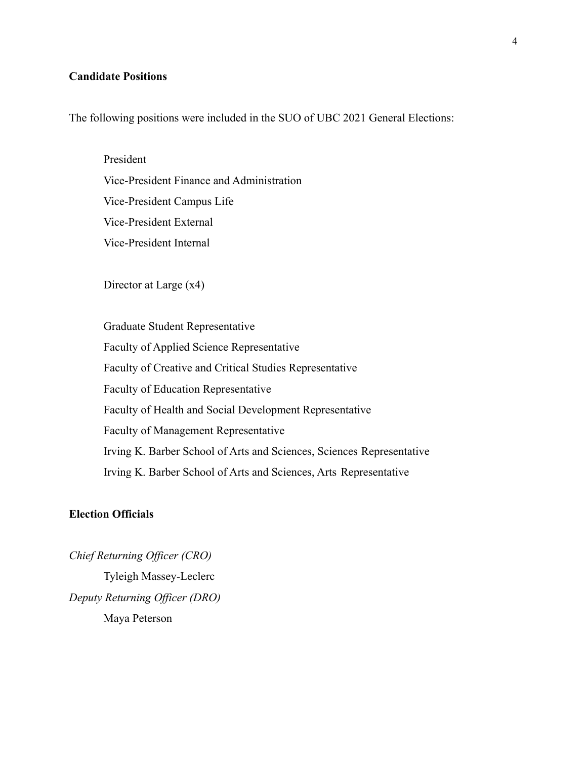## Candidate Positions

The following positions were included in the SUO of UBC 2021 General Elections:

President
Vice-President Finance and Administration
Vice-President Campus Life
Vice-President External
Vice-President Internal

Director at Large (x4)

Graduate Student Representative
Faculty of Applied Science Representative
Faculty of Creative and Critical Studies Representative
Faculty of Education Representative
Faculty of Health and Social Development Representative
Faculty of Management Representative
Irving K. Barber School of Arts and Sciences, Sciences Representative
Irving K. Barber School of Arts and Sciences, Arts Representative

## Election Officials

*Chief Returning Officer (CRO)*

Tyleigh Massey-Leclerc

*Deputy Returning Officer (DRO)*

Maya Peterson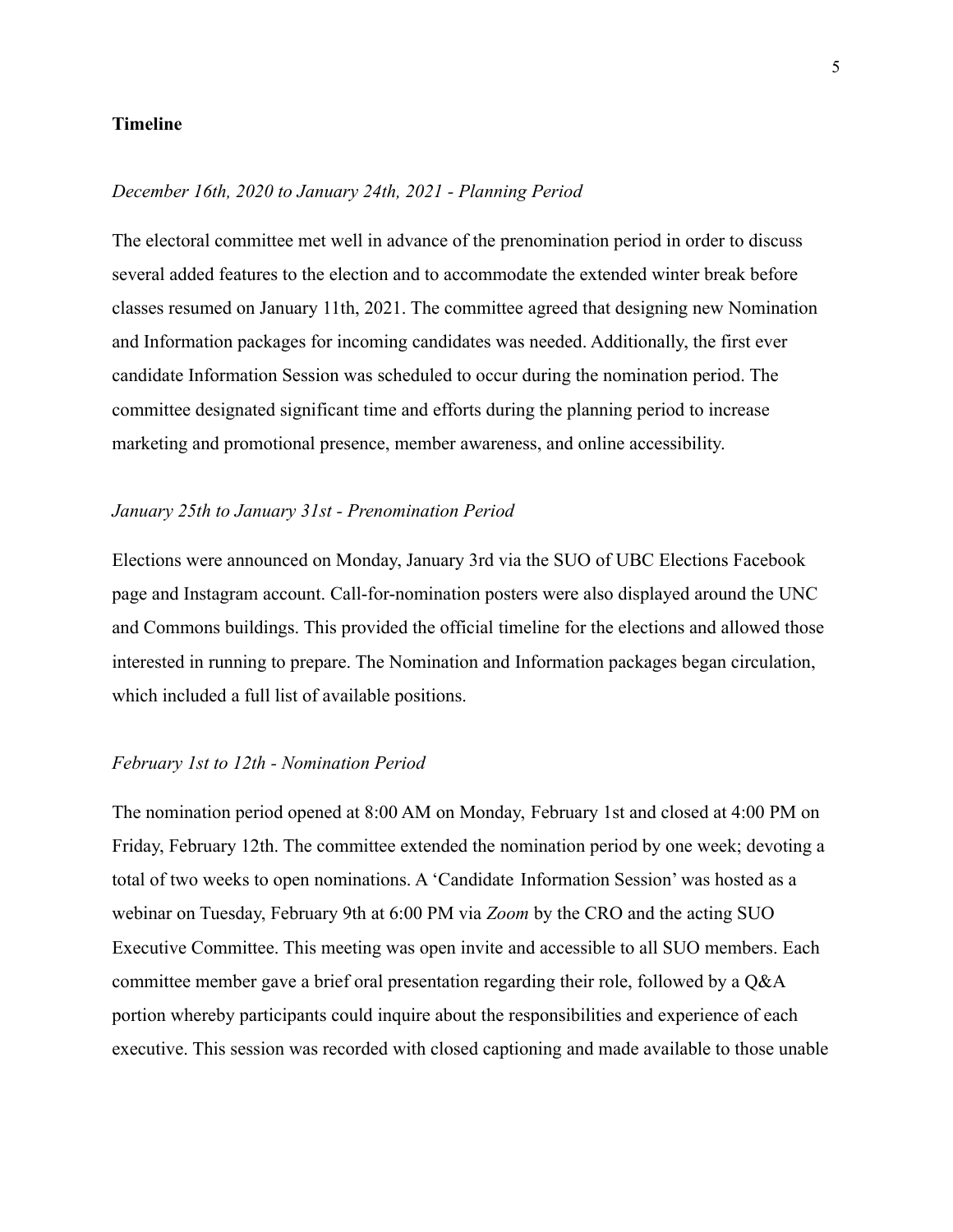**Timeline**

*December 16th, 2020 to January 24th, 2021 - Planning Period*

The electoral committee met well in advance of the prenomination period in order to discuss several added features to the election and to accommodate the extended winter break before classes resumed on January 11th, 2021. The committee agreed that designing new Nomination and Information packages for incoming candidates was needed. Additionally, the first ever candidate Information Session was scheduled to occur during the nomination period. The committee designated significant time and efforts during the planning period to increase marketing and promotional presence, member awareness, and online accessibility.

*January 25th to January 31st - Prenomination Period*

Elections were announced on Monday, January 3rd via the SUO of UBC Elections Facebook page and Instagram account. Call-for-nomination posters were also displayed around the UNC and Commons buildings. This provided the official timeline for the elections and allowed those interested in running to prepare. The Nomination and Information packages began circulation, which included a full list of available positions.

*February 1st to 12th - Nomination Period*

The nomination period opened at 8:00 AM on Monday, February 1st and closed at 4:00 PM on Friday, February 12th. The committee extended the nomination period by one week; devoting a total of two weeks to open nominations. A 'Candidate Information Session' was hosted as a webinar on Tuesday, February 9th at 6:00 PM via *Zoom* by the CRO and the acting SUO Executive Committee. This meeting was open invite and accessible to all SUO members. Each committee member gave a brief oral presentation regarding their role, followed by a Q&A portion whereby participants could inquire about the responsibilities and experience of each executive. This session was recorded with closed captioning and made available to those unable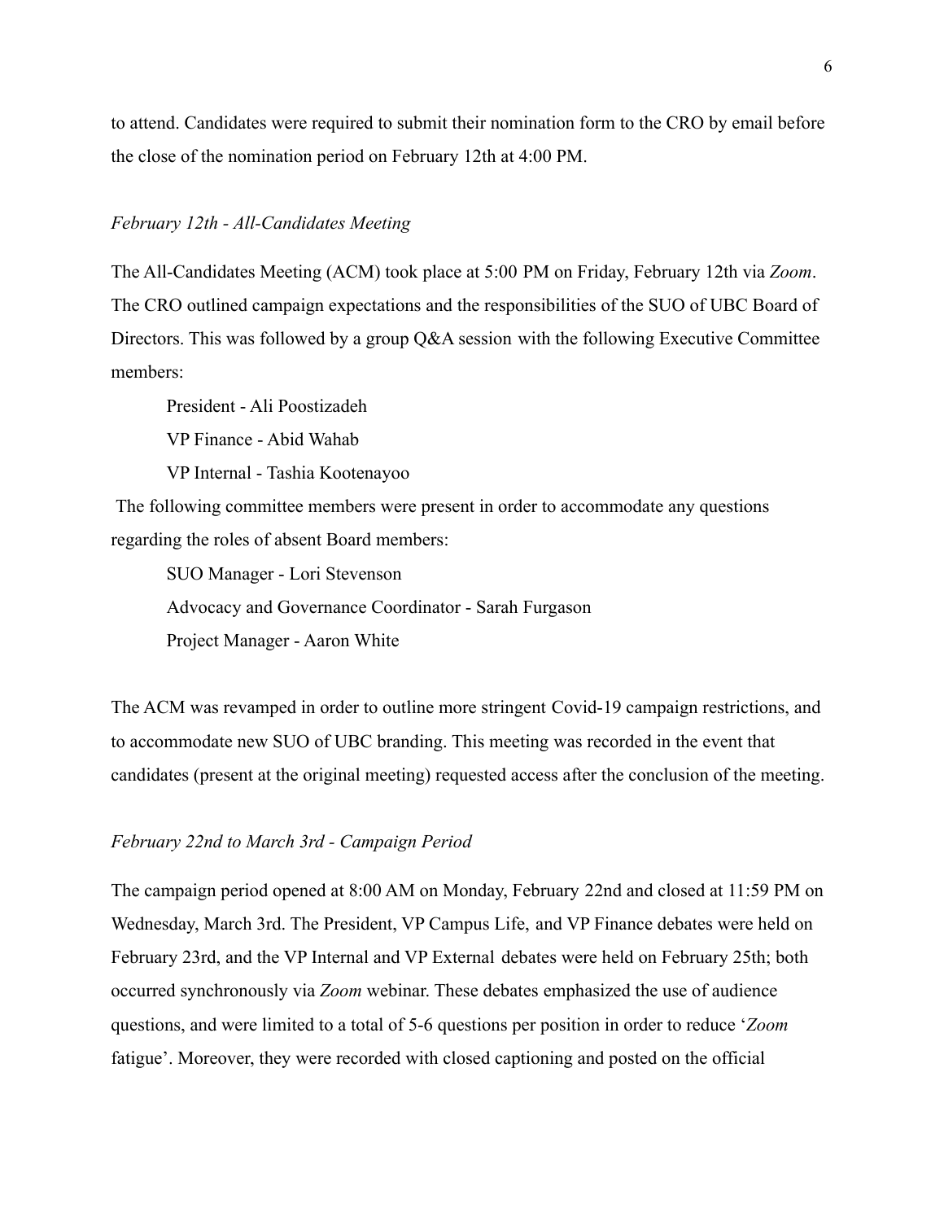to attend. Candidates were required to submit their nomination form to the CRO by email before the close of the nomination period on February 12th at 4:00 PM.

*February 12th - All-Candidates Meeting*

The All-Candidates Meeting (ACM) took place at 5:00 PM on Friday, February 12th via *Zoom*. The CRO outlined campaign expectations and the responsibilities of the SUO of UBC Board of Directors. This was followed by a group Q&A session with the following Executive Committee members:

President - Ali Poostizadeh

VP Finance - Abid Wahab

VP Internal - Tashia Kootenayoo

The following committee members were present in order to accommodate any questions regarding the roles of absent Board members:

SUO Manager - Lori Stevenson

Advocacy and Governance Coordinator - Sarah Furgason

Project Manager - Aaron White

The ACM was revamped in order to outline more stringent Covid-19 campaign restrictions, and to accommodate new SUO of UBC branding. This meeting was recorded in the event that candidates (present at the original meeting) requested access after the conclusion of the meeting.

*February 22nd to March 3rd - Campaign Period*

The campaign period opened at 8:00 AM on Monday, February 22nd and closed at 11:59 PM on Wednesday, March 3rd. The President, VP Campus Life, and VP Finance debates were held on February 23rd, and the VP Internal and VP External debates were held on February 25th; both occurred synchronously via *Zoom* webinar. These debates emphasized the use of audience questions, and were limited to a total of 5-6 questions per position in order to reduce '*Zoom* fatigue'. Moreover, they were recorded with closed captioning and posted on the official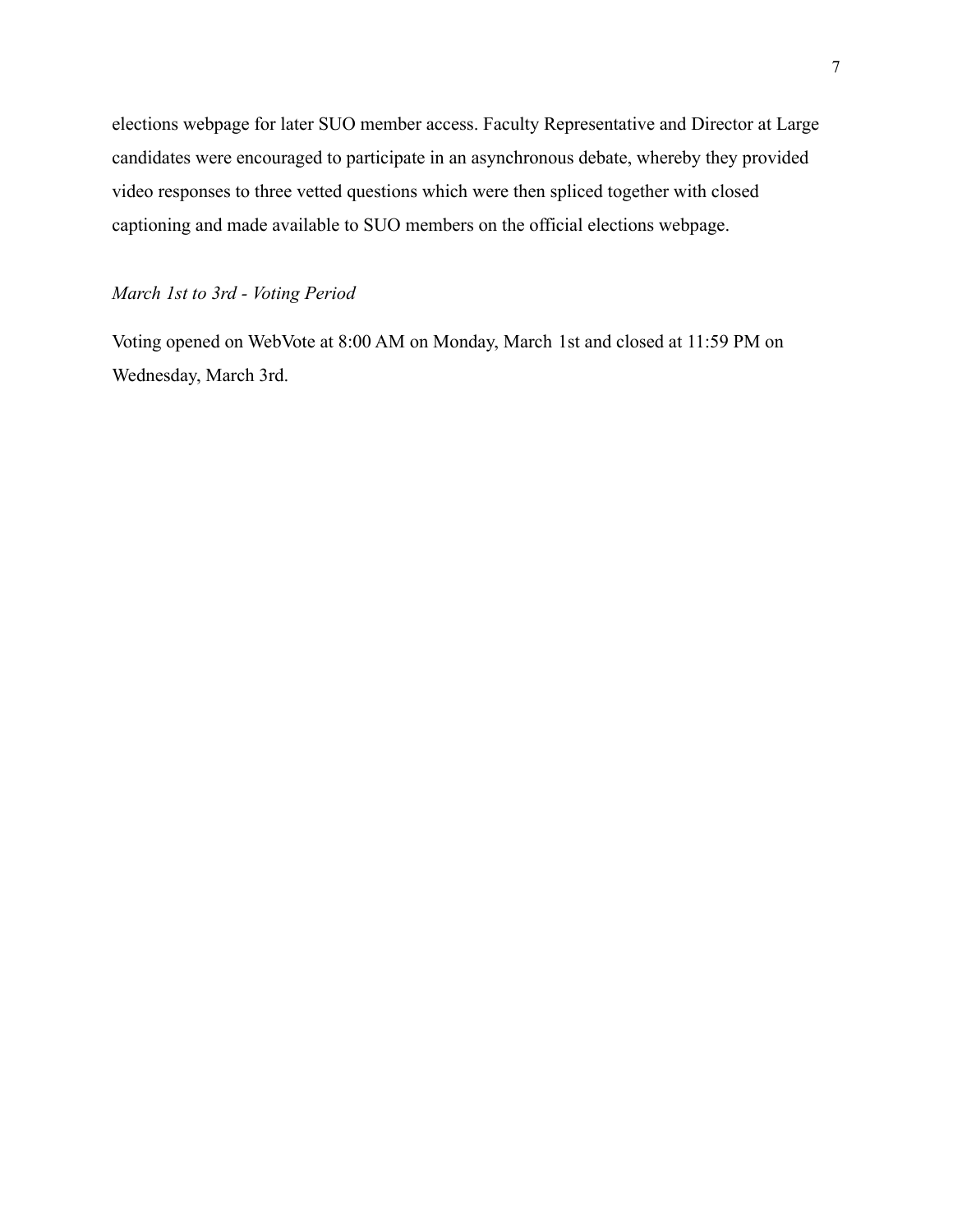elections webpage for later SUO member access. Faculty Representative and Director at Large candidates were encouraged to participate in an asynchronous debate, whereby they provided video responses to three vetted questions which were then spliced together with closed captioning and made available to SUO members on the official elections webpage.

*March 1st to 3rd - Voting Period*

Voting opened on WebVote at 8:00 AM on Monday, March 1st and closed at 11:59 PM on Wednesday, March 3rd.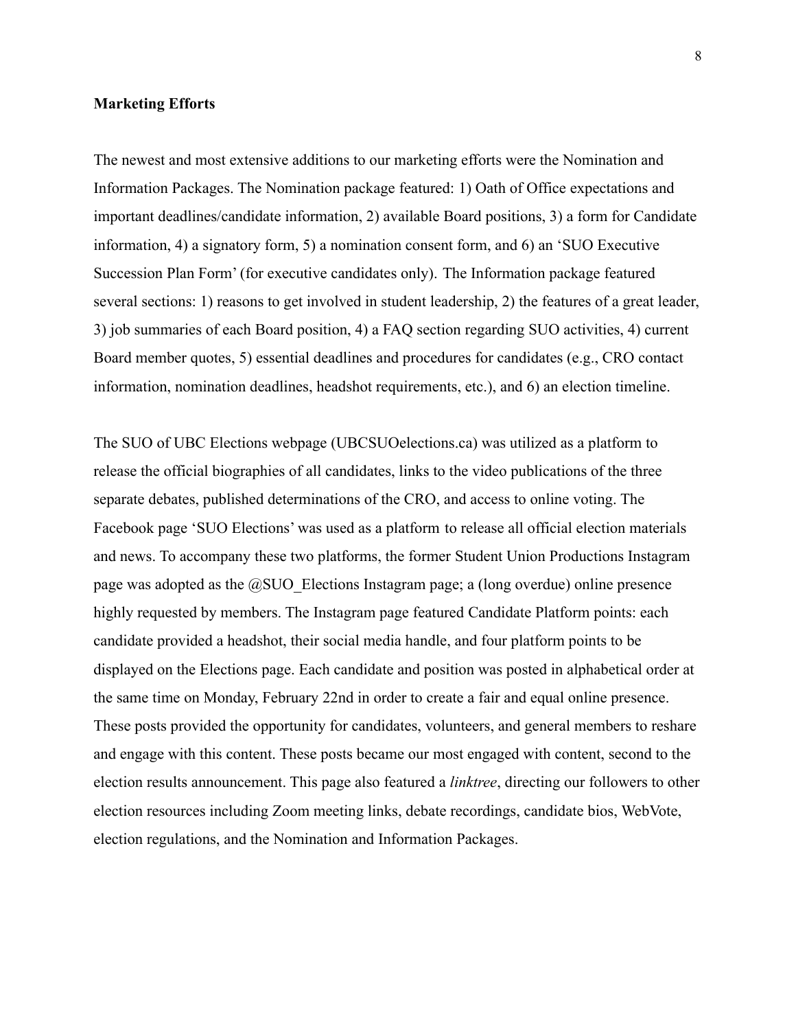**Marketing Efforts**

The newest and most extensive additions to our marketing efforts were the Nomination and Information Packages. The Nomination package featured: 1) Oath of Office expectations and important deadlines/candidate information, 2) available Board positions, 3) a form for Candidate information, 4) a signatory form, 5) a nomination consent form, and 6) an 'SUO Executive Succession Plan Form' (for executive candidates only). The Information package featured several sections: 1) reasons to get involved in student leadership, 2) the features of a great leader, 3) job summaries of each Board position, 4) a FAQ section regarding SUO activities, 4) current Board member quotes, 5) essential deadlines and procedures for candidates (e.g., CRO contact information, nomination deadlines, headshot requirements, etc.), and 6) an election timeline.

The SUO of UBC Elections webpage (UBCSUOelections.ca) was utilized as a platform to release the official biographies of all candidates, links to the video publications of the three separate debates, published determinations of the CRO, and access to online voting. The Facebook page 'SUO Elections' was used as a platform to release all official election materials and news. To accompany these two platforms, the former Student Union Productions Instagram page was adopted as the @SUO_Elections Instagram page; a (long overdue) online presence highly requested by members. The Instagram page featured Candidate Platform points: each candidate provided a headshot, their social media handle, and four platform points to be displayed on the Elections page. Each candidate and position was posted in alphabetical order at the same time on Monday, February 22nd in order to create a fair and equal online presence. These posts provided the opportunity for candidates, volunteers, and general members to reshare and engage with this content. These posts became our most engaged with content, second to the election results announcement. This page also featured a *linktree*, directing our followers to other election resources including Zoom meeting links, debate recordings, candidate bios, WebVote, election regulations, and the Nomination and Information Packages.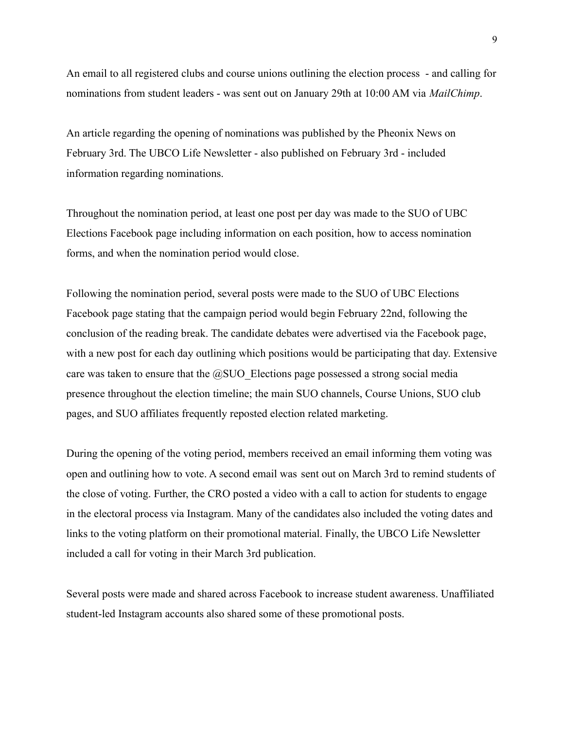An email to all registered clubs and course unions outlining the election process - and calling for nominations from student leaders - was sent out on January 29th at 10:00 AM via *MailChimp*.

An article regarding the opening of nominations was published by the Pheonix News on February 3rd. The UBCO Life Newsletter - also published on February 3rd - included information regarding nominations.

Throughout the nomination period, at least one post per day was made to the SUO of UBC Elections Facebook page including information on each position, how to access nomination forms, and when the nomination period would close.

Following the nomination period, several posts were made to the SUO of UBC Elections Facebook page stating that the campaign period would begin February 22nd, following the conclusion of the reading break. The candidate debates were advertised via the Facebook page, with a new post for each day outlining which positions would be participating that day. Extensive care was taken to ensure that the @SUO_Elections page possessed a strong social media presence throughout the election timeline; the main SUO channels, Course Unions, SUO club pages, and SUO affiliates frequently reposted election related marketing.

During the opening of the voting period, members received an email informing them voting was open and outlining how to vote. A second email was sent out on March 3rd to remind students of the close of voting. Further, the CRO posted a video with a call to action for students to engage in the electoral process via Instagram. Many of the candidates also included the voting dates and links to the voting platform on their promotional material. Finally, the UBCO Life Newsletter included a call for voting in their March 3rd publication.

Several posts were made and shared across Facebook to increase student awareness. Unaffiliated student-led Instagram accounts also shared some of these promotional posts.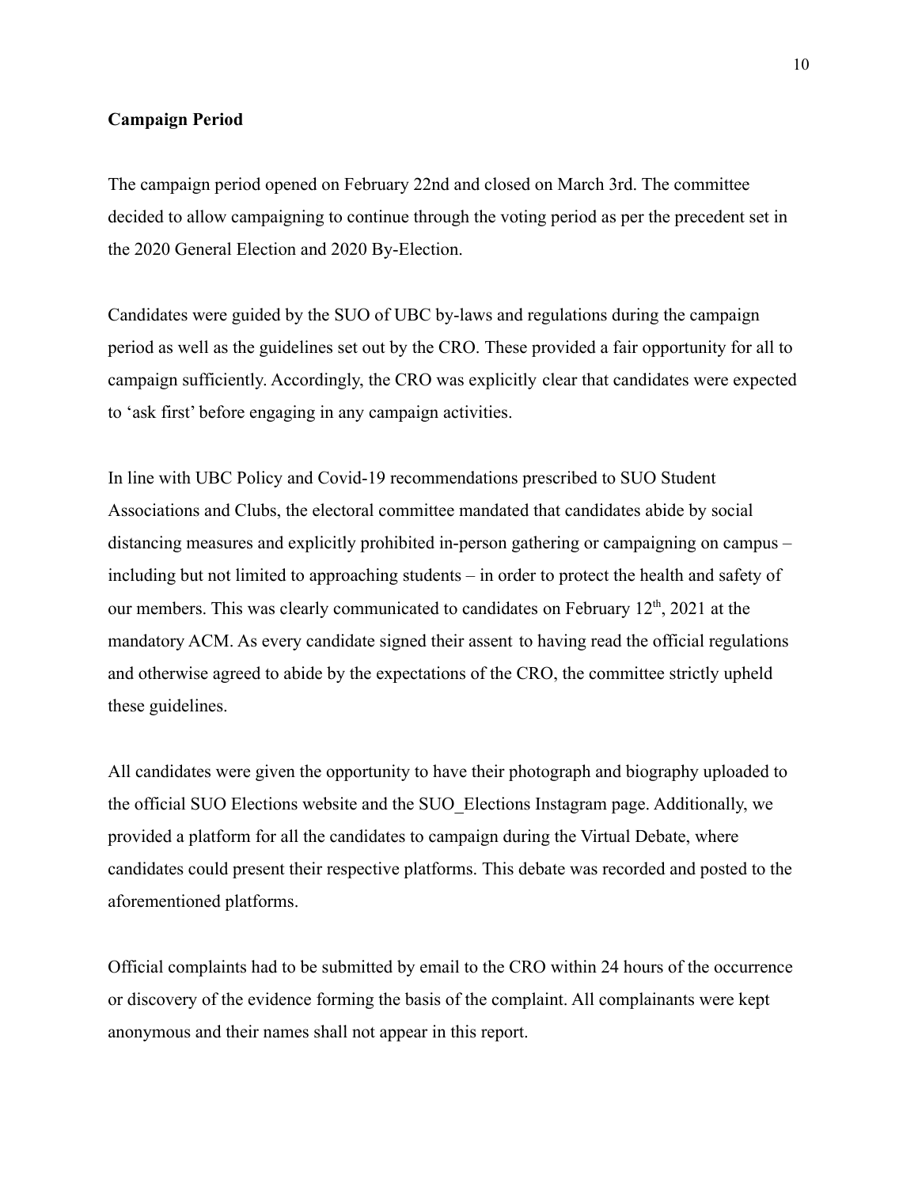**Campaign Period**

The campaign period opened on February 22nd and closed on March 3rd. The committee decided to allow campaigning to continue through the voting period as per the precedent set in the 2020 General Election and 2020 By-Election.

Candidates were guided by the SUO of UBC by-laws and regulations during the campaign period as well as the guidelines set out by the CRO. These provided a fair opportunity for all to campaign sufficiently. Accordingly, the CRO was explicitly clear that candidates were expected to 'ask first' before engaging in any campaign activities.

In line with UBC Policy and Covid-19 recommendations prescribed to SUO Student Associations and Clubs, the electoral committee mandated that candidates abide by social distancing measures and explicitly prohibited in-person gathering or campaigning on campus – including but not limited to approaching students – in order to protect the health and safety of our members. This was clearly communicated to candidates on February 12th, 2021 at the mandatory ACM. As every candidate signed their assent to having read the official regulations and otherwise agreed to abide by the expectations of the CRO, the committee strictly upheld these guidelines.

All candidates were given the opportunity to have their photograph and biography uploaded to the official SUO Elections website and the SUO_Elections Instagram page. Additionally, we provided a platform for all the candidates to campaign during the Virtual Debate, where candidates could present their respective platforms. This debate was recorded and posted to the aforementioned platforms.

Official complaints had to be submitted by email to the CRO within 24 hours of the occurrence or discovery of the evidence forming the basis of the complaint. All complainants were kept anonymous and their names shall not appear in this report.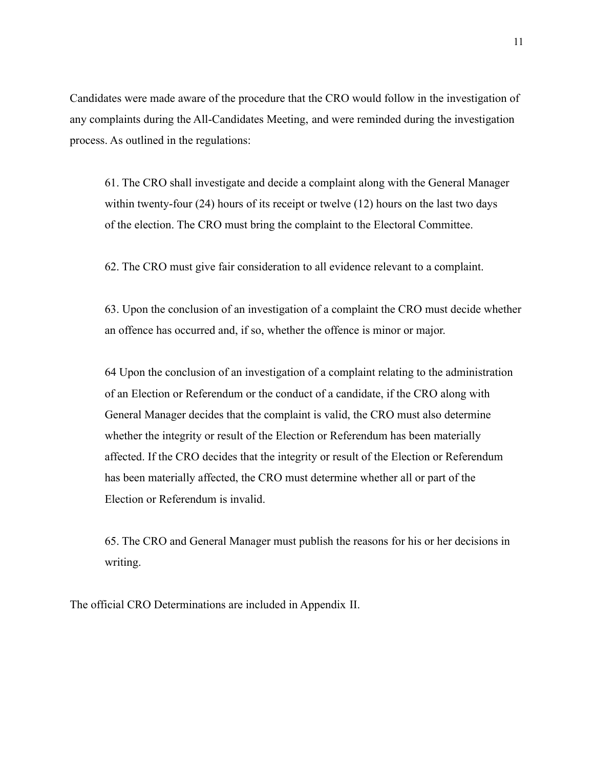Candidates were made aware of the procedure that the CRO would follow in the investigation of any complaints during the All-Candidates Meeting, and were reminded during the investigation process. As outlined in the regulations:

> 61. The CRO shall investigate and decide a complaint along with the General Manager within twenty-four (24) hours of its receipt or twelve (12) hours on the last two days of the election. The CRO must bring the complaint to the Electoral Committee.
>
> 62. The CRO must give fair consideration to all evidence relevant to a complaint.
>
> 63. Upon the conclusion of an investigation of a complaint the CRO must decide whether an offence has occurred and, if so, whether the offence is minor or major.
>
> 64 Upon the conclusion of an investigation of a complaint relating to the administration of an Election or Referendum or the conduct of a candidate, if the CRO along with General Manager decides that the complaint is valid, the CRO must also determine whether the integrity or result of the Election or Referendum has been materially affected. If the CRO decides that the integrity or result of the Election or Referendum has been materially affected, the CRO must determine whether all or part of the Election or Referendum is invalid.
>
> 65. The CRO and General Manager must publish the reasons for his or her decisions in writing.

The official CRO Determinations are included in Appendix II.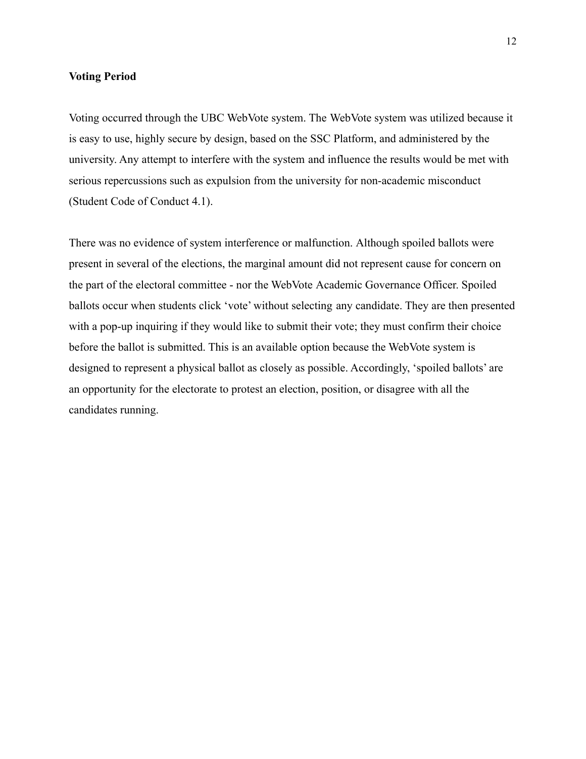**Voting Period**

Voting occurred through the UBC WebVote system. The WebVote system was utilized because it is easy to use, highly secure by design, based on the SSC Platform, and administered by the university. Any attempt to interfere with the system and influence the results would be met with serious repercussions such as expulsion from the university for non-academic misconduct (Student Code of Conduct 4.1).

There was no evidence of system interference or malfunction. Although spoiled ballots were present in several of the elections, the marginal amount did not represent cause for concern on the part of the electoral committee - nor the WebVote Academic Governance Officer. Spoiled ballots occur when students click 'vote' without selecting any candidate. They are then presented with a pop-up inquiring if they would like to submit their vote; they must confirm their choice before the ballot is submitted. This is an available option because the WebVote system is designed to represent a physical ballot as closely as possible. Accordingly, 'spoiled ballots' are an opportunity for the electorate to protest an election, position, or disagree with all the candidates running.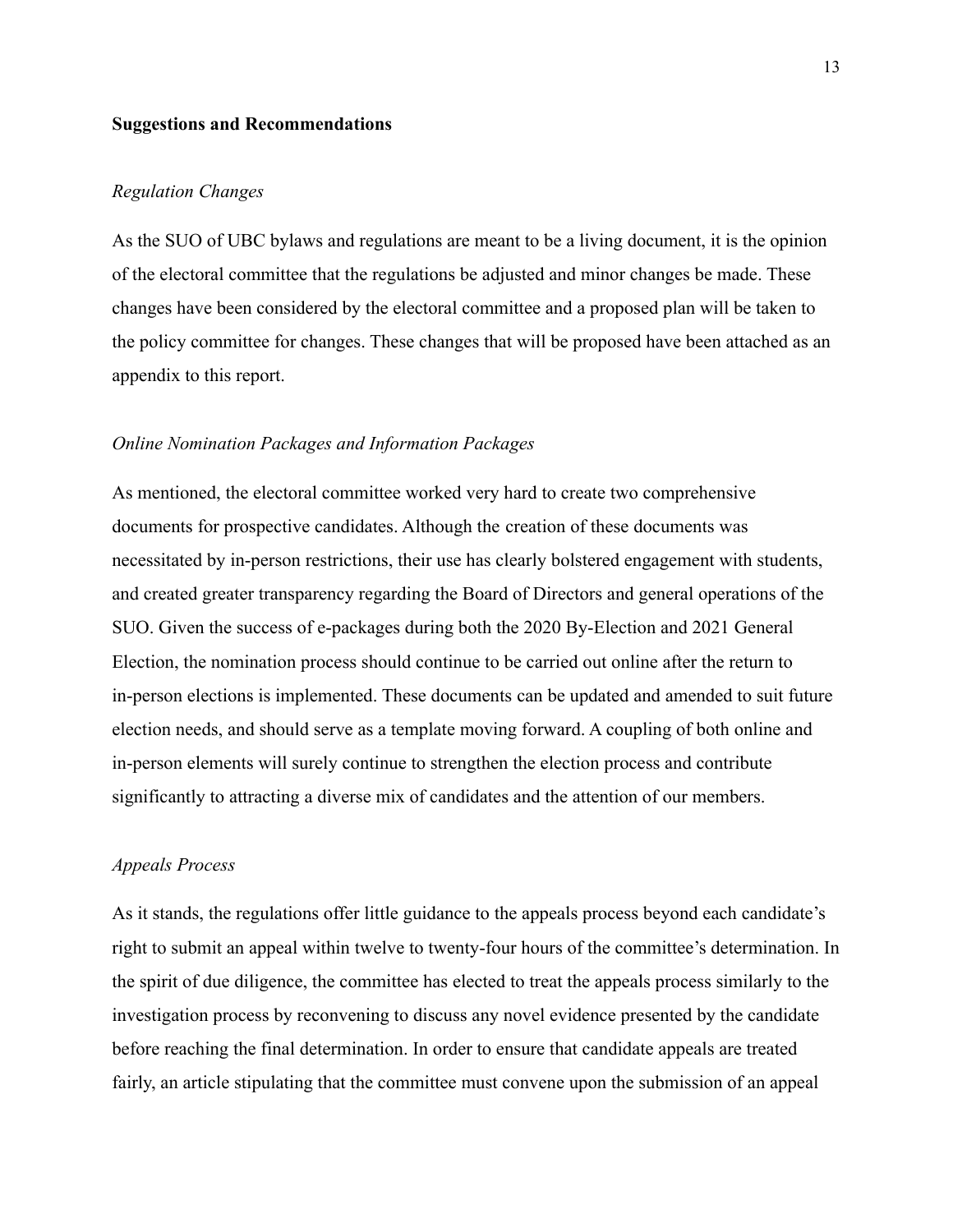## Suggestions and Recommendations

### *Regulation Changes*

As the SUO of UBC bylaws and regulations are meant to be a living document, it is the opinion of the electoral committee that the regulations be adjusted and minor changes be made. These changes have been considered by the electoral committee and a proposed plan will be taken to the policy committee for changes. These changes that will be proposed have been attached as an appendix to this report.

### *Online Nomination Packages and Information Packages*

As mentioned, the electoral committee worked very hard to create two comprehensive documents for prospective candidates. Although the creation of these documents was necessitated by in-person restrictions, their use has clearly bolstered engagement with students, and created greater transparency regarding the Board of Directors and general operations of the SUO. Given the success of e-packages during both the 2020 By-Election and 2021 General Election, the nomination process should continue to be carried out online after the return to in-person elections is implemented. These documents can be updated and amended to suit future election needs, and should serve as a template moving forward. A coupling of both online and in-person elements will surely continue to strengthen the election process and contribute significantly to attracting a diverse mix of candidates and the attention of our members.

### *Appeals Process*

As it stands, the regulations offer little guidance to the appeals process beyond each candidate's right to submit an appeal within twelve to twenty-four hours of the committee's determination. In the spirit of due diligence, the committee has elected to treat the appeals process similarly to the investigation process by reconvening to discuss any novel evidence presented by the candidate before reaching the final determination. In order to ensure that candidate appeals are treated fairly, an article stipulating that the committee must convene upon the submission of an appeal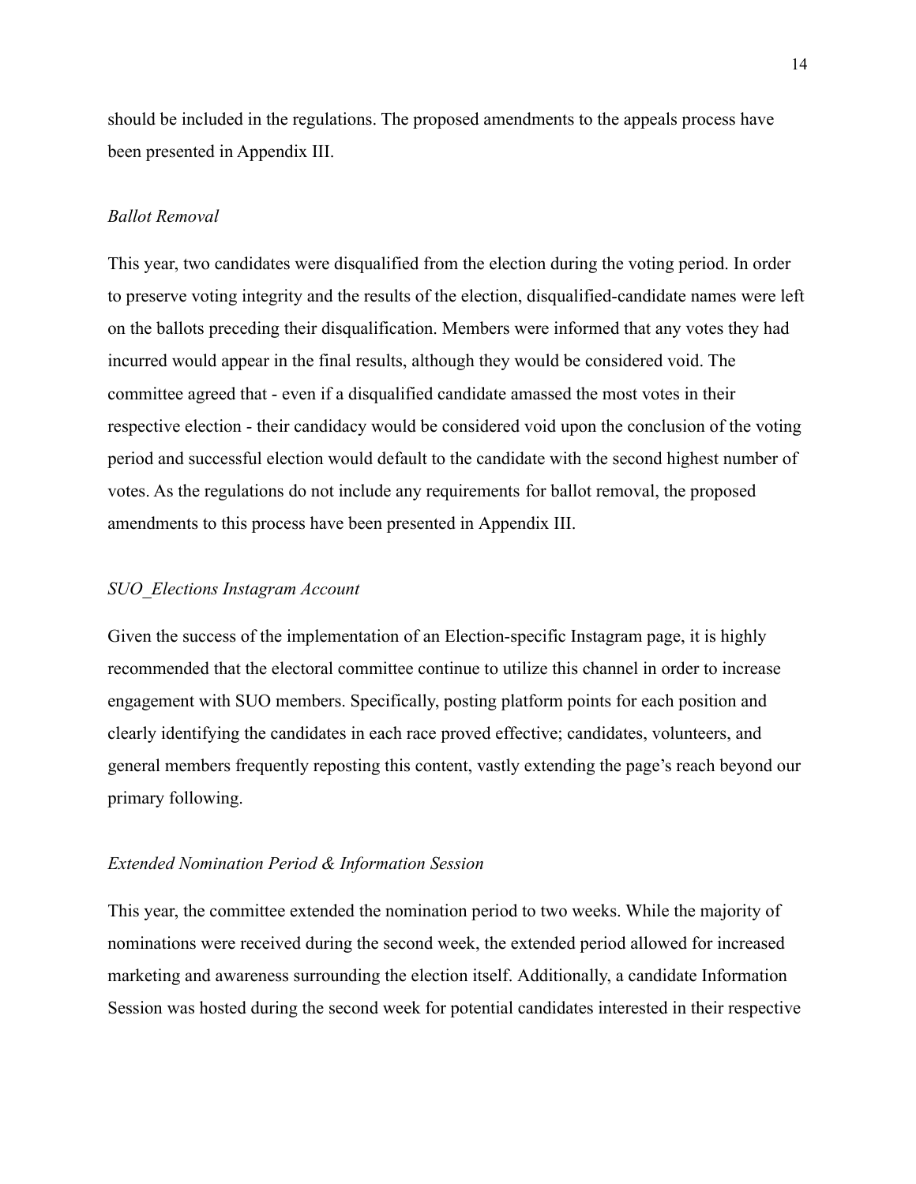should be included in the regulations. The proposed amendments to the appeals process have been presented in Appendix III.

*Ballot Removal*

This year, two candidates were disqualified from the election during the voting period. In order to preserve voting integrity and the results of the election, disqualified-candidate names were left on the ballots preceding their disqualification. Members were informed that any votes they had incurred would appear in the final results, although they would be considered void. The committee agreed that - even if a disqualified candidate amassed the most votes in their respective election - their candidacy would be considered void upon the conclusion of the voting period and successful election would default to the candidate with the second highest number of votes. As the regulations do not include any requirements for ballot removal, the proposed amendments to this process have been presented in Appendix III.

*SUO_Elections Instagram Account*

Given the success of the implementation of an Election-specific Instagram page, it is highly recommended that the electoral committee continue to utilize this channel in order to increase engagement with SUO members. Specifically, posting platform points for each position and clearly identifying the candidates in each race proved effective; candidates, volunteers, and general members frequently reposting this content, vastly extending the page's reach beyond our primary following.

*Extended Nomination Period & Information Session*

This year, the committee extended the nomination period to two weeks. While the majority of nominations were received during the second week, the extended period allowed for increased marketing and awareness surrounding the election itself. Additionally, a candidate Information Session was hosted during the second week for potential candidates interested in their respective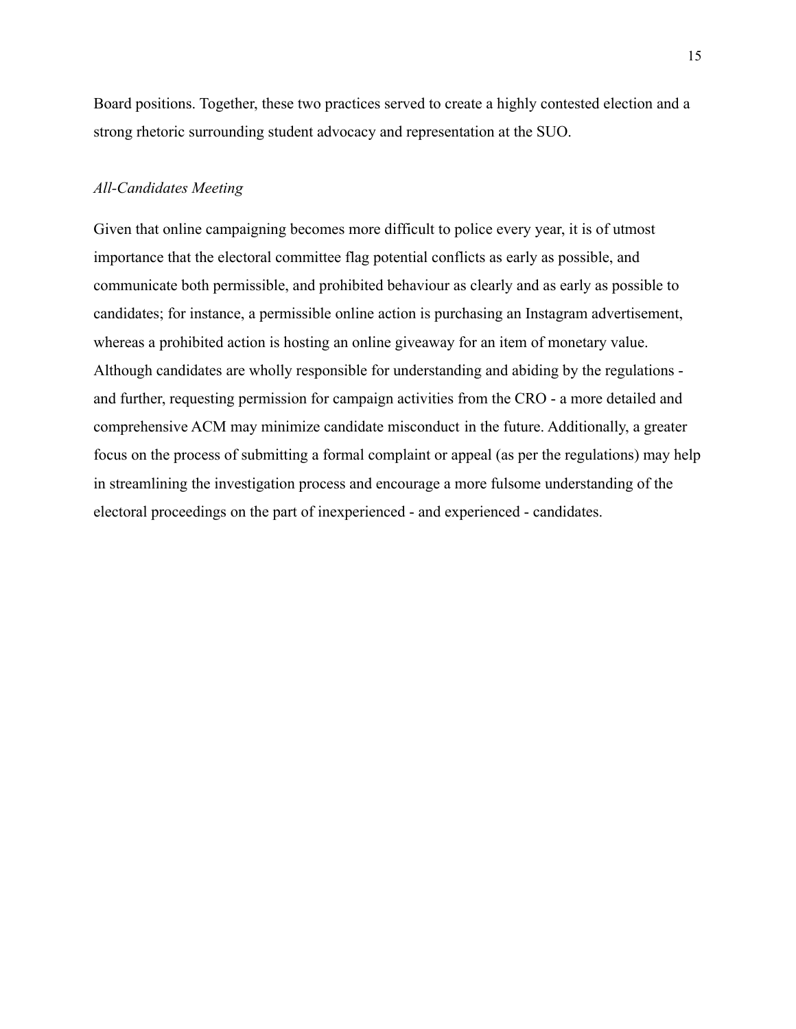Board positions. Together, these two practices served to create a highly contested election and a strong rhetoric surrounding student advocacy and representation at the SUO.

*All-Candidates Meeting*

Given that online campaigning becomes more difficult to police every year, it is of utmost importance that the electoral committee flag potential conflicts as early as possible, and communicate both permissible, and prohibited behaviour as clearly and as early as possible to candidates; for instance, a permissible online action is purchasing an Instagram advertisement, whereas a prohibited action is hosting an online giveaway for an item of monetary value. Although candidates are wholly responsible for understanding and abiding by the regulations - and further, requesting permission for campaign activities from the CRO - a more detailed and comprehensive ACM may minimize candidate misconduct in the future. Additionally, a greater focus on the process of submitting a formal complaint or appeal (as per the regulations) may help in streamlining the investigation process and encourage a more fulsome understanding of the electoral proceedings on the part of inexperienced - and experienced - candidates.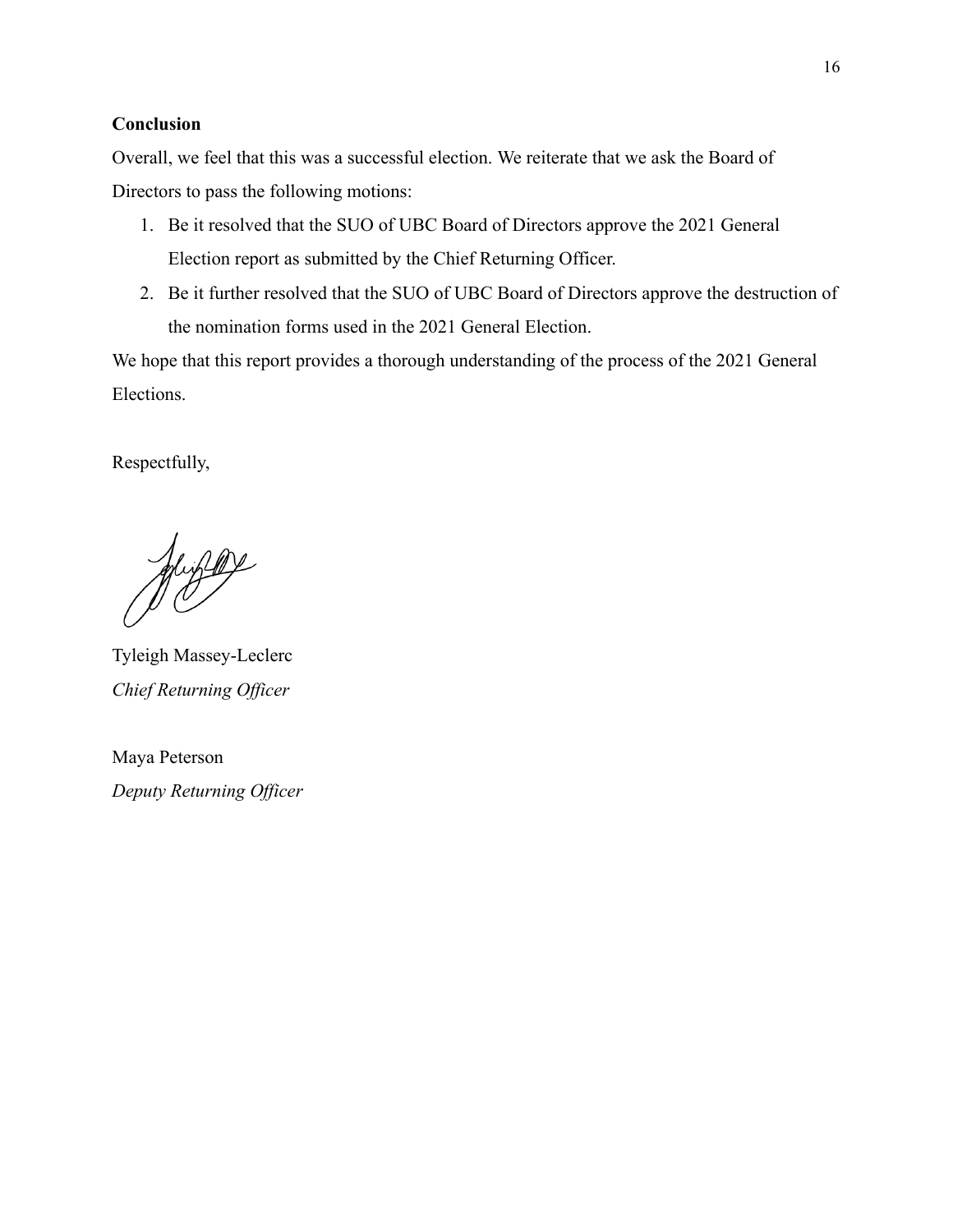**Conclusion**

Overall, we feel that this was a successful election. We reiterate that we ask the Board of Directors to pass the following motions:

1. Be it resolved that the SUO of UBC Board of Directors approve the 2021 General Election report as submitted by the Chief Returning Officer.
2. Be it further resolved that the SUO of UBC Board of Directors approve the destruction of the nomination forms used in the 2021 General Election.

We hope that this report provides a thorough understanding of the process of the 2021 General Elections.

Respectfully,

Tyleigh Massey-Leclerc
*Chief Returning Officer*

Maya Peterson
*Deputy Returning Officer*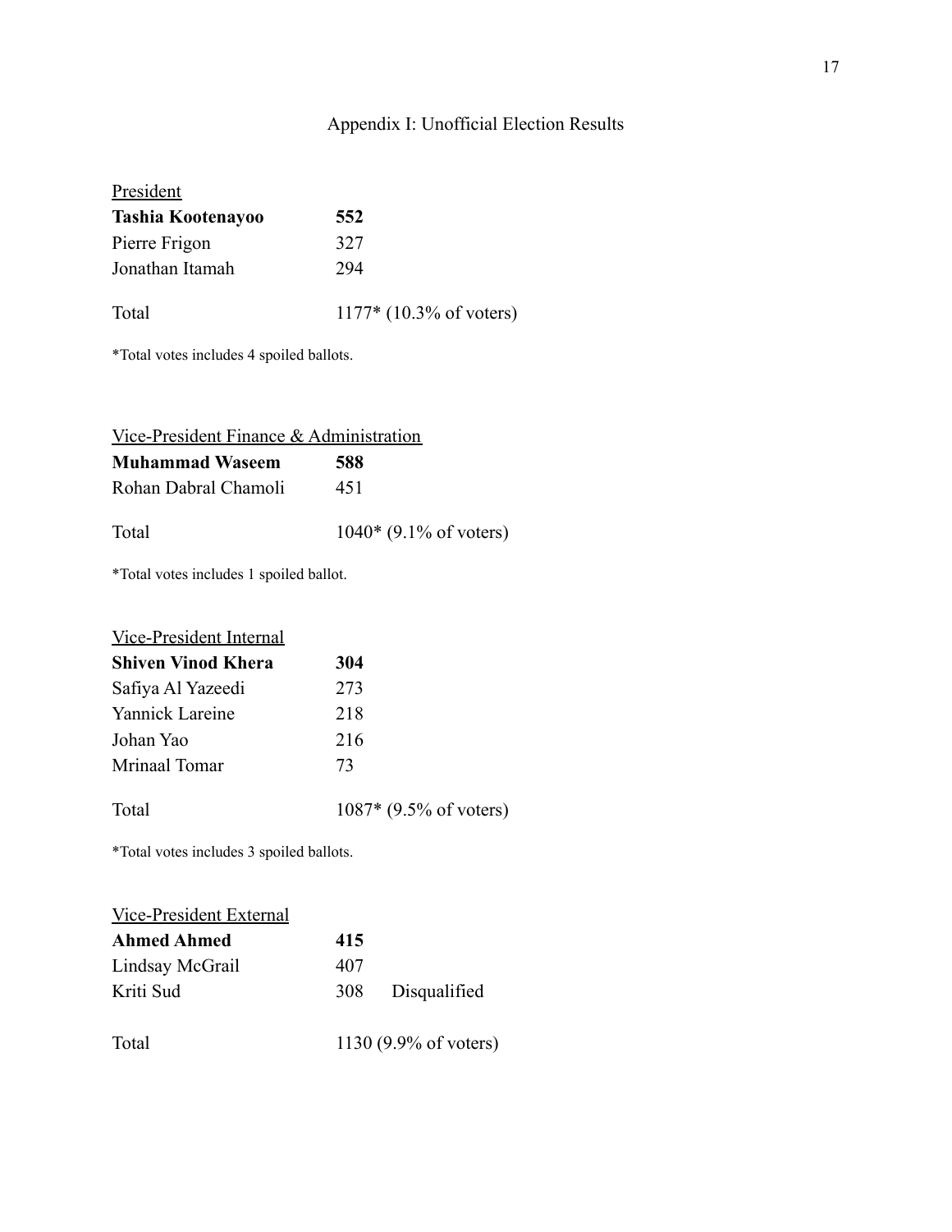## Appendix I: Unofficial Election Results

<u>President</u>

| | |
|---|---|
| **Tashia Kootenayoo** | **552** |
| Pierre Frigon | 327 |
| Jonathan Itamah | 294 |
| | |
| Total | 1177* (10.3% of voters) |

*Total votes includes 4 spoiled ballots.

<u>Vice-President Finance & Administration</u>

| | |
|---|---|
| **Muhammad Waseem** | **588** |
| Rohan Dabral Chamoli | 451 |
| | |
| Total | 1040* (9.1% of voters) |

*Total votes includes 1 spoiled ballot.

<u>Vice-President Internal</u>

| | |
|---|---|
| **Shiven Vinod Khera** | **304** |
| Safiya Al Yazeedi | 273 |
| Yannick Lareine | 218 |
| Johan Yao | 216 |
| Mrinaal Tomar | 73 |
| | |
| Total | 1087* (9.5% of voters) |

*Total votes includes 3 spoiled ballots.

<u>Vice-President External</u>

| | | |
|---|---|---|
| **Ahmed Ahmed** | **415** | |
| Lindsay McGrail | 407 | |
| Kriti Sud | 308 | Disqualified |
| | | |
| Total | 1130 (9.9% of voters) | |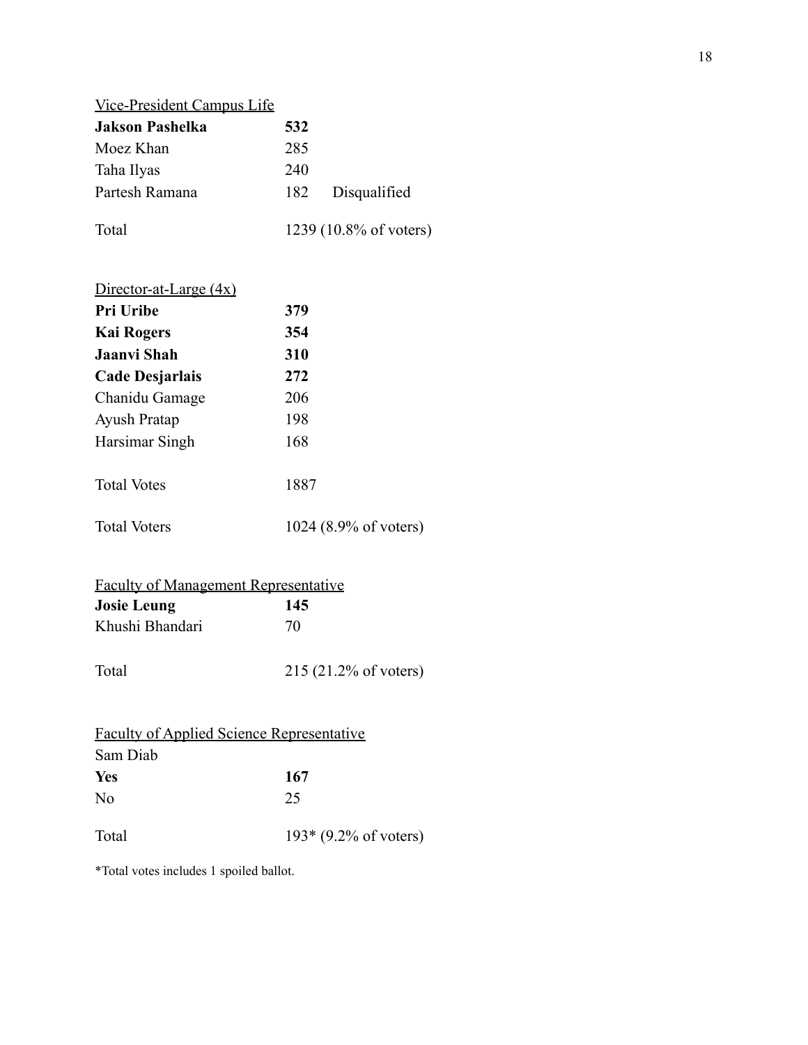Vice-President Campus Life

| | | |
|---|---|---|
| **Jakson Pashelka** | **532** | |
| Moez Khan | 285 | |
| Taha Ilyas | 240 | |
| Partesh Ramana | 182 | Disqualified |
| Total | 1239 (10.8% of voters) | |

Director-at-Large (4x)

| | |
|---|---|
| **Pri Uribe** | **379** |
| **Kai Rogers** | **354** |
| **Jaanvi Shah** | **310** |
| **Cade Desjarlais** | **272** |
| Chanidu Gamage | 206 |
| Ayush Pratap | 198 |
| Harsimar Singh | 168 |
| Total Votes | 1887 |
| Total Voters | 1024 (8.9% of voters) |

Faculty of Management Representative

| | |
|---|---|
| **Josie Leung** | **145** |
| Khushi Bhandari | 70 |
| Total | 215 (21.2% of voters) |

Faculty of Applied Science Representative

Sam Diab

| | |
|---|---|
| **Yes** | **167** |
| No | 25 |
| Total | 193* (9.2% of voters) |

*Total votes includes 1 spoiled ballot.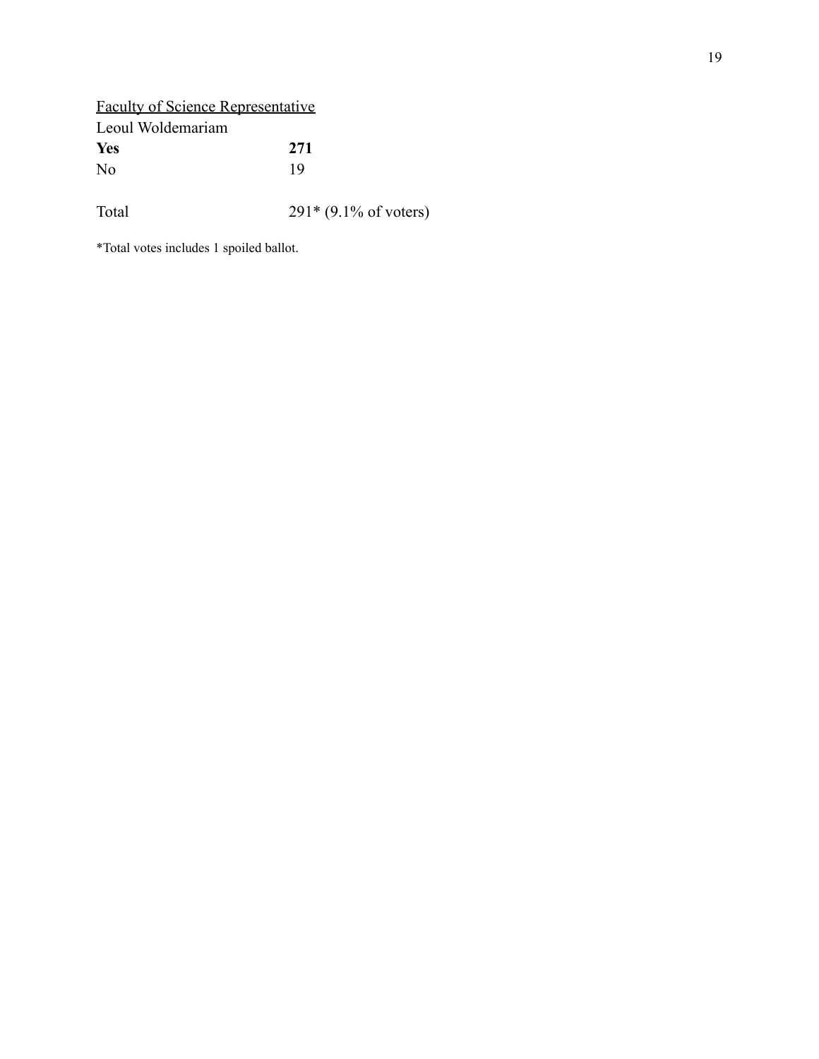<u>Faculty of Science Representative</u>

Leoul Woldemariam

| | |
|---|---|
| **Yes** | **271** |
| No | 19 |
| | |
| Total | 291* (9.1% of voters) |

*Total votes includes 1 spoiled ballot.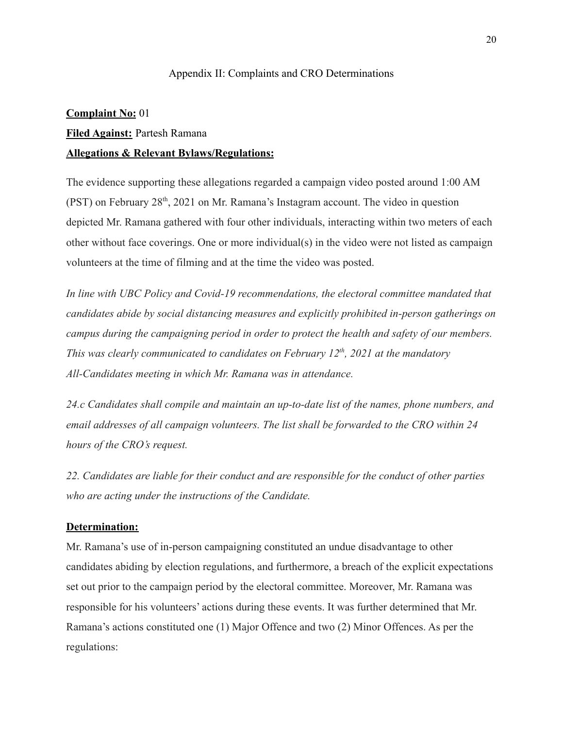## Appendix II: Complaints and CRO Determinations

**Complaint No:** 01

**Filed Against:** Partesh Ramana

**Allegations & Relevant Bylaws/Regulations:**

The evidence supporting these allegations regarded a campaign video posted around 1:00 AM (PST) on February 28th, 2021 on Mr. Ramana's Instagram account. The video in question depicted Mr. Ramana gathered with four other individuals, interacting within two meters of each other without face coverings. One or more individual(s) in the video were not listed as campaign volunteers at the time of filming and at the time the video was posted.

*In line with UBC Policy and Covid-19 recommendations, the electoral committee mandated that candidates abide by social distancing measures and explicitly prohibited in-person gatherings on campus during the campaigning period in order to protect the health and safety of our members. This was clearly communicated to candidates on February 12th, 2021 at the mandatory All-Candidates meeting in which Mr. Ramana was in attendance.*

*24.c Candidates shall compile and maintain an up-to-date list of the names, phone numbers, and email addresses of all campaign volunteers. The list shall be forwarded to the CRO within 24 hours of the CRO's request.*

*22. Candidates are liable for their conduct and are responsible for the conduct of other parties who are acting under the instructions of the Candidate.*

**Determination:**

Mr. Ramana's use of in-person campaigning constituted an undue disadvantage to other candidates abiding by election regulations, and furthermore, a breach of the explicit expectations set out prior to the campaign period by the electoral committee. Moreover, Mr. Ramana was responsible for his volunteers' actions during these events. It was further determined that Mr. Ramana's actions constituted one (1) Major Offence and two (2) Minor Offences. As per the regulations: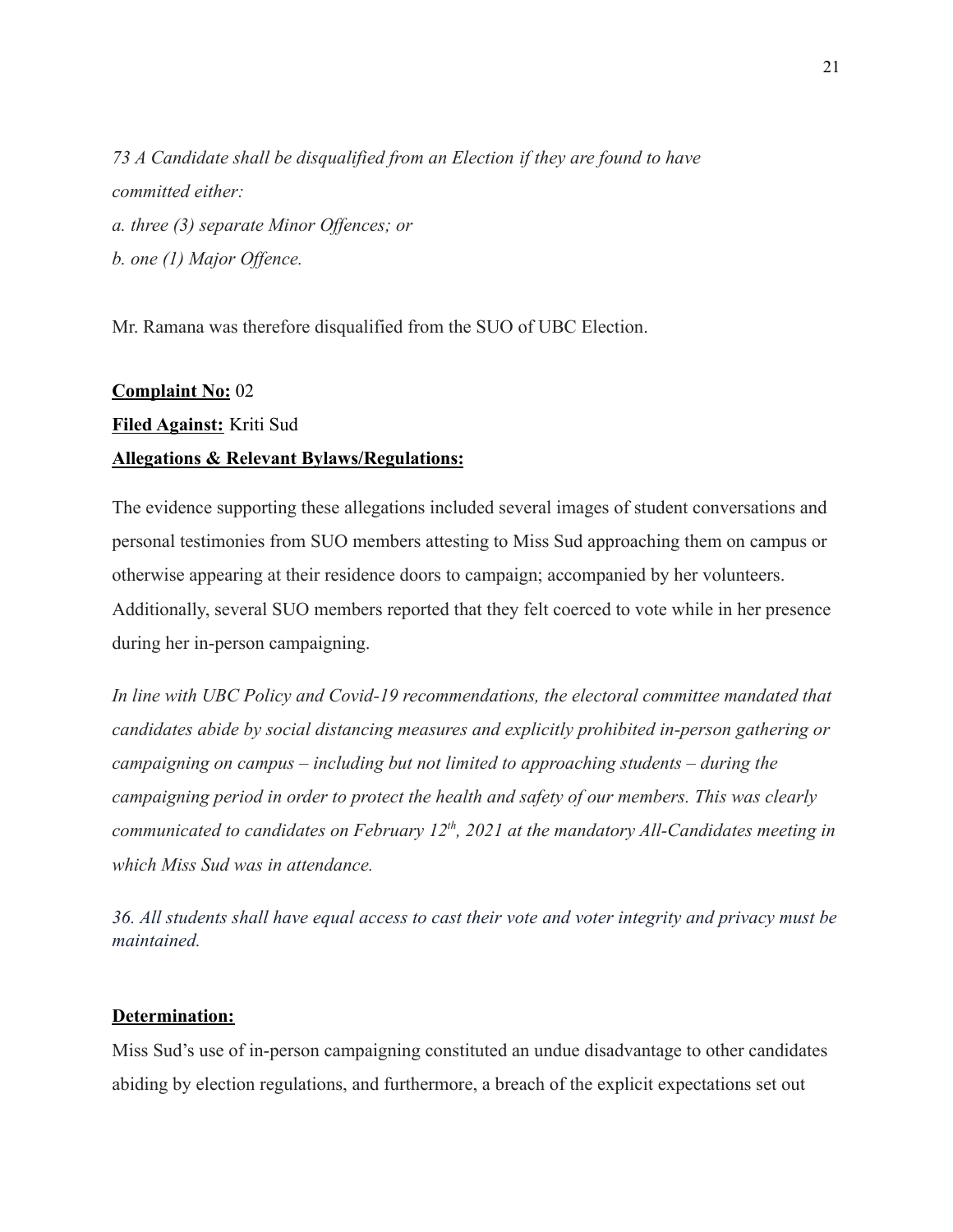*73 A Candidate shall be disqualified from an Election if they are found to have committed either:*

*a. three (3) separate Minor Offences; or*

*b. one (1) Major Offence.*

Mr. Ramana was therefore disqualified from the SUO of UBC Election.

**Complaint No:** 02

**Filed Against:** Kriti Sud

**Allegations & Relevant Bylaws/Regulations:**

The evidence supporting these allegations included several images of student conversations and personal testimonies from SUO members attesting to Miss Sud approaching them on campus or otherwise appearing at their residence doors to campaign; accompanied by her volunteers. Additionally, several SUO members reported that they felt coerced to vote while in her presence during her in-person campaigning.

*In line with UBC Policy and Covid-19 recommendations, the electoral committee mandated that candidates abide by social distancing measures and explicitly prohibited in-person gathering or campaigning on campus – including but not limited to approaching students – during the campaigning period in order to protect the health and safety of our members. This was clearly communicated to candidates on February 12th, 2021 at the mandatory All-Candidates meeting in which Miss Sud was in attendance.*

*36. All students shall have equal access to cast their vote and voter integrity and privacy must be maintained.*

**Determination:**

Miss Sud's use of in-person campaigning constituted an undue disadvantage to other candidates abiding by election regulations, and furthermore, a breach of the explicit expectations set out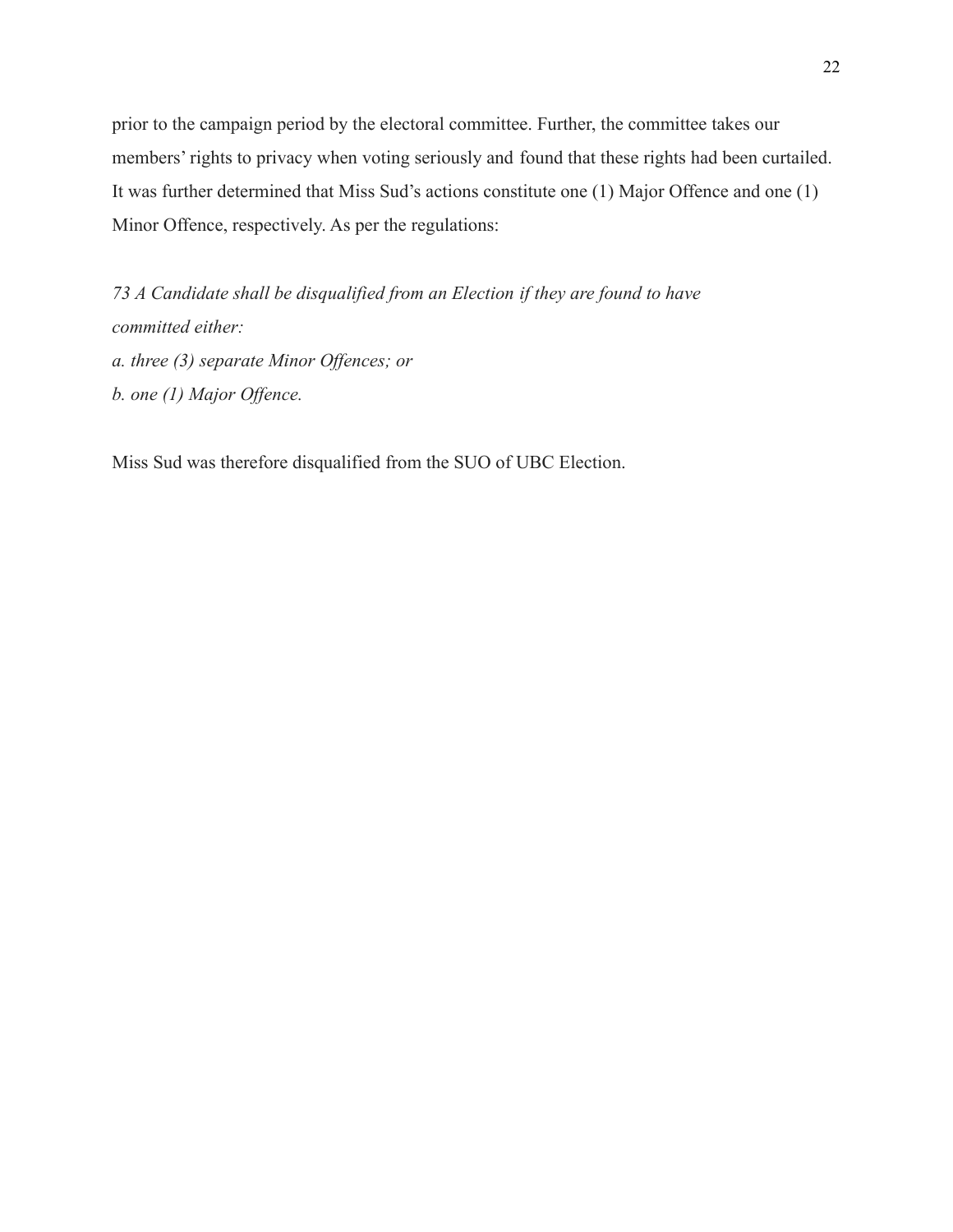prior to the campaign period by the electoral committee. Further, the committee takes our members' rights to privacy when voting seriously and found that these rights had been curtailed. It was further determined that Miss Sud's actions constitute one (1) Major Offence and one (1) Minor Offence, respectively. As per the regulations:

*73 A Candidate shall be disqualified from an Election if they are found to have committed either:*
*a. three (3) separate Minor Offences; or*
*b. one (1) Major Offence.*

Miss Sud was therefore disqualified from the SUO of UBC Election.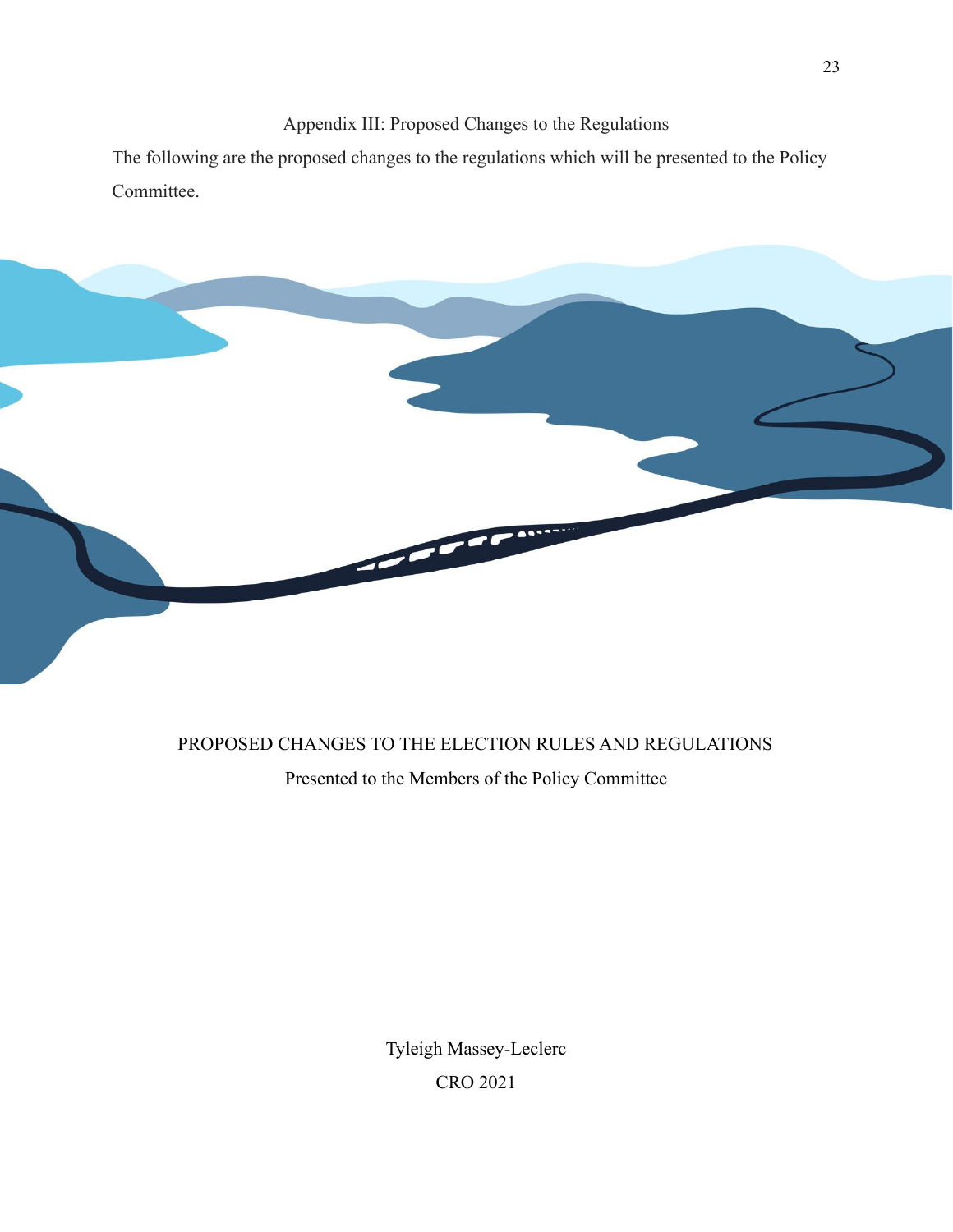## Appendix III: Proposed Changes to the Regulations

The following are the proposed changes to the regulations which will be presented to the Policy Committee.

# PROPOSED CHANGES TO THE ELECTION RULES AND REGULATIONS

Presented to the Members of the Policy Committee

Tyleigh Massey-Leclerc

CRO 2021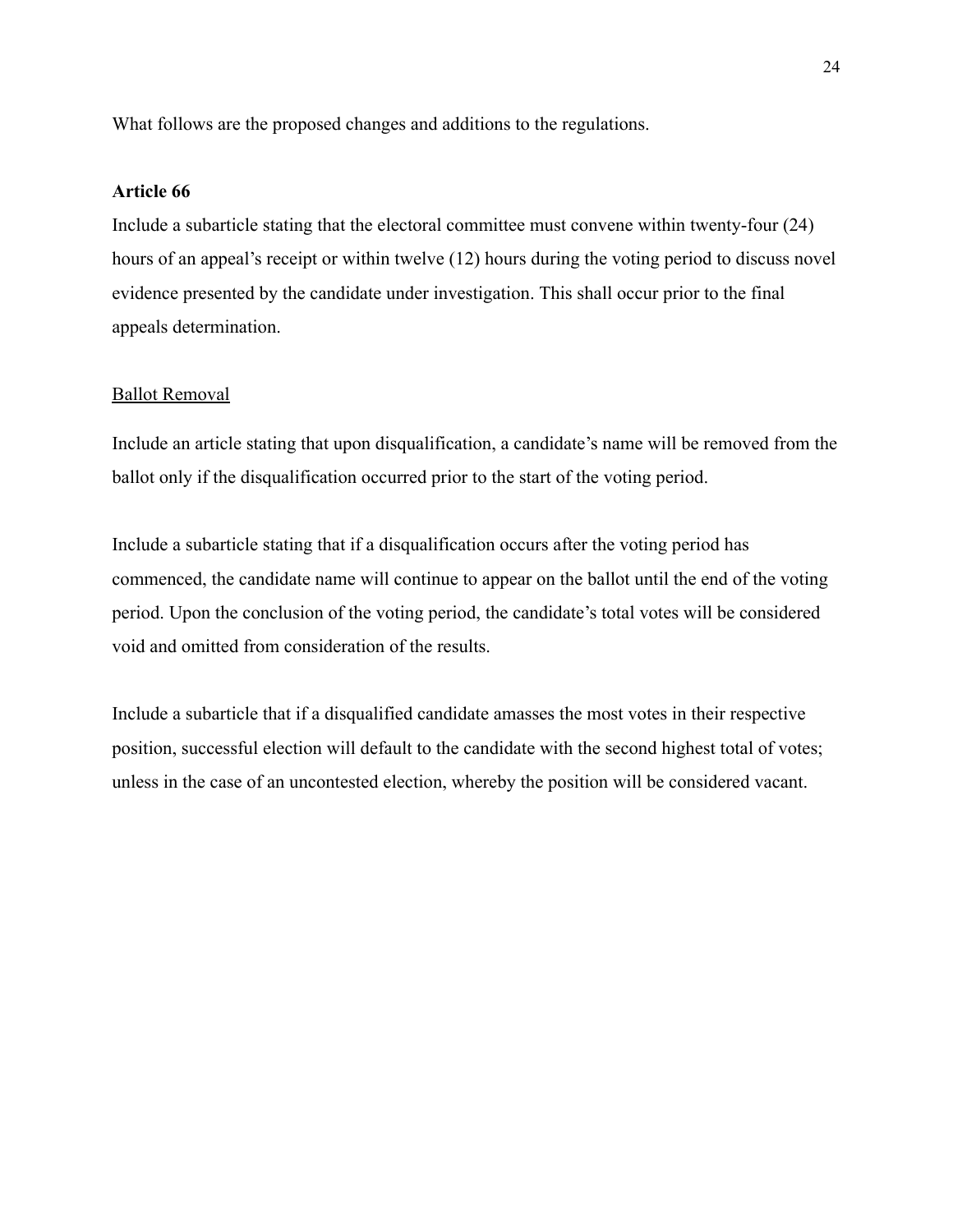What follows are the proposed changes and additions to the regulations.

**Article 66**

Include a subarticle stating that the electoral committee must convene within twenty-four (24) hours of an appeal's receipt or within twelve (12) hours during the voting period to discuss novel evidence presented by the candidate under investigation. This shall occur prior to the final appeals determination.

<u>Ballot Removal</u>

Include an article stating that upon disqualification, a candidate's name will be removed from the ballot only if the disqualification occurred prior to the start of the voting period.

Include a subarticle stating that if a disqualification occurs after the voting period has commenced, the candidate name will continue to appear on the ballot until the end of the voting period. Upon the conclusion of the voting period, the candidate's total votes will be considered void and omitted from consideration of the results.

Include a subarticle that if a disqualified candidate amasses the most votes in their respective position, successful election will default to the candidate with the second highest total of votes; unless in the case of an uncontested election, whereby the position will be considered vacant.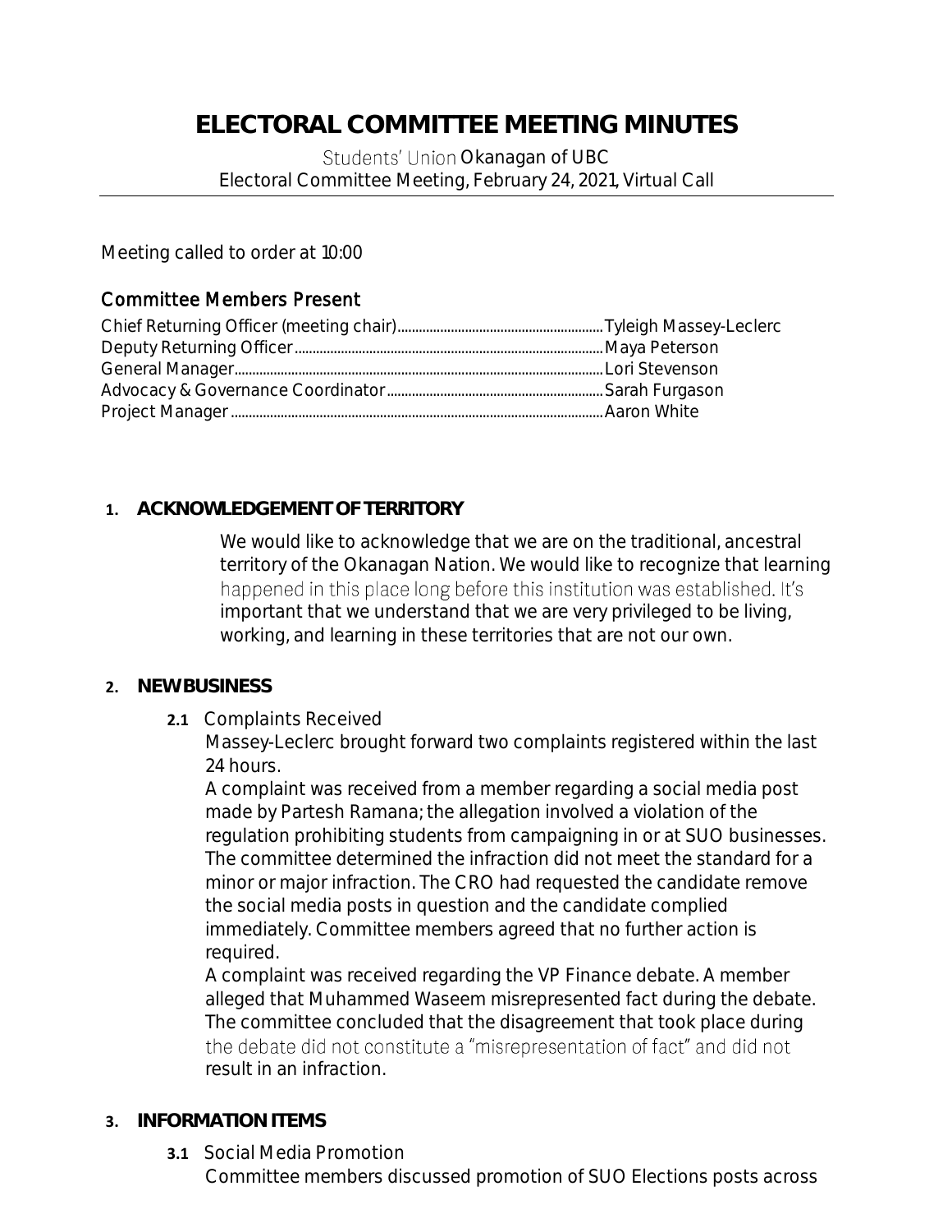# ELECTORAL COMMITTEE MEETING MINUTES

Students' Union Okanagan of UBC
Electoral Committee Meeting, February 24, 2021, Virtual Call

Meeting called to order at 10:00

## Committee Members Present

Chief Returning Officer (meeting chair)........................................................Tyleigh Massey-Leclerc
Deputy Returning Officer........................................................................................Maya Peterson
General Manager........................................................................................................Lori Stevenson
Advocacy & Governance Coordinator..........................................................Sarah Furgason
Project Manager........................................................................................................Aaron White

**1. ACKNOWLEDGEMENT OF TERRITORY**

We would like to acknowledge that we are on the traditional, ancestral territory of the Okanagan Nation. We would like to recognize that learning happened in this place long before this institution was established. It's important that we understand that we are very privileged to be living, working, and learning in these territories that are not our own.

**2. NEW BUSINESS**

**2.1** Complaints Received

Massey-Leclerc brought forward two complaints registered within the last 24 hours.

A complaint was received from a member regarding a social media post made by Partesh Ramana; the allegation involved a violation of the regulation prohibiting students from campaigning in or at SUO businesses. The committee determined the infraction did not meet the standard for a minor or major infraction. The CRO had requested the candidate remove the social media posts in question and the candidate complied immediately. Committee members agreed that no further action is required.

A complaint was received regarding the VP Finance debate. A member alleged that Muhammed Waseem misrepresented fact during the debate. The committee concluded that the disagreement that took place during the debate did not constitute a "misrepresentation of fact" and did not result in an infraction.

**3. INFORMATION ITEMS**

**3.1** Social Media Promotion

Committee members discussed promotion of SUO Elections posts across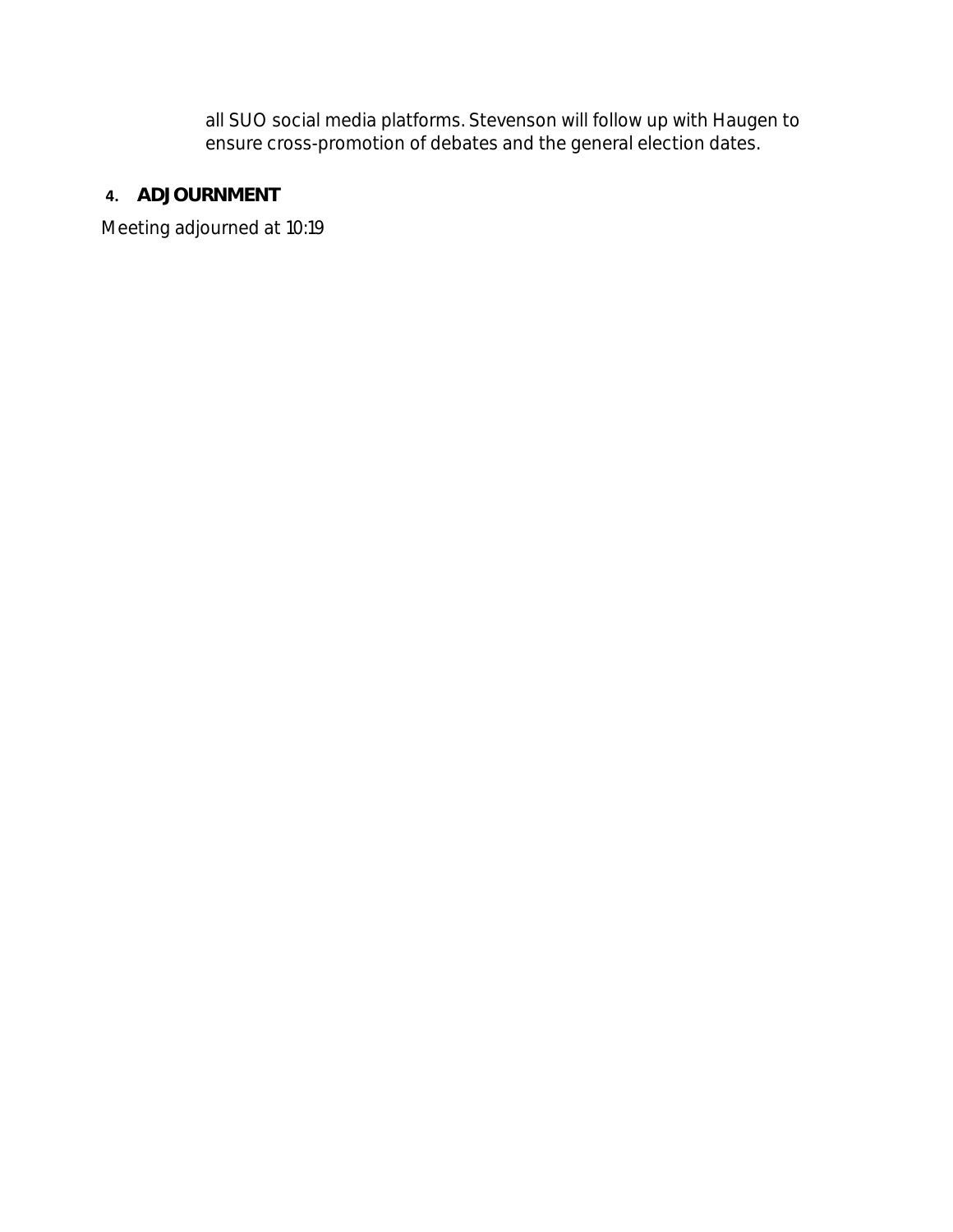all SUO social media platforms. Stevenson will follow up with Haugen to ensure cross-promotion of debates and the general election dates.

4. **ADJOURNMENT**

Meeting adjourned at 10:19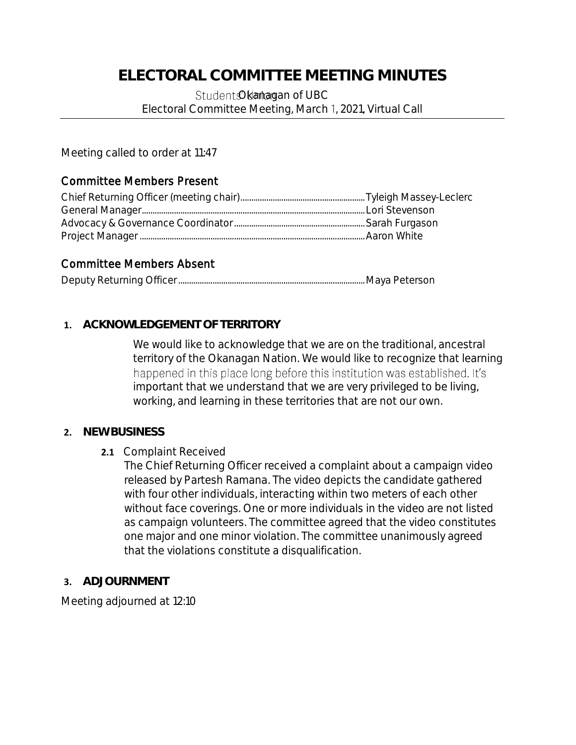# ELECTORAL COMMITTEE MEETING MINUTES

Students' Union Okanagan of UBC
Electoral Committee Meeting, March 1, 2021, Virtual Call

Meeting called to order at 11:47

## Committee Members Present

Chief Returning Officer (meeting chair)........................................................Tyleigh Massey-Leclerc
General Manager.......................................................................................................Lori Stevenson
Advocacy & Governance Coordinator.........................................................Sarah Furgason
Project Manager.........................................................................................................Aaron White

## Committee Members Absent

Deputy Returning Officer.......................................................................................Maya Peterson

**1. ACKNOWLEDGEMENT OF TERRITORY**

We would like to acknowledge that we are on the traditional, ancestral territory of the Okanagan Nation. We would like to recognize that learning happened in this place long before this institution was established. It's important that we understand that we are very privileged to be living, working, and learning in these territories that are not our own.

**2. NEW BUSINESS**

**2.1** Complaint Received

The Chief Returning Officer received a complaint about a campaign video released by Partesh Ramana. The video depicts the candidate gathered with four other individuals, interacting within two meters of each other without face coverings. One or more individuals in the video are not listed as campaign volunteers. The committee agreed that the video constitutes one major and one minor violation. The committee unanimously agreed that the violations constitute a disqualification.

**3. ADJOURNMENT**

Meeting adjourned at 12:10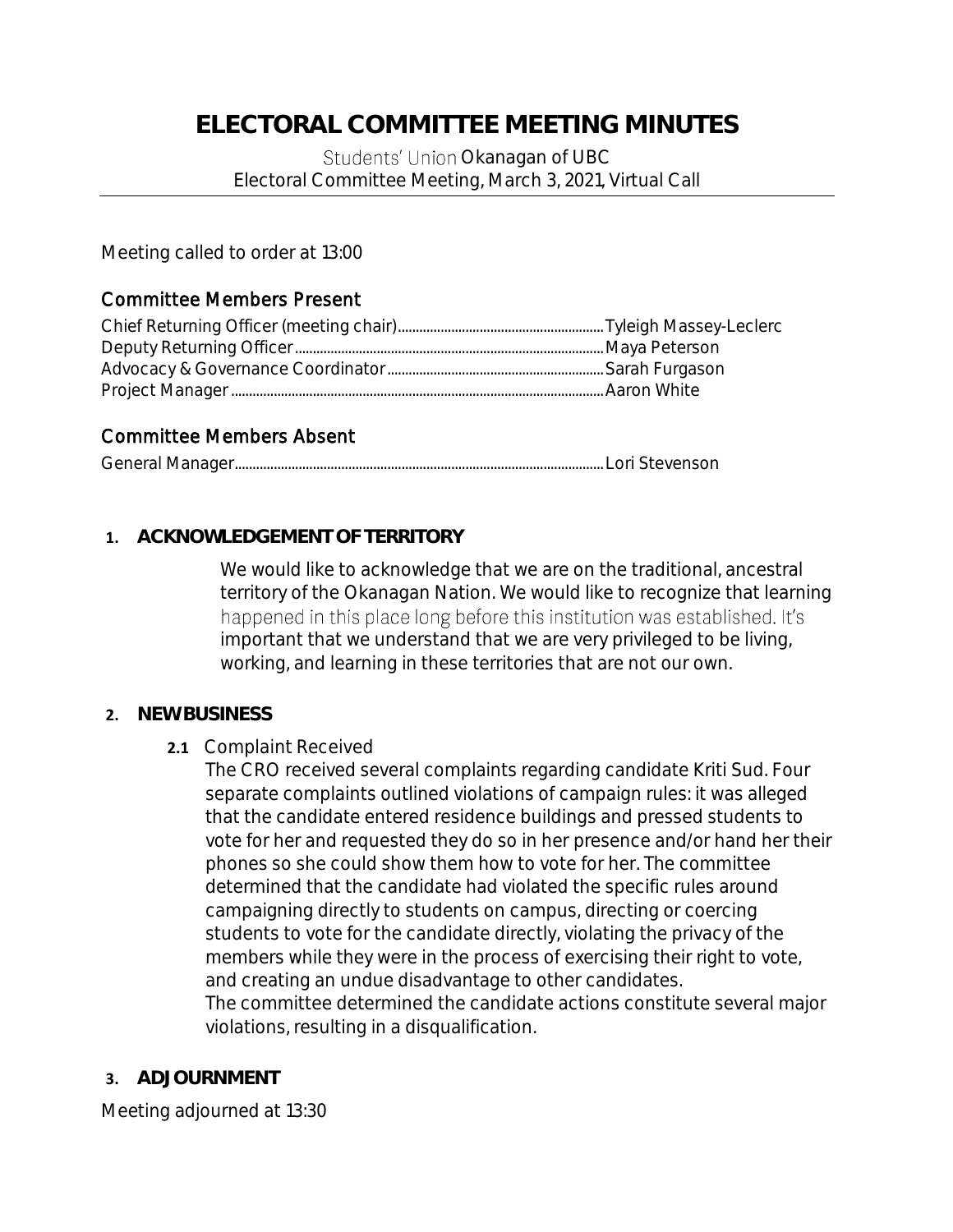# ELECTORAL COMMITTEE MEETING MINUTES

Students' Union Okanagan of UBC
Electoral Committee Meeting, March 3, 2021, Virtual Call

Meeting called to order at 13:00

## Committee Members Present

Chief Returning Officer (meeting chair)..........Tyleigh Massey-Leclerc
Deputy Returning Officer..........Maya Peterson
Advocacy & Governance Coordinator..........Sarah Furgason
Project Manager..........Aaron White

## Committee Members Absent

General Manager..........Lori Stevenson

### 1. ACKNOWLEDGEMENT OF TERRITORY

We would like to acknowledge that we are on the traditional, ancestral territory of the Okanagan Nation. We would like to recognize that learning happened in this place long before this institution was established. It's important that we understand that we are very privileged to be living, working, and learning in these territories that are not our own.

### 2. NEW BUSINESS

**2.1** Complaint Received

The CRO received several complaints regarding candidate Kriti Sud. Four separate complaints outlined violations of campaign rules: it was alleged that the candidate entered residence buildings and pressed students to vote for her and requested they do so in her presence and/or hand her their phones so she could show them how to vote for her. The committee determined that the candidate had violated the specific rules around campaigning directly to students on campus, directing or coercing students to vote for the candidate directly, violating the privacy of the members while they were in the process of exercising their right to vote, and creating an undue disadvantage to other candidates.

The committee determined the candidate actions constitute several major violations, resulting in a disqualification.

### 3. ADJOURNMENT

Meeting adjourned at 13:30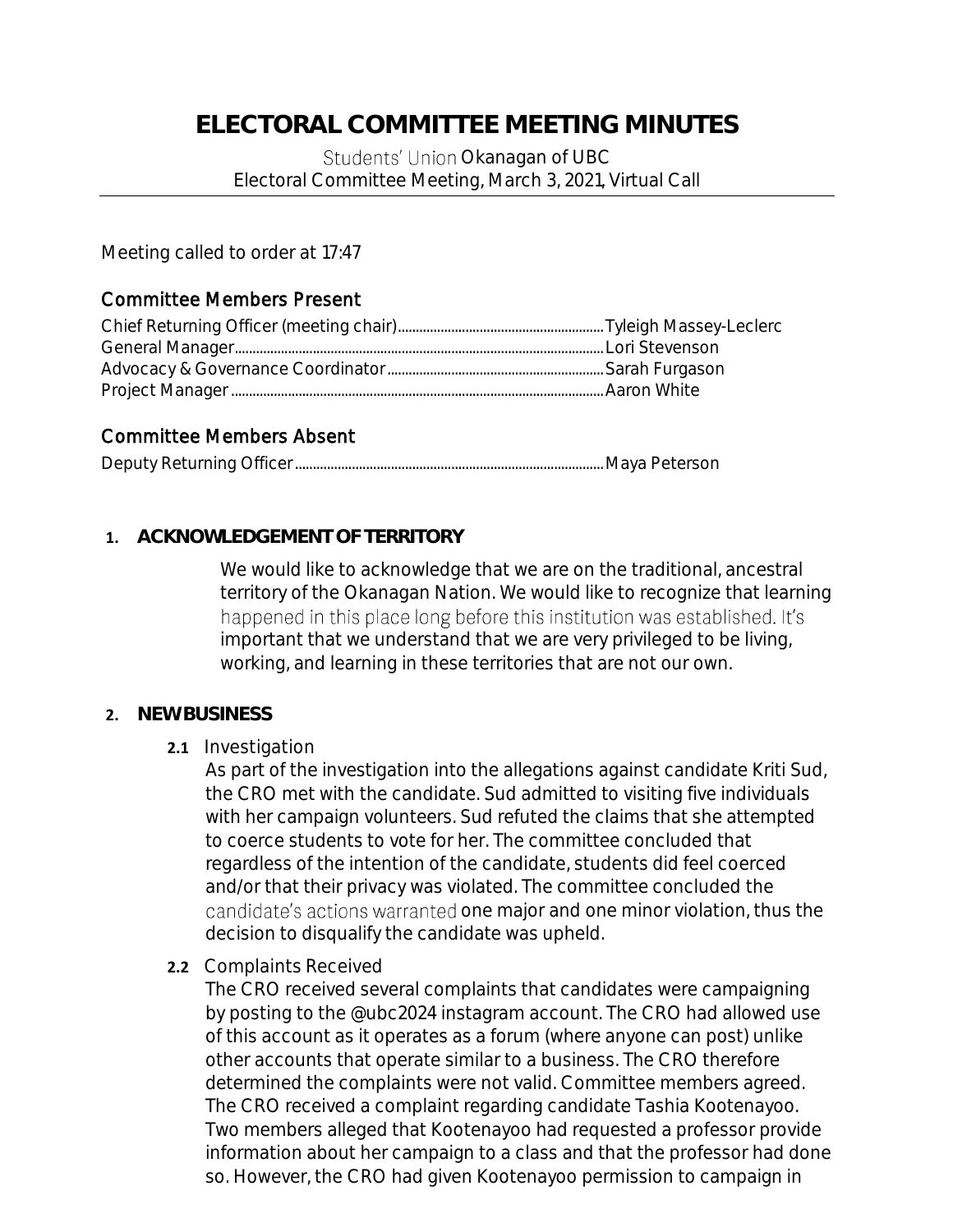# ELECTORAL COMMITTEE MEETING MINUTES

Students' Union Okanagan of UBC
Electoral Committee Meeting, March 3, 2021, Virtual Call

Meeting called to order at 17:47

## Committee Members Present

Chief Returning Officer (meeting chair)........................................................Tyleigh Massey-Leclerc
General Manager........................................................................................Lori Stevenson
Advocacy & Governance Coordinator..........................................................Sarah Furgason
Project Manager..........................................................................................Aaron White

## Committee Members Absent

Deputy Returning Officer..............................................................................Maya Peterson

**1. ACKNOWLEDGEMENT OF TERRITORY**

We would like to acknowledge that we are on the traditional, ancestral territory of the Okanagan Nation. We would like to recognize that learning happened in this place long before this institution was established. It's important that we understand that we are very privileged to be living, working, and learning in these territories that are not our own.

**2. NEW BUSINESS**

**2.1** Investigation

As part of the investigation into the allegations against candidate Kriti Sud, the CRO met with the candidate. Sud admitted to visiting five individuals with her campaign volunteers. Sud refuted the claims that she attempted to coerce students to vote for her. The committee concluded that regardless of the intention of the candidate, students did feel coerced and/or that their privacy was violated. The committee concluded the candidate's actions warranted one major and one minor violation, thus the decision to disqualify the candidate was upheld.

**2.2** Complaints Received

The CRO received several complaints that candidates were campaigning by posting to the @ubc2024 instagram account. The CRO had allowed use of this account as it operates as a forum (where anyone can post) unlike other accounts that operate similar to a business. The CRO therefore determined the complaints were not valid. Committee members agreed. The CRO received a complaint regarding candidate Tashia Kootenayoo. Two members alleged that Kootenayoo had requested a professor provide information about her campaign to a class and that the professor had done so. However, the CRO had given Kootenayoo permission to campaign in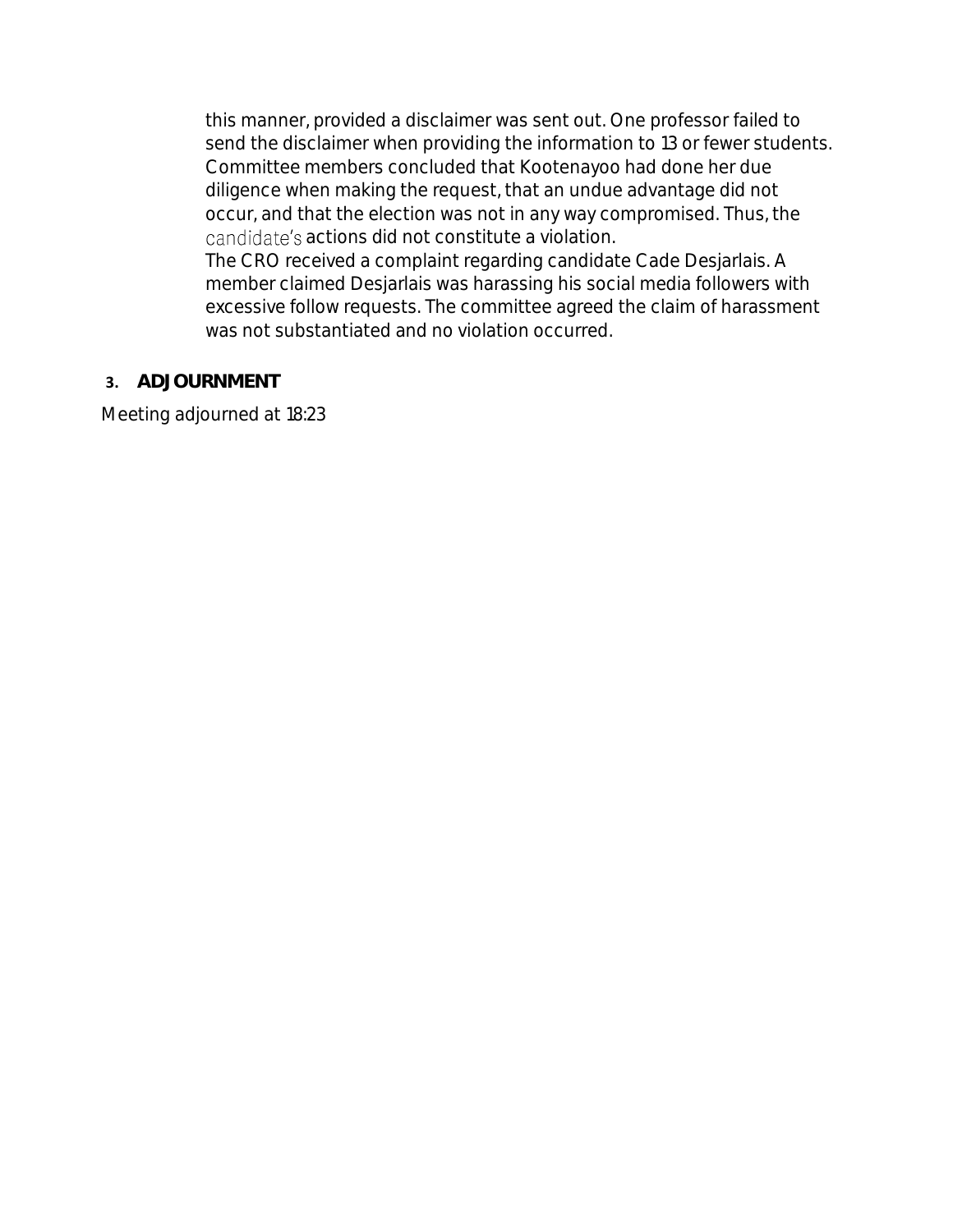this manner, provided a disclaimer was sent out. One professor failed to send the disclaimer when providing the information to 13 or fewer students. Committee members concluded that Kootenayoo had done her due diligence when making the request, that an undue advantage did not occur, and that the election was not in any way compromised. Thus, the candidate's actions did not constitute a violation.

The CRO received a complaint regarding candidate Cade Desjarlais. A member claimed Desjarlais was harassing his social media followers with excessive follow requests. The committee agreed the claim of harassment was not substantiated and no violation occurred.

## 3. ADJOURNMENT

Meeting adjourned at 18:23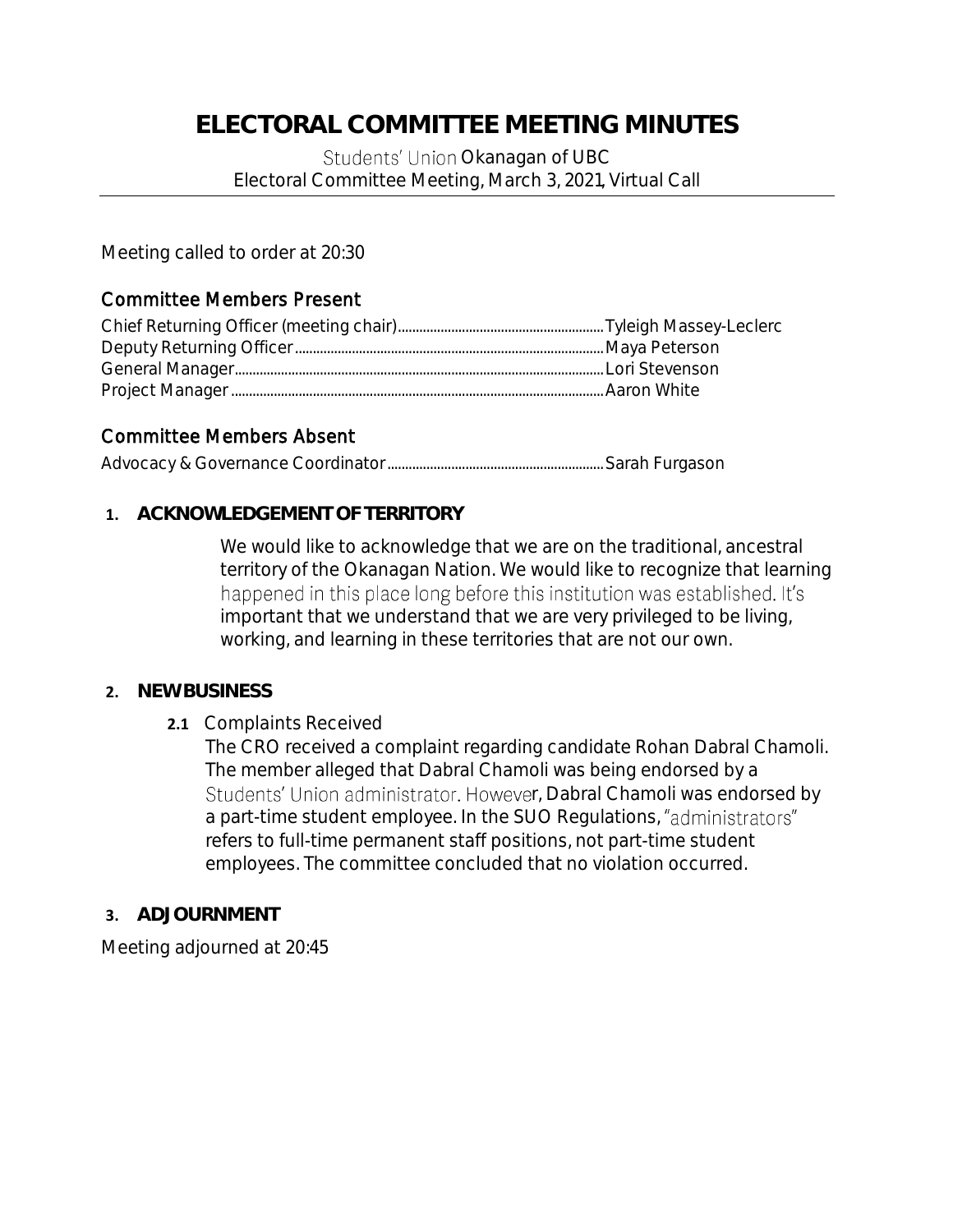# ELECTORAL COMMITTEE MEETING MINUTES

Students' Union Okanagan of UBC
Electoral Committee Meeting, March 3, 2021, Virtual Call

Meeting called to order at 20:30

## Committee Members Present

Chief Returning Officer (meeting chair)..........Tyleigh Massey-Leclerc
Deputy Returning Officer..........Maya Peterson
General Manager..........Lori Stevenson
Project Manager..........Aaron White

## Committee Members Absent

Advocacy & Governance Coordinator..........Sarah Furgason

## 1. ACKNOWLEDGEMENT OF TERRITORY

We would like to acknowledge that we are on the traditional, ancestral territory of the Okanagan Nation. We would like to recognize that learning happened in this place long before this institution was established. It's important that we understand that we are very privileged to be living, working, and learning in these territories that are not our own.

## 2. NEW BUSINESS

### 2.1 Complaints Received

The CRO received a complaint regarding candidate Rohan Dabral Chamoli. The member alleged that Dabral Chamoli was being endorsed by a Students' Union administrator. However, Dabral Chamoli was endorsed by a part-time student employee. In the SUO Regulations, "administrators" refers to full-time permanent staff positions, not part-time student employees. The committee concluded that no violation occurred.

## 3. ADJOURNMENT

Meeting adjourned at 20:45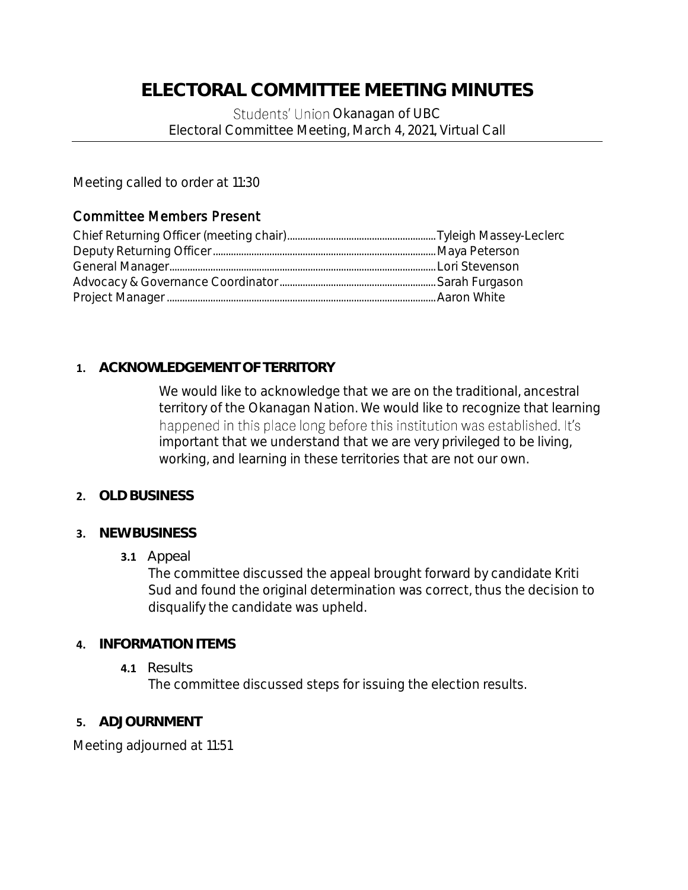# ELECTORAL COMMITTEE MEETING MINUTES

Students' Union Okanagan of UBC
Electoral Committee Meeting, March 4, 2021, Virtual Call

Meeting called to order at 11:30

## Committee Members Present

Chief Returning Officer (meeting chair)........................................................Tyleigh Massey-Leclerc
Deputy Returning Officer..........................................................................Maya Peterson
General Manager......................................................................................Lori Stevenson
Advocacy & Governance Coordinator.........................................................Sarah Furgason
Project Manager.......................................................................................Aaron White

1. **ACKNOWLEDGEMENT OF TERRITORY**

   We would like to acknowledge that we are on the traditional, ancestral territory of the Okanagan Nation. We would like to recognize that learning happened in this place long before this institution was established. It's important that we understand that we are very privileged to be living, working, and learning in these territories that are not our own.

2. **OLD BUSINESS**

3. **NEW BUSINESS**

   **3.1** Appeal
   The committee discussed the appeal brought forward by candidate Kriti Sud and found the original determination was correct, thus the decision to disqualify the candidate was upheld.

4. **INFORMATION ITEMS**

   **4.1** Results
   The committee discussed steps for issuing the election results.

5. **ADJOURNMENT**

Meeting adjourned at 11:51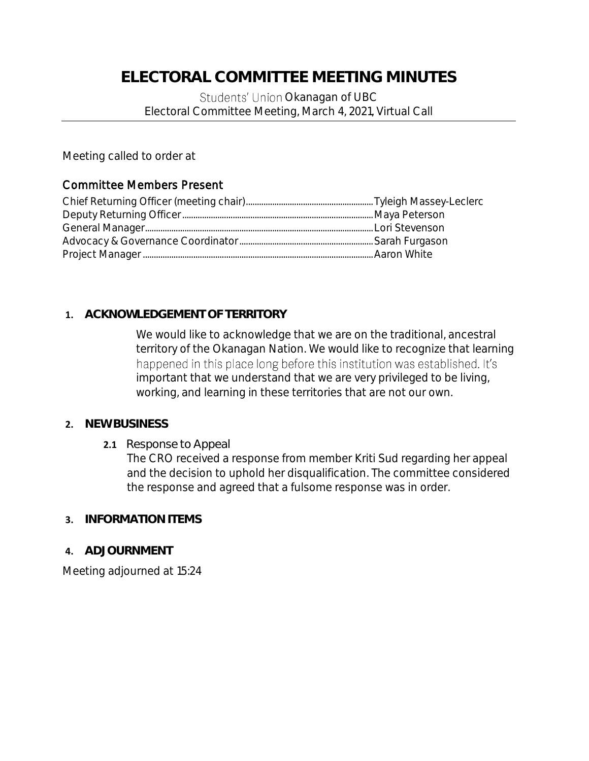# ELECTORAL COMMITTEE MEETING MINUTES

Students' Union Okanagan of UBC
Electoral Committee Meeting, March 4, 2021, Virtual Call

Meeting called to order at

## Committee Members Present

Chief Returning Officer (meeting chair)........................................................Tyleigh Massey-Leclerc
Deputy Returning Officer........................................................................................Maya Peterson
General Manager........................................................................................................Lori Stevenson
Advocacy & Governance Coordinator.............................................................Sarah Furgason
Project Manager.........................................................................................................Aaron White

**1. ACKNOWLEDGEMENT OF TERRITORY**

We would like to acknowledge that we are on the traditional, ancestral territory of the Okanagan Nation. We would like to recognize that learning happened in this place long before this institution was established. It's important that we understand that we are very privileged to be living, working, and learning in these territories that are not our own.

**2. NEW BUSINESS**

**2.1** Response to Appeal

The CRO received a response from member Kriti Sud regarding her appeal and the decision to uphold her disqualification. The committee considered the response and agreed that a fulsome response was in order.

**3. INFORMATION ITEMS**

**4. ADJOURNMENT**

Meeting adjourned at 15:24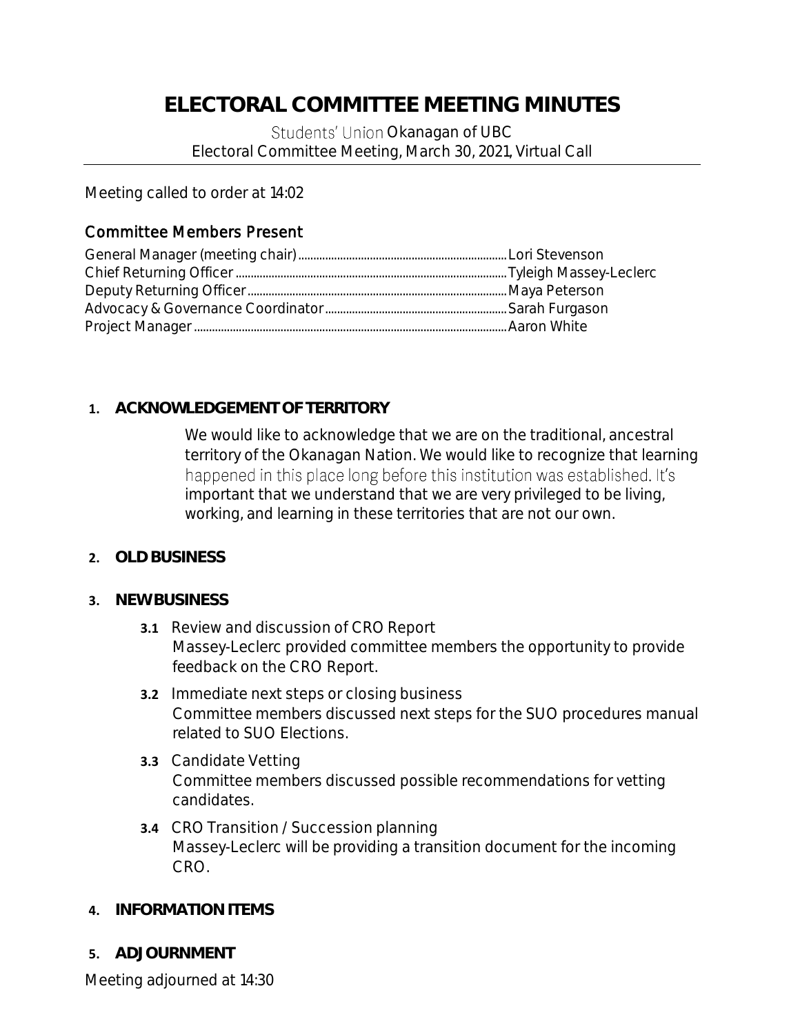# ELECTORAL COMMITTEE MEETING MINUTES

Students' Union Okanagan of UBC
Electoral Committee Meeting, March 30, 2021, Virtual Call

Meeting called to order at 14:02

## Committee Members Present

General Manager (meeting chair) ........ Lori Stevenson
Chief Returning Officer ........ Tyleigh Massey-Leclerc
Deputy Returning Officer ........ Maya Peterson
Advocacy & Governance Coordinator ........ Sarah Furgason
Project Manager ........ Aaron White

**1. ACKNOWLEDGEMENT OF TERRITORY**

We would like to acknowledge that we are on the traditional, ancestral territory of the Okanagan Nation. We would like to recognize that learning happened in this place long before this institution was established. It's important that we understand that we are very privileged to be living, working, and learning in these territories that are not our own.

**2. OLD BUSINESS**

**3. NEW BUSINESS**

**3.1** Review and discussion of CRO Report
Massey-Leclerc provided committee members the opportunity to provide feedback on the CRO Report.

**3.2** Immediate next steps or closing business
Committee members discussed next steps for the SUO procedures manual related to SUO Elections.

**3.3** Candidate Vetting
Committee members discussed possible recommendations for vetting candidates.

**3.4** CRO Transition / Succession planning
Massey-Leclerc will be providing a transition document for the incoming CRO.

**4. INFORMATION ITEMS**

**5. ADJOURNMENT**

Meeting adjourned at 14:30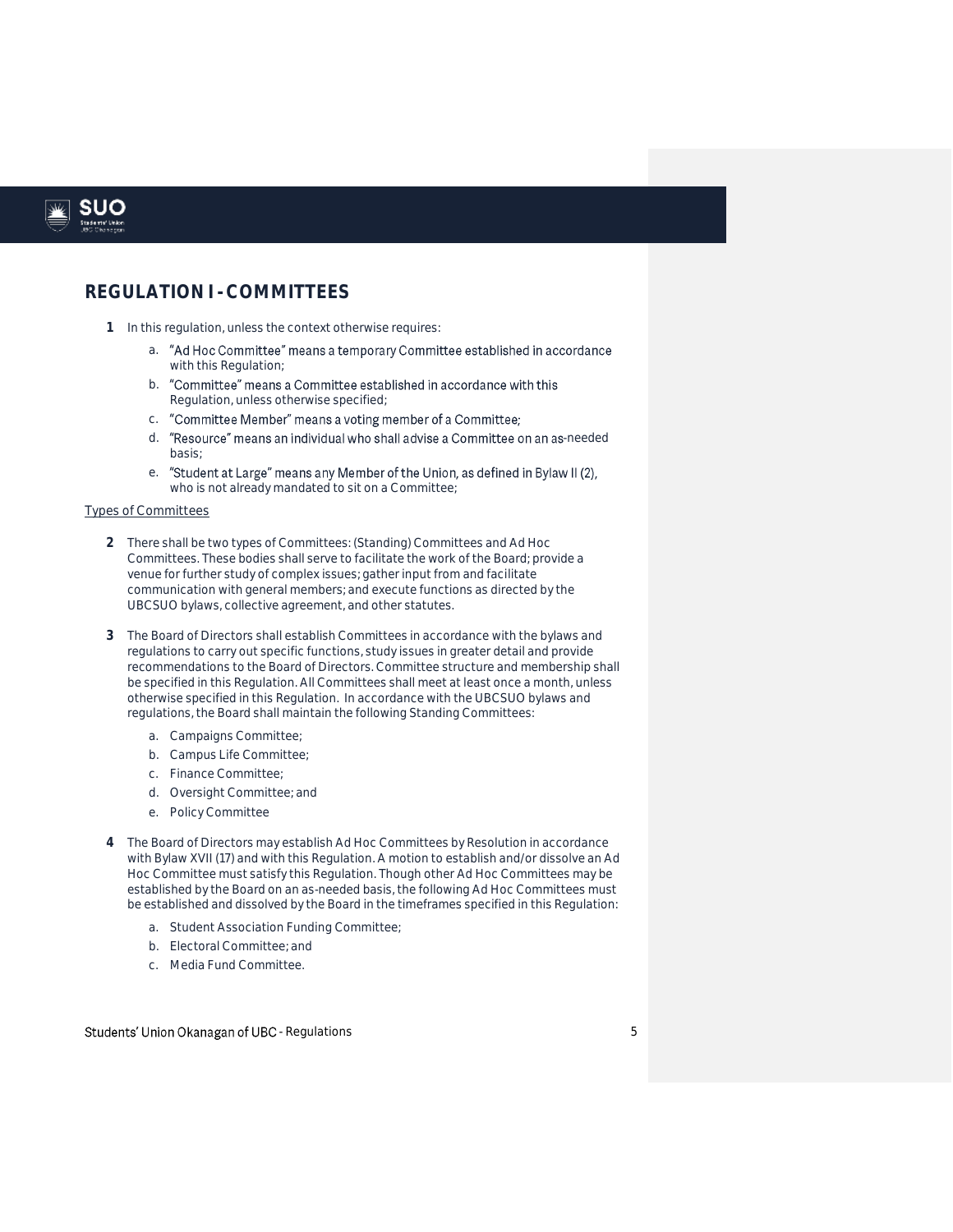# REGULATION I - COMMITTEES

1 In this regulation, unless the context otherwise requires:

   a. "Ad Hoc Committee" means a temporary Committee established in accordance with this Regulation;
   b. "Committee" means a Committee established in accordance with this Regulation, unless otherwise specified;
   c. "Committee Member" means a voting member of a Committee;
   d. "Resource" means an individual who shall advise a Committee on an as-needed basis;
   e. "Student at Large" means any Member of the Union, as defined in Bylaw II (2), who is not already mandated to sit on a Committee;

<u>Types of Committees</u>

2 There shall be two types of Committees: (Standing) Committees and Ad Hoc Committees. These bodies shall serve to facilitate the work of the Board; provide a venue for further study of complex issues; gather input from and facilitate communication with general members; and execute functions as directed by the UBCSUO bylaws, collective agreement, and other statutes.

3 The Board of Directors shall establish Committees in accordance with the bylaws and regulations to carry out specific functions, study issues in greater detail and provide recommendations to the Board of Directors. Committee structure and membership shall be specified in this Regulation. All Committees shall meet at least once a month, unless otherwise specified in this Regulation. In accordance with the UBCSUO bylaws and regulations, the Board shall maintain the following Standing Committees:

   a. Campaigns Committee;
   b. Campus Life Committee;
   c. Finance Committee;
   d. Oversight Committee; and
   e. Policy Committee

4 The Board of Directors may establish Ad Hoc Committees by Resolution in accordance with Bylaw XVII (17) and with this Regulation. A motion to establish and/or dissolve an Ad Hoc Committee must satisfy this Regulation. Though other Ad Hoc Committees may be established by the Board on an as-needed basis, the following Ad Hoc Committees must be established and dissolved by the Board in the timeframes specified in this Regulation:

   a. Student Association Funding Committee;
   b. Electoral Committee; and
   c. Media Fund Committee.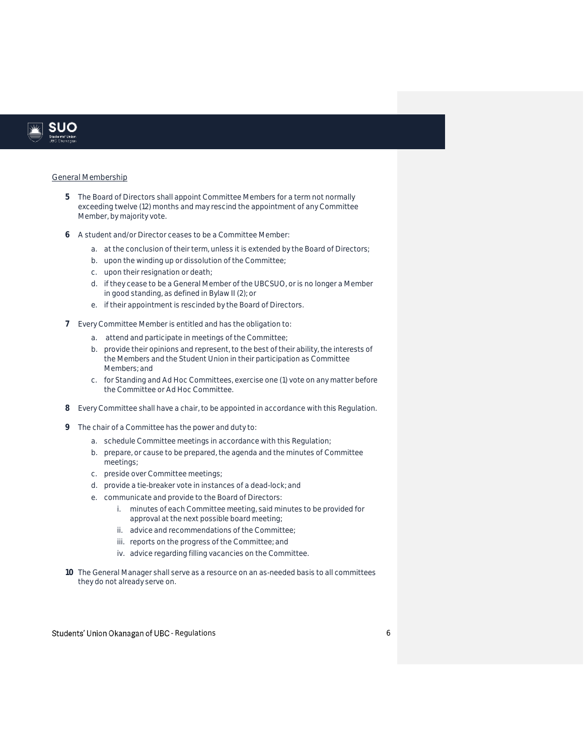General Membership

**5** The Board of Directors shall appoint Committee Members for a term not normally exceeding twelve (12) months and may rescind the appointment of any Committee Member, by majority vote.

**6** A student and/or Director ceases to be a Committee Member:

a. at the conclusion of their term, unless it is extended by the Board of Directors;
b. upon the winding up or dissolution of the Committee;
c. upon their resignation or death;
d. if they cease to be a General Member of the UBCSUO, or is no longer a Member in good standing, as defined in Bylaw II (2); or
e. if their appointment is rescinded by the Board of Directors.

**7** Every Committee Member is entitled and has the obligation to:

a. attend and participate in meetings of the Committee;
b. provide their opinions and represent, to the best of their ability, the interests of the Members and the Student Union in their participation as Committee Members; and
c. for Standing and Ad Hoc Committees, exercise one (1) vote on any matter before the Committee or Ad Hoc Committee.

**8** Every Committee shall have a chair, to be appointed in accordance with this Regulation.

**9** The chair of a Committee has the power and duty to:

a. schedule Committee meetings in accordance with this Regulation;
b. prepare, or cause to be prepared, the agenda and the minutes of Committee meetings;
c. preside over Committee meetings;
d. provide a tie-breaker vote in instances of a dead-lock; and
e. communicate and provide to the Board of Directors:
    i. minutes of each Committee meeting, said minutes to be provided for approval at the next possible board meeting;
    ii. advice and recommendations of the Committee;
    iii. reports on the progress of the Committee; and
    iv. advice regarding filling vacancies on the Committee.

**10** The General Manager shall serve as a resource on an as-needed basis to all committees they do not already serve on.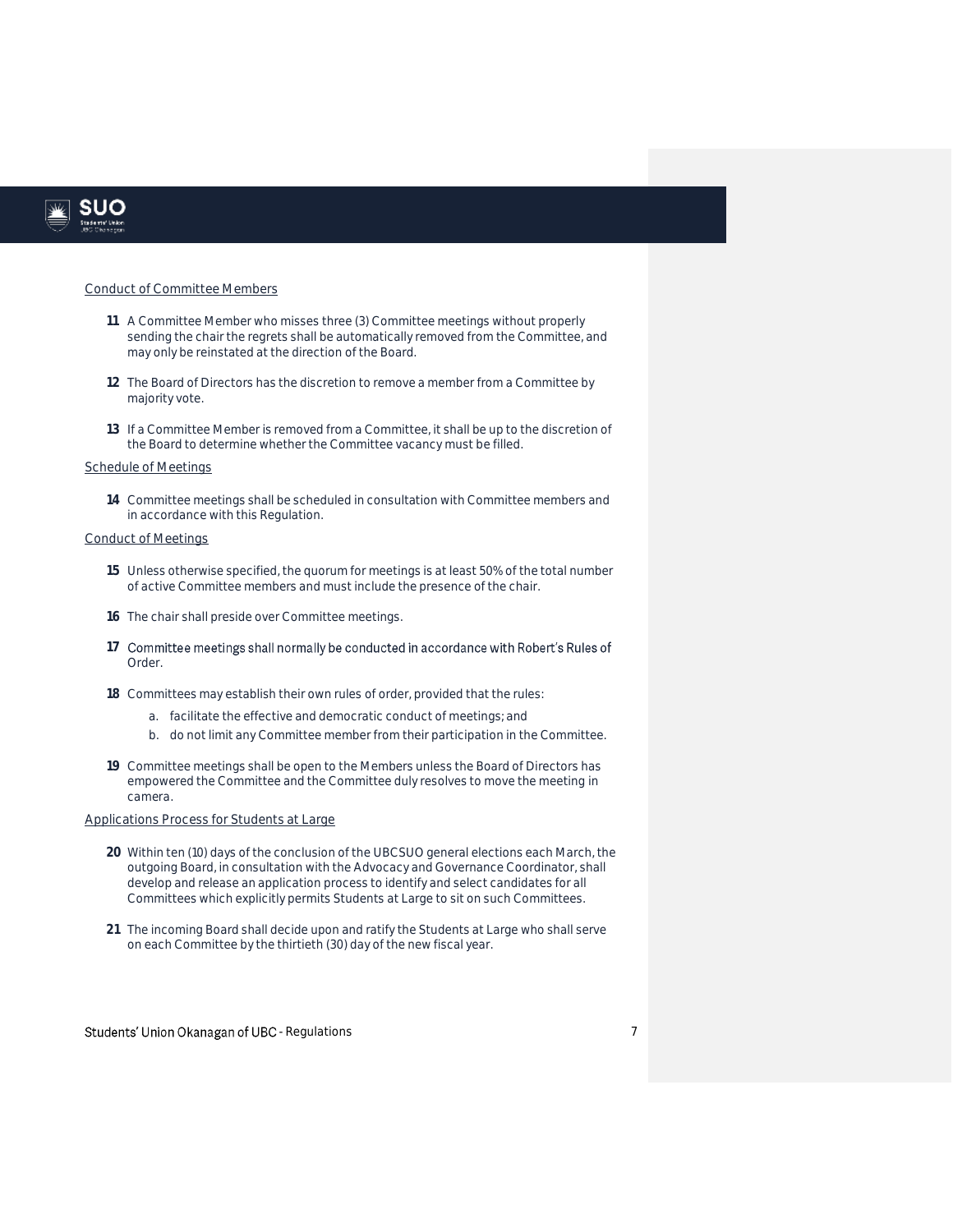Conduct of Committee Members

**11** A Committee Member who misses three (3) Committee meetings without properly sending the chair the regrets shall be automatically removed from the Committee, and may only be reinstated at the direction of the Board.

**12** The Board of Directors has the discretion to remove a member from a Committee by majority vote.

**13** If a Committee Member is removed from a Committee, it shall be up to the discretion of the Board to determine whether the Committee vacancy must be filled.

Schedule of Meetings

**14** Committee meetings shall be scheduled in consultation with Committee members and in accordance with this Regulation.

Conduct of Meetings

**15** Unless otherwise specified, the quorum for meetings is at least 50% of the total number of active Committee members and must include the presence of the chair.

**16** The chair shall preside over Committee meetings.

**17** Committee meetings shall normally be conducted in accordance with Robert's Rules of Order.

**18** Committees may establish their own rules of order, provided that the rules:

a. facilitate the effective and democratic conduct of meetings; and

b. do not limit any Committee member from their participation in the Committee.

**19** Committee meetings shall be open to the Members unless the Board of Directors has empowered the Committee and the Committee duly resolves to move the meeting in camera.

Applications Process for Students at Large

**20** Within ten (10) days of the conclusion of the UBCSUO general elections each March, the outgoing Board, in consultation with the Advocacy and Governance Coordinator, shall develop and release an application process to identify and select candidates for all Committees which explicitly permits Students at Large to sit on such Committees.

**21** The incoming Board shall decide upon and ratify the Students at Large who shall serve on each Committee by the thirtieth (30) day of the new fiscal year.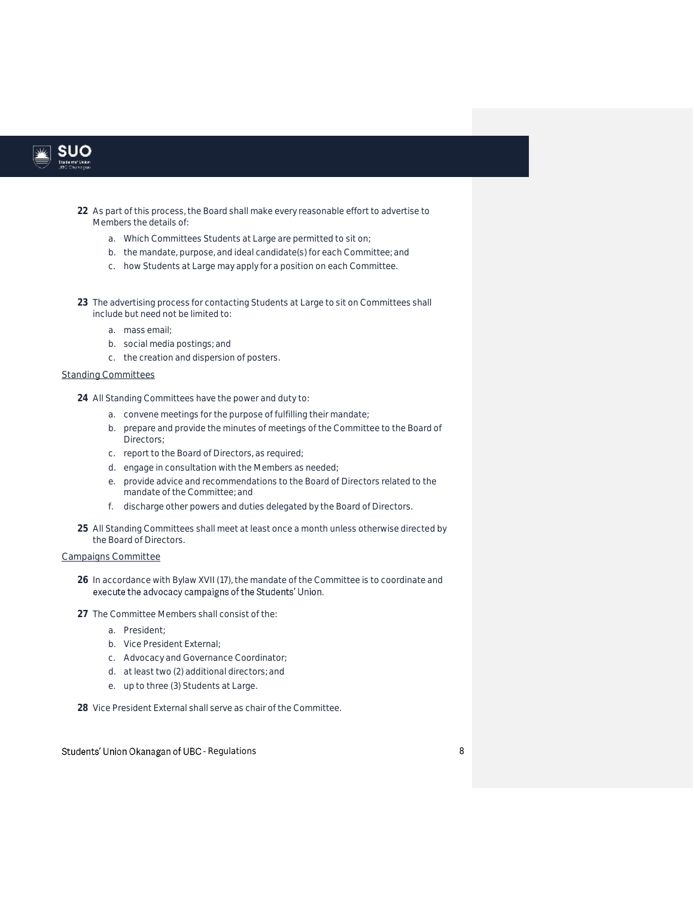**22** As part of this process, the Board shall make every reasonable effort to advertise to Members the details of:

   a. Which Committees Students at Large are permitted to sit on;
   b. the mandate, purpose, and ideal candidate(s) for each Committee; and
   c. how Students at Large may apply for a position on each Committee.

**23** The advertising process for contacting Students at Large to sit on Committees shall include but need not be limited to:

   a. mass email;
   b. social media postings; and
   c. the creation and dispersion of posters.

<u>Standing Committees</u>

**24** All Standing Committees have the power and duty to:

   a. convene meetings for the purpose of fulfilling their mandate;
   b. prepare and provide the minutes of meetings of the Committee to the Board of Directors;
   c. report to the Board of Directors, as required;
   d. engage in consultation with the Members as needed;
   e. provide advice and recommendations to the Board of Directors related to the mandate of the Committee; and
   f. discharge other powers and duties delegated by the Board of Directors.

**25** All Standing Committees shall meet at least once a month unless otherwise directed by the Board of Directors.

<u>Campaigns Committee</u>

**26** In accordance with Bylaw XVII (17), the mandate of the Committee is to coordinate and execute the advocacy campaigns of the Students' Union.

**27** The Committee Members shall consist of the:

   a. President;
   b. Vice President External;
   c. Advocacy and Governance Coordinator;
   d. at least two (2) additional directors; and
   e. up to three (3) Students at Large.

**28** Vice President External shall serve as chair of the Committee.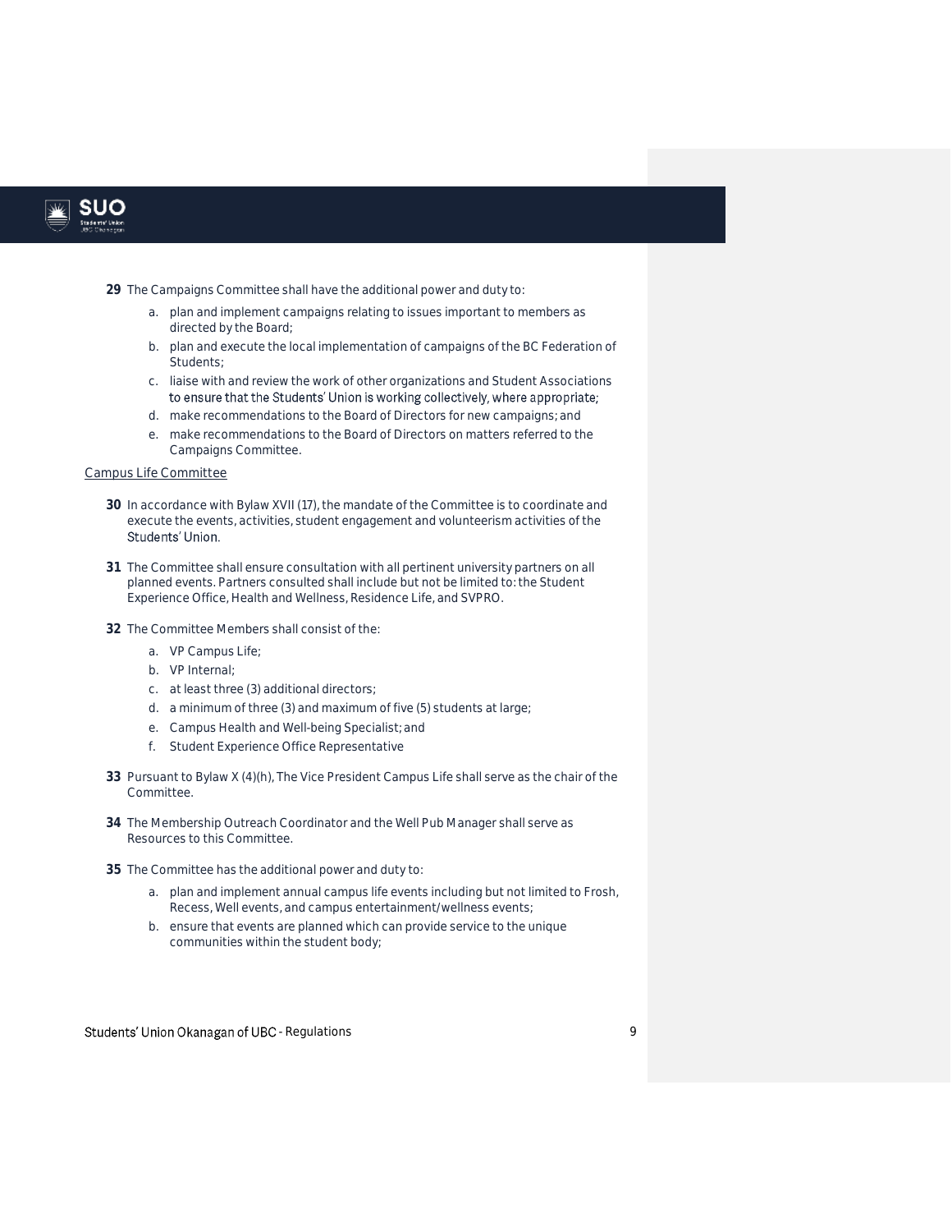**29** The Campaigns Committee shall have the additional power and duty to:

a. plan and implement campaigns relating to issues important to members as directed by the Board;

b. plan and execute the local implementation of campaigns of the BC Federation of Students;

c. liaise with and review the work of other organizations and Student Associations to ensure that the Students' Union is working collectively, where appropriate;

d. make recommendations to the Board of Directors for new campaigns; and

e. make recommendations to the Board of Directors on matters referred to the Campaigns Committee.

<u>Campus Life Committee</u>

**30** In accordance with Bylaw XVII (17), the mandate of the Committee is to coordinate and execute the events, activities, student engagement and volunteerism activities of the Students' Union.

**31** The Committee shall ensure consultation with all pertinent university partners on all planned events. Partners consulted shall include but not be limited to: the Student Experience Office, Health and Wellness, Residence Life, and SVPRO.

**32** The Committee Members shall consist of the:

a. VP Campus Life;

b. VP Internal;

c. at least three (3) additional directors;

d. a minimum of three (3) and maximum of five (5) students at large;

e. Campus Health and Well-being Specialist; and

f. Student Experience Office Representative

**33** Pursuant to Bylaw X (4)(h), The Vice President Campus Life shall serve as the chair of the Committee.

**34** The Membership Outreach Coordinator and the Well Pub Manager shall serve as Resources to this Committee.

**35** The Committee has the additional power and duty to:

a. plan and implement annual campus life events including but not limited to Frosh, Recess, Well events, and campus entertainment/wellness events;

b. ensure that events are planned which can provide service to the unique communities within the student body;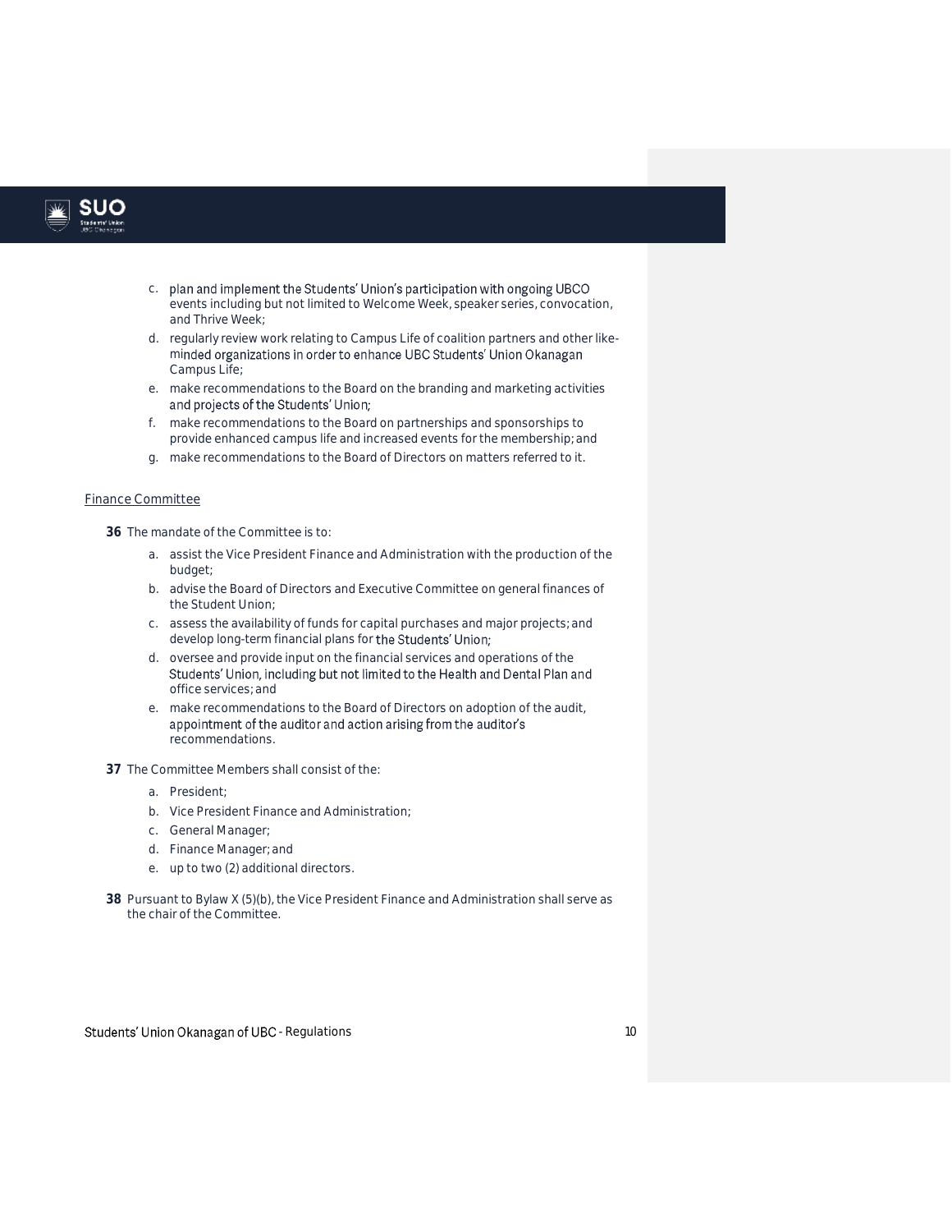c. plan and implement the Students' Union's participation with ongoing UBCO events including but not limited to Welcome Week, speaker series, convocation, and Thrive Week;

d. regularly review work relating to Campus Life of coalition partners and other like-minded organizations in order to enhance UBC Students' Union Okanagan Campus Life;

e. make recommendations to the Board on the branding and marketing activities and projects of the Students' Union;

f. make recommendations to the Board on partnerships and sponsorships to provide enhanced campus life and increased events for the membership; and

g. make recommendations to the Board of Directors on matters referred to it.

Finance Committee

**36** The mandate of the Committee is to:

a. assist the Vice President Finance and Administration with the production of the budget;

b. advise the Board of Directors and Executive Committee on general finances of the Student Union;

c. assess the availability of funds for capital purchases and major projects; and develop long-term financial plans for the Students' Union;

d. oversee and provide input on the financial services and operations of the Students' Union, including but not limited to the Health and Dental Plan and office services; and

e. make recommendations to the Board of Directors on adoption of the audit, appointment of the auditor and action arising from the auditor's recommendations.

**37** The Committee Members shall consist of the:

a. President;

b. Vice President Finance and Administration;

c. General Manager;

d. Finance Manager; and

e. up to two (2) additional directors.

**38** Pursuant to Bylaw X (5)(b), the Vice President Finance and Administration shall serve as the chair of the Committee.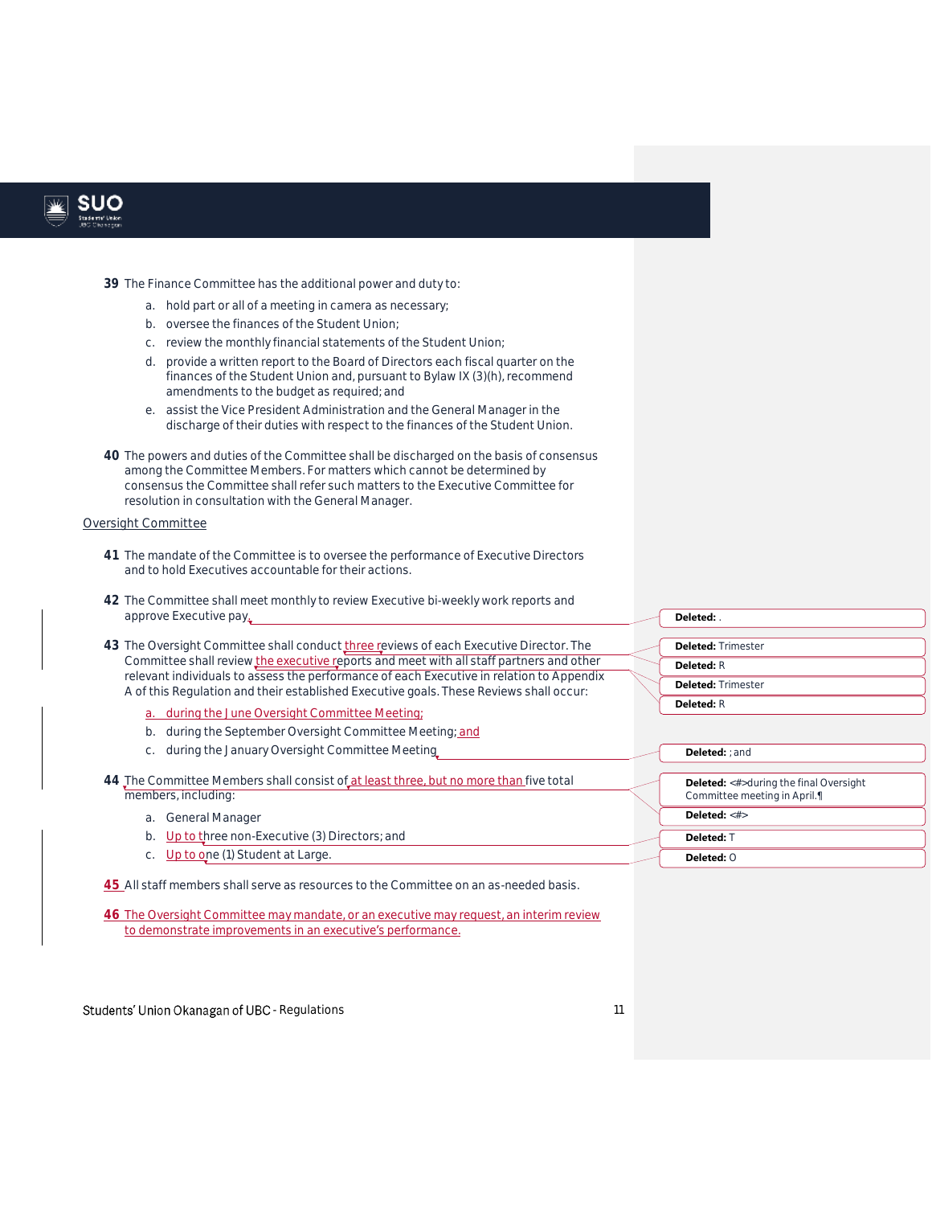**39** The Finance Committee has the additional power and duty to:

a. hold part or all of a meeting in camera as necessary;
b. oversee the finances of the Student Union;
c. review the monthly financial statements of the Student Union;
d. provide a written report to the Board of Directors each fiscal quarter on the finances of the Student Union and, pursuant to Bylaw IX (3)(h), recommend amendments to the budget as required; and
e. assist the Vice President Administration and the General Manager in the discharge of their duties with respect to the finances of the Student Union.

**40** The powers and duties of the Committee shall be discharged on the basis of consensus among the Committee Members. For matters which cannot be determined by consensus the Committee shall refer such matters to the Executive Committee for resolution in consultation with the General Manager.

Oversight Committee

**41** The mandate of the Committee is to oversee the performance of Executive Directors and to hold Executives accountable for their actions.

**42** The Committee shall meet monthly to review Executive bi-weekly work reports and approve Executive pay,

**43** The Oversight Committee shall conduct three reviews of each Executive Director. The Committee shall review the executive reports and meet with all staff partners and other relevant individuals to assess the performance of each Executive in relation to Appendix A of this Regulation and their established Executive goals. These Reviews shall occur:

a. during the June Oversight Committee Meeting;
b. during the September Oversight Committee Meeting; and
c. during the January Oversight Committee Meeting

**44** The Committee Members shall consist of at least three, but no more than five total members, including:

a. General Manager
b. Up to three non-Executive (3) Directors; and
c. Up to one (1) Student at Large.

**45** All staff members shall serve as resources to the Committee on an as-needed basis.

**46** The Oversight Committee may mandate, or an executive may request, an interim review to demonstrate improvements in an executive's performance.

Deleted: .
Deleted: Trimester
Deleted: R
Deleted: Trimester
Deleted: R
Deleted: ; and
Deleted: <#>during the final Oversight Committee meeting in April.¶
Deleted: <#>
Deleted: T
Deleted: O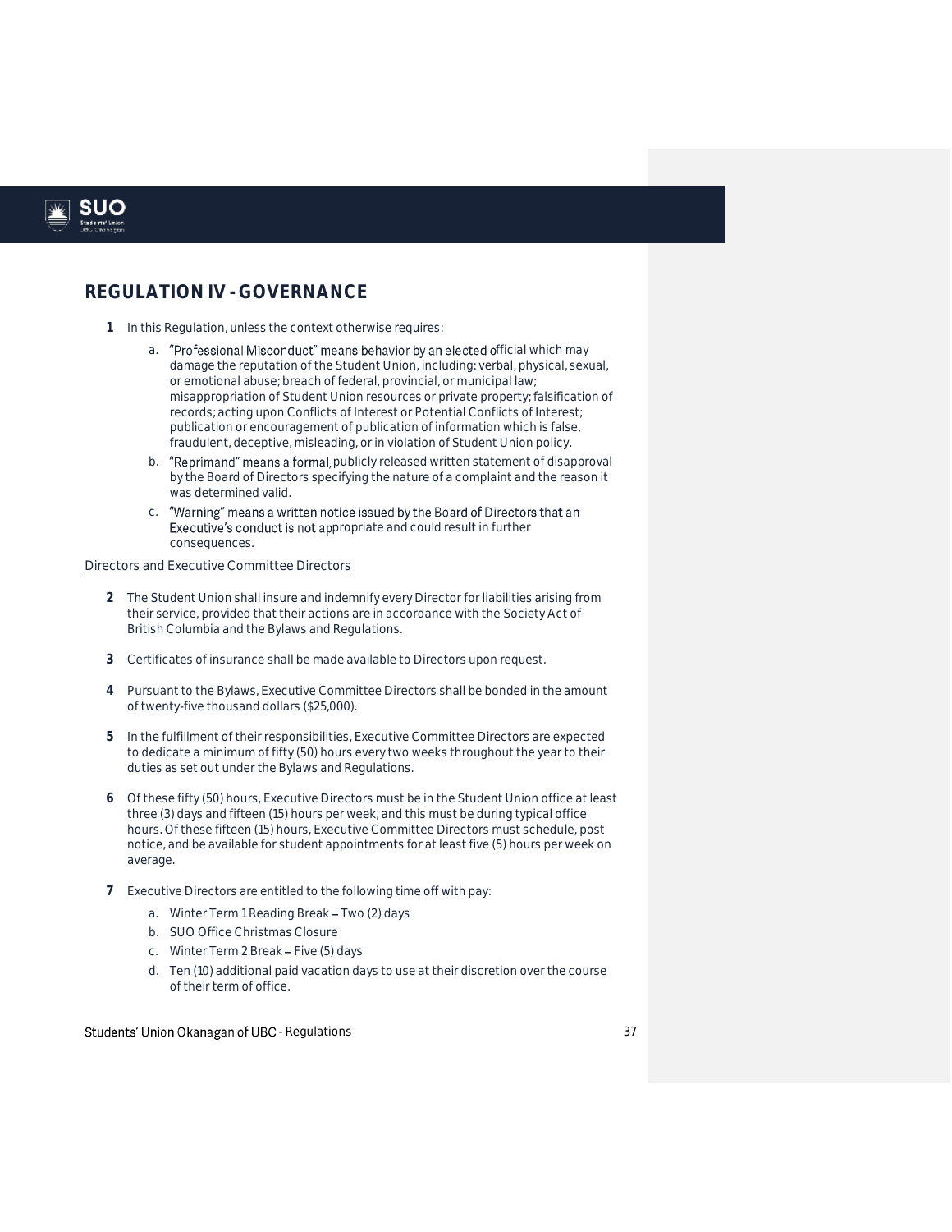## REGULATION IV - GOVERNANCE

1 In this Regulation, unless the context otherwise requires:

   a. "Professional Misconduct" means behavior by an elected official which may damage the reputation of the Student Union, including: verbal, physical, sexual, or emotional abuse; breach of federal, provincial, or municipal law; misappropriation of Student Union resources or private property; falsification of records; acting upon Conflicts of Interest or Potential Conflicts of Interest; publication or encouragement of publication of information which is false, fraudulent, deceptive, misleading, or in violation of Student Union policy.

   b. "Reprimand" means a formal, publicly released written statement of disapproval by the Board of Directors specifying the nature of a complaint and the reason it was determined valid.

   c. "Warning" means a written notice issued by the Board of Directors that an Executive's conduct is not appropriate and could result in further consequences.

<u>Directors and Executive Committee Directors</u>

2 The Student Union shall insure and indemnify every Director for liabilities arising from their service, provided that their actions are in accordance with the Society Act of British Columbia and the Bylaws and Regulations.

3 Certificates of insurance shall be made available to Directors upon request.

4 Pursuant to the Bylaws, Executive Committee Directors shall be bonded in the amount of twenty-five thousand dollars ($25,000).

5 In the fulfillment of their responsibilities, Executive Committee Directors are expected to dedicate a minimum of fifty (50) hours every two weeks throughout the year to their duties as set out under the Bylaws and Regulations.

6 Of these fifty (50) hours, Executive Directors must be in the Student Union office at least three (3) days and fifteen (15) hours per week, and this must be during typical office hours. Of these fifteen (15) hours, Executive Committee Directors must schedule, post notice, and be available for student appointments for at least five (5) hours per week on average.

7 Executive Directors are entitled to the following time off with pay:

   a. Winter Term 1 Reading Break – Two (2) days
   b. SUO Office Christmas Closure
   c. Winter Term 2 Break – Five (5) days
   d. Ten (10) additional paid vacation days to use at their discretion over the course of their term of office.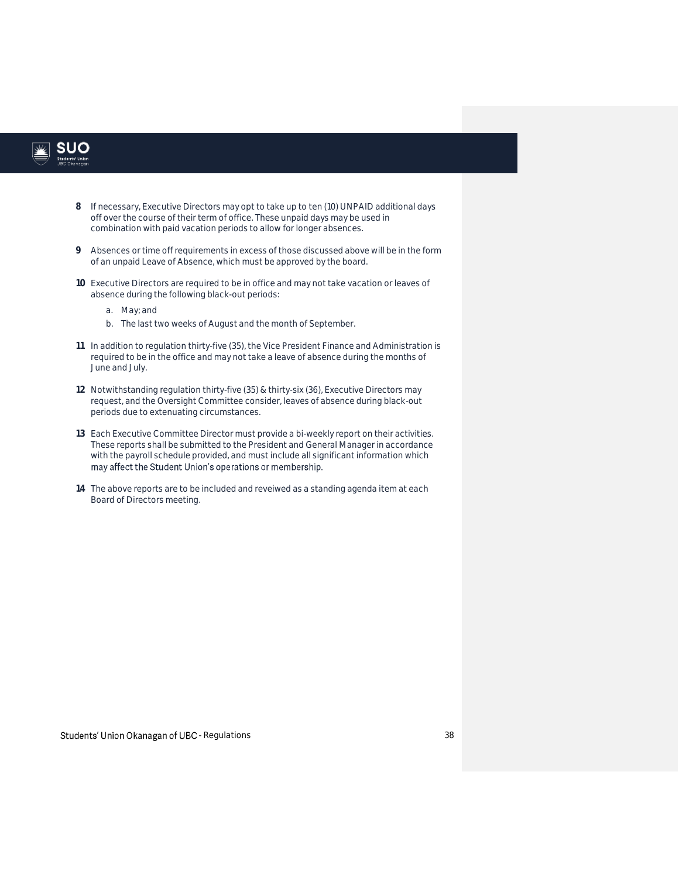8 If necessary, Executive Directors may opt to take up to ten (10) UNPAID additional days off over the course of their term of office. These unpaid days may be used in combination with paid vacation periods to allow for longer absences.

9 Absences or time off requirements in excess of those discussed above will be in the form of an unpaid Leave of Absence, which must be approved by the board.

10 Executive Directors are required to be in office and may not take vacation or leaves of absence during the following black-out periods:

   a. May; and
   b. The last two weeks of August and the month of September.

11 In addition to regulation thirty-five (35), the Vice President Finance and Administration is required to be in the office and may not take a leave of absence during the months of June and July.

12 Notwithstanding regulation thirty-five (35) & thirty-six (36), Executive Directors may request, and the Oversight Committee consider, leaves of absence during black-out periods due to extenuating circumstances.

13 Each Executive Committee Director must provide a bi-weekly report on their activities. These reports shall be submitted to the President and General Manager in accordance with the payroll schedule provided, and must include all significant information which may affect the Student Union's operations or membership.

14 The above reports are to be included and reveiwed as a standing agenda item at each Board of Directors meeting.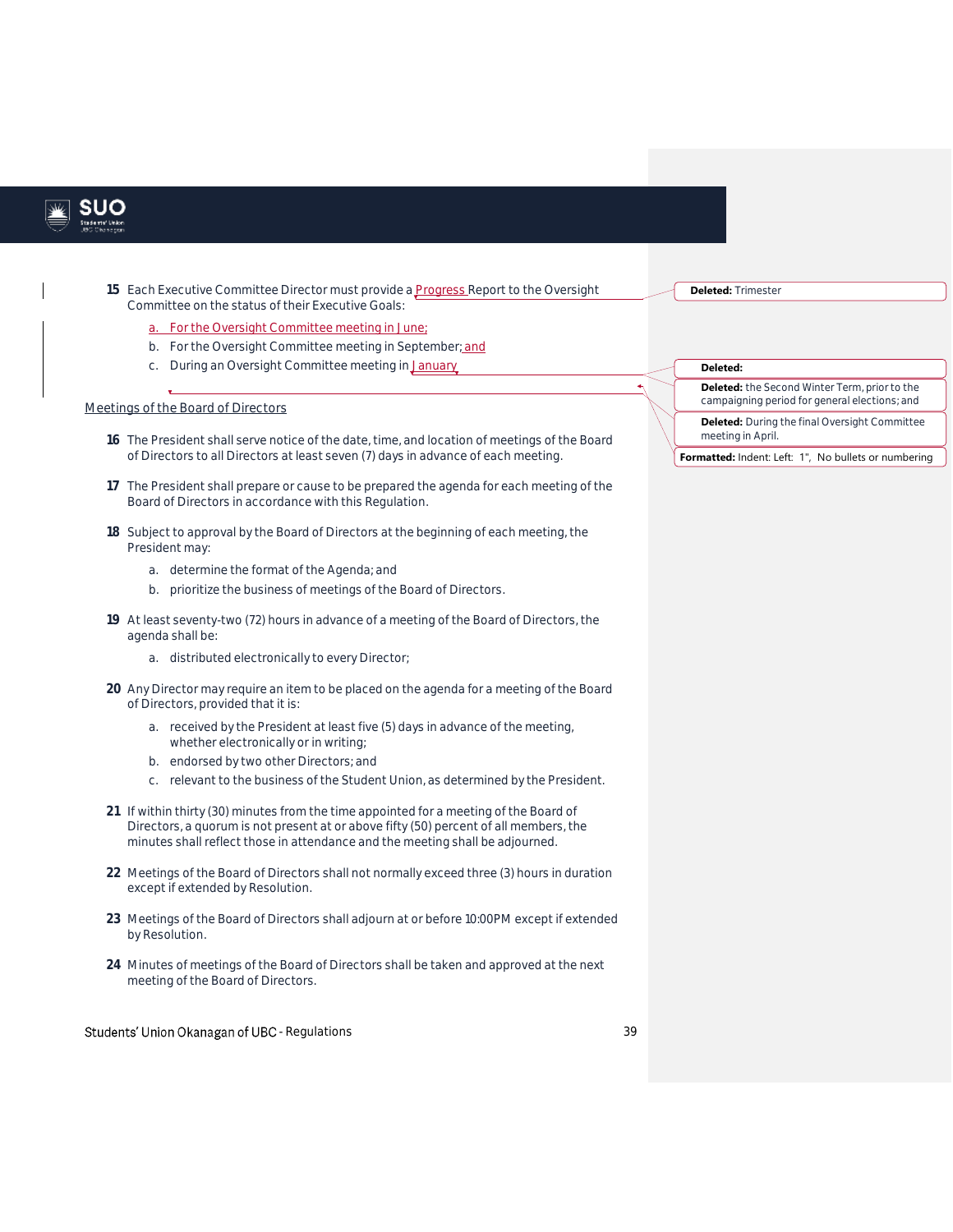15 Each Executive Committee Director must provide a Progress Report to the Oversight Committee on the status of their Executive Goals:

   a. For the Oversight Committee meeting in June;
   b. For the Oversight Committee meeting in September; and
   c. During an Oversight Committee meeting in January

## Meetings of the Board of Directors

16 The President shall serve notice of the date, time, and location of meetings of the Board of Directors to all Directors at least seven (7) days in advance of each meeting.

17 The President shall prepare or cause to be prepared the agenda for each meeting of the Board of Directors in accordance with this Regulation.

18 Subject to approval by the Board of Directors at the beginning of each meeting, the President may:

   a. determine the format of the Agenda; and
   b. prioritize the business of meetings of the Board of Directors.

19 At least seventy-two (72) hours in advance of a meeting of the Board of Directors, the agenda shall be:

   a. distributed electronically to every Director;

20 Any Director may require an item to be placed on the agenda for a meeting of the Board of Directors, provided that it is:

   a. received by the President at least five (5) days in advance of the meeting, whether electronically or in writing;
   b. endorsed by two other Directors; and
   c. relevant to the business of the Student Union, as determined by the President.

21 If within thirty (30) minutes from the time appointed for a meeting of the Board of Directors, a quorum is not present at or above fifty (50) percent of all members, the minutes shall reflect those in attendance and the meeting shall be adjourned.

22 Meetings of the Board of Directors shall not normally exceed three (3) hours in duration except if extended by Resolution.

23 Meetings of the Board of Directors shall adjourn at or before 10:00PM except if extended by Resolution.

24 Minutes of meetings of the Board of Directors shall be taken and approved at the next meeting of the Board of Directors.

**Deleted:** Trimester

**Deleted:**

**Deleted:** the Second Winter Term, prior to the campaigning period for general elections; and

**Deleted:** During the final Oversight Committee meeting in April.

**Formatted:** Indent: Left: 1", No bullets or numbering